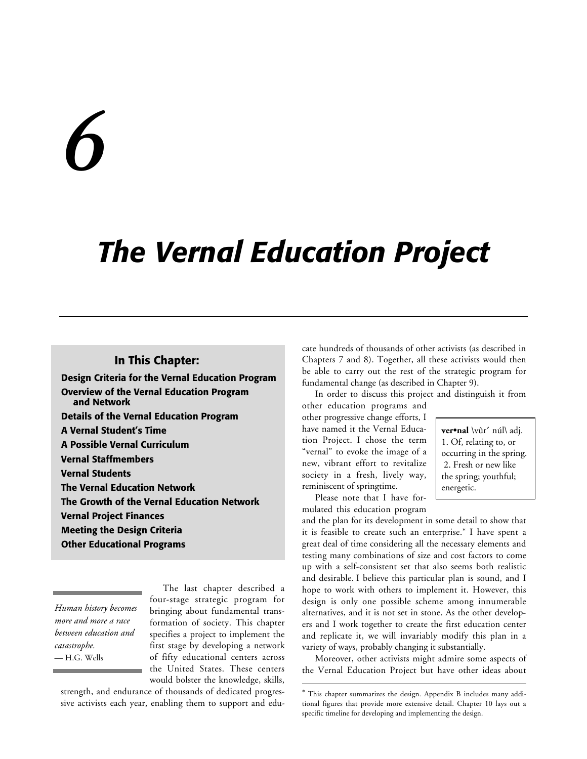# 6

# The Vernal Education Project

## In This Chapter:

- **Design Criteria for the Vernal Education Program**
- **Overview of the Vernal Education Program and Network**
- **Details of the Vernal Education Program**
- **A Vernal Student's Time**
- **A Possible Vernal Curriculum**
- **Vernal Staffmembers**
- **Vernal Students**
- **The Vernal Education Network**
- **The Growth of the Vernal Education Network**
- **Vernal Project Finances**
- **Meeting the Design Criteria**
- **Other Educational Programs**

> *Human history becomes more and more a race between education and catastrophe.*
> — H.G. Wells

The last chapter described a four-stage strategic program for bringing about fundamental transformation of society. This chapter specifies a project to implement the first stage by developing a network of fifty educational centers across the United States. These centers would bolster the knowledge, skills, strength, and endurance of thousands of dedicated progressive activists each year, enabling them to support and educate hundreds of thousands of other activists (as described in Chapters 7 and 8). Together, all these activists would then be able to carry out the rest of the strategic program for fundamental change (as described in Chapter 9).

In order to discuss this project and distinguish it from other education programs and other progressive change efforts, I have named it the Vernal Education Project. I chose the term "vernal" to evoke the image of a new, vibrant effort to revitalize society in a fresh, lively way, reminiscent of springtime.

> **ver•nal** \vûr´ núl\ adj. 1. Of, relating to, or occurring in the spring. 2. Fresh or new like the spring; youthful; energetic.

Please note that I have formulated this education program and the plan for its development in some detail to show that it is feasible to create such an enterprise.* I have spent a great deal of time considering all the necessary elements and testing many combinations of size and cost factors to come up with a self-consistent set that also seems both realistic and desirable. I believe this particular plan is sound, and I hope to work with others to implement it. However, this design is only one possible scheme among innumerable alternatives, and it is not set in stone. As the other developers and I work together to create the first education center and replicate it, we will invariably modify this plan in a variety of ways, probably changing it substantially.

Moreover, other activists might admire some aspects of the Vernal Education Project but have other ideas about

\* This chapter summarizes the design. Appendix B includes many additional figures that provide more extensive detail. Chapter 10 lays out a specific timeline for developing and implementing the design.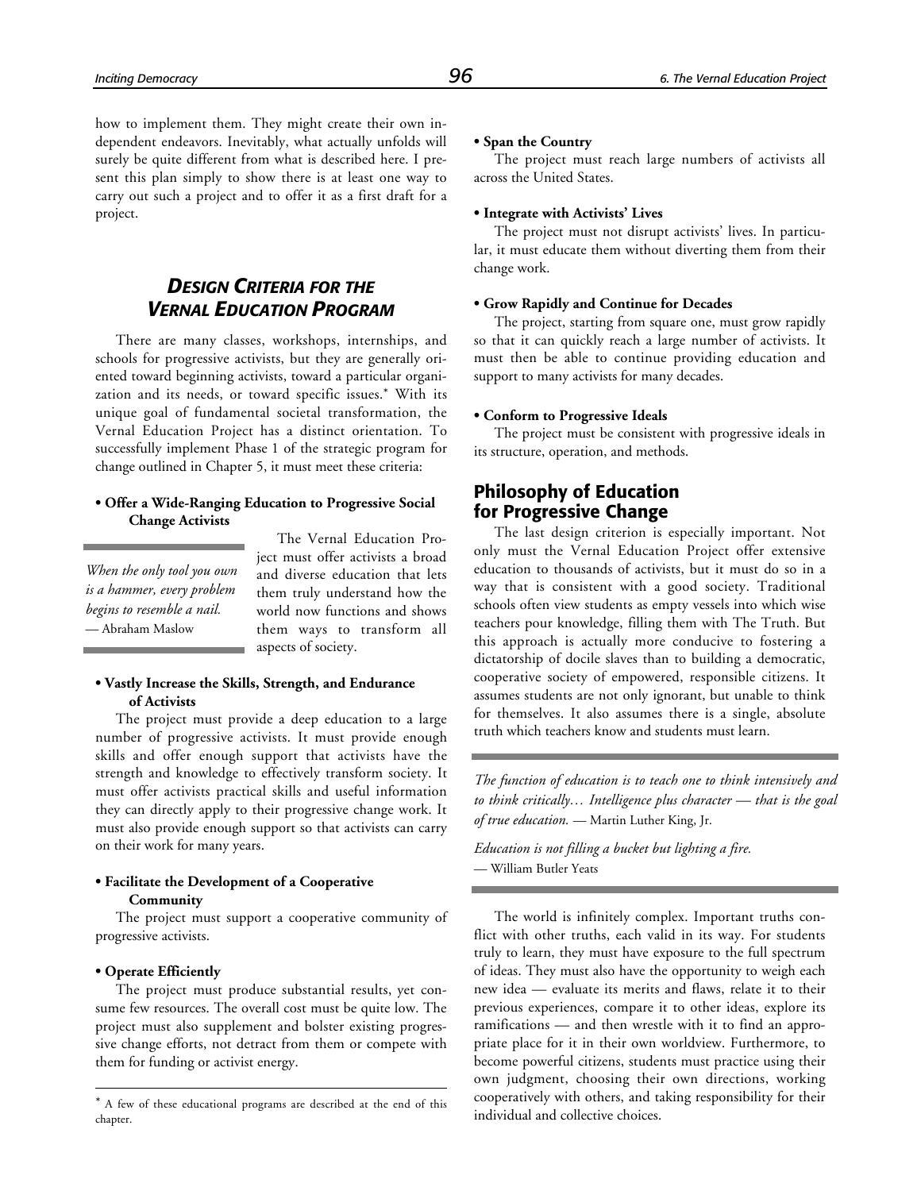how to implement them. They might create their own independent endeavors. Inevitably, what actually unfolds will surely be quite different from what is described here. I present this plan simply to show there is at least one way to carry out such a project and to offer it as a first draft for a project.

## *Design Criteria for the Vernal Education Program*

There are many classes, workshops, internships, and schools for progressive activists, but they are generally oriented toward beginning activists, toward a particular organization and its needs, or toward specific issues.* With its unique goal of fundamental societal transformation, the Vernal Education Project has a distinct orientation. To successfully implement Phase 1 of the strategic program for change outlined in Chapter 5, it must meet these criteria:

**• Offer a Wide-Ranging Education to Progressive Social Change Activists**

The Vernal Education Project must offer activists a broad and diverse education that lets them truly understand how the world now functions and shows them ways to transform all aspects of society.

> *When the only tool you own is a hammer, every problem begins to resemble a nail.*
> — Abraham Maslow

**• Vastly Increase the Skills, Strength, and Endurance of Activists**

The project must provide a deep education to a large number of progressive activists. It must provide enough skills and offer enough support that activists have the strength and knowledge to effectively transform society. It must offer activists practical skills and useful information they can directly apply to their progressive change work. It must also provide enough support so that activists can carry on their work for many years.

**• Facilitate the Development of a Cooperative Community**

The project must support a cooperative community of progressive activists.

**• Operate Efficiently**

The project must produce substantial results, yet consume few resources. The overall cost must be quite low. The project must also supplement and bolster existing progressive change efforts, not detract from them or compete with them for funding or activist energy.

**• Span the Country**

The project must reach large numbers of activists all across the United States.

**• Integrate with Activists' Lives**

The project must not disrupt activists' lives. In particular, it must educate them without diverting them from their change work.

**• Grow Rapidly and Continue for Decades**

The project, starting from square one, must grow rapidly so that it can quickly reach a large number of activists. It must then be able to continue providing education and support to many activists for many decades.

**• Conform to Progressive Ideals**

The project must be consistent with progressive ideals in its structure, operation, and methods.

### Philosophy of Education for Progressive Change

The last design criterion is especially important. Not only must the Vernal Education Project offer extensive education to thousands of activists, but it must do so in a way that is consistent with a good society. Traditional schools often view students as empty vessels into which wise teachers pour knowledge, filling them with The Truth. But this approach is actually more conducive to fostering a dictatorship of docile slaves than to building a democratic, cooperative society of empowered, responsible citizens. It assumes students are not only ignorant, but unable to think for themselves. It also assumes there is a single, absolute truth which teachers know and students must learn.

> *The function of education is to teach one to think intensively and to think critically… Intelligence plus character — that is the goal of true education.* — Martin Luther King, Jr.
>
> *Education is not filling a bucket but lighting a fire.*
> — William Butler Yeats

The world is infinitely complex. Important truths conflict with other truths, each valid in its way. For students truly to learn, they must have exposure to the full spectrum of ideas. They must also have the opportunity to weigh each new idea — evaluate its merits and flaws, relate it to their previous experiences, compare it to other ideas, explore its ramifications — and then wrestle with it to find an appropriate place for it in their own worldview. Furthermore, to become powerful citizens, students must practice using their own judgment, choosing their own directions, working cooperatively with others, and taking responsibility for their individual and collective choices.

* A few of these educational programs are described at the end of this chapter.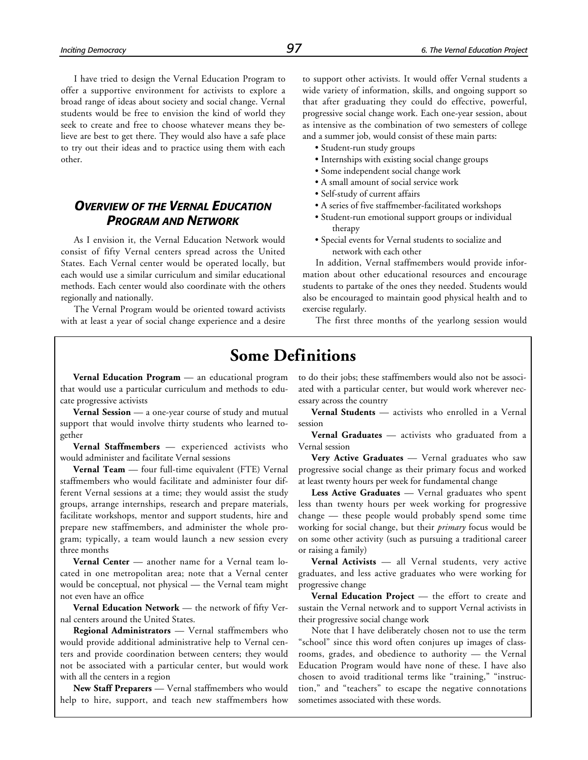I have tried to design the Vernal Education Program to offer a supportive environment for activists to explore a broad range of ideas about society and social change. Vernal students would be free to envision the kind of world they seek to create and free to choose whatever means they believe are best to get there. They would also have a safe place to try out their ideas and to practice using them with each other.

## OVERVIEW OF THE VERNAL EDUCATION PROGRAM AND NETWORK

As I envision it, the Vernal Education Network would consist of fifty Vernal centers spread across the United States. Each Vernal center would be operated locally, but each would use a similar curriculum and similar educational methods. Each center would also coordinate with the others regionally and nationally.

The Vernal Program would be oriented toward activists with at least a year of social change experience and a desire to support other activists. It would offer Vernal students a wide variety of information, skills, and ongoing support so that after graduating they could do effective, powerful, progressive social change work. Each one-year session, about as intensive as the combination of two semesters of college and a summer job, would consist of these main parts:

- Student-run study groups
- Internships with existing social change groups
- Some independent social change work
- A small amount of social service work
- Self-study of current affairs
- A series of five staffmember-facilitated workshops
- Student-run emotional support groups or individual therapy
- Special events for Vernal students to socialize and network with each other

In addition, Vernal staffmembers would provide information about other educational resources and encourage students to partake of the ones they needed. Students would also be encouraged to maintain good physical health and to exercise regularly.

The first three months of the yearlong session would

## Some Definitions

**Vernal Education Program** — an educational program that would use a particular curriculum and methods to educate progressive activists

**Vernal Session** — a one-year course of study and mutual support that would involve thirty students who learned together

**Vernal Staffmembers** — experienced activists who would administer and facilitate Vernal sessions

**Vernal Team** — four full-time equivalent (FTE) Vernal staffmembers who would facilitate and administer four different Vernal sessions at a time; they would assist the study groups, arrange internships, research and prepare materials, facilitate workshops, mentor and support students, hire and prepare new staffmembers, and administer the whole program; typically, a team would launch a new session every three months

**Vernal Center** — another name for a Vernal team located in one metropolitan area; note that a Vernal center would be conceptual, not physical — the Vernal team might not even have an office

**Vernal Education Network** — the network of fifty Vernal centers around the United States.

**Regional Administrators** — Vernal staffmembers who would provide additional administrative help to Vernal centers and provide coordination between centers; they would not be associated with a particular center, but would work with all the centers in a region

**New Staff Preparers** — Vernal staffmembers who would help to hire, support, and teach new staffmembers how to do their jobs; these staffmembers would also not be associated with a particular center, but would work wherever necessary across the country

**Vernal Students** — activists who enrolled in a Vernal session

**Vernal Graduates** — activists who graduated from a Vernal session

**Very Active Graduates** — Vernal graduates who saw progressive social change as their primary focus and worked at least twenty hours per week for fundamental change

**Less Active Graduates** — Vernal graduates who spent less than twenty hours per week working for progressive change — these people would probably spend some time working for social change, but their *primary* focus would be on some other activity (such as pursuing a traditional career or raising a family)

**Vernal Activists** — all Vernal students, very active graduates, and less active graduates who were working for progressive change

**Vernal Education Project** — the effort to create and sustain the Vernal network and to support Vernal activists in their progressive social change work

Note that I have deliberately chosen not to use the term "school" since this word often conjures up images of classrooms, grades, and obedience to authority — the Vernal Education Program would have none of these. I have also chosen to avoid traditional terms like "training," "instruction," and "teachers" to escape the negative connotations sometimes associated with these words.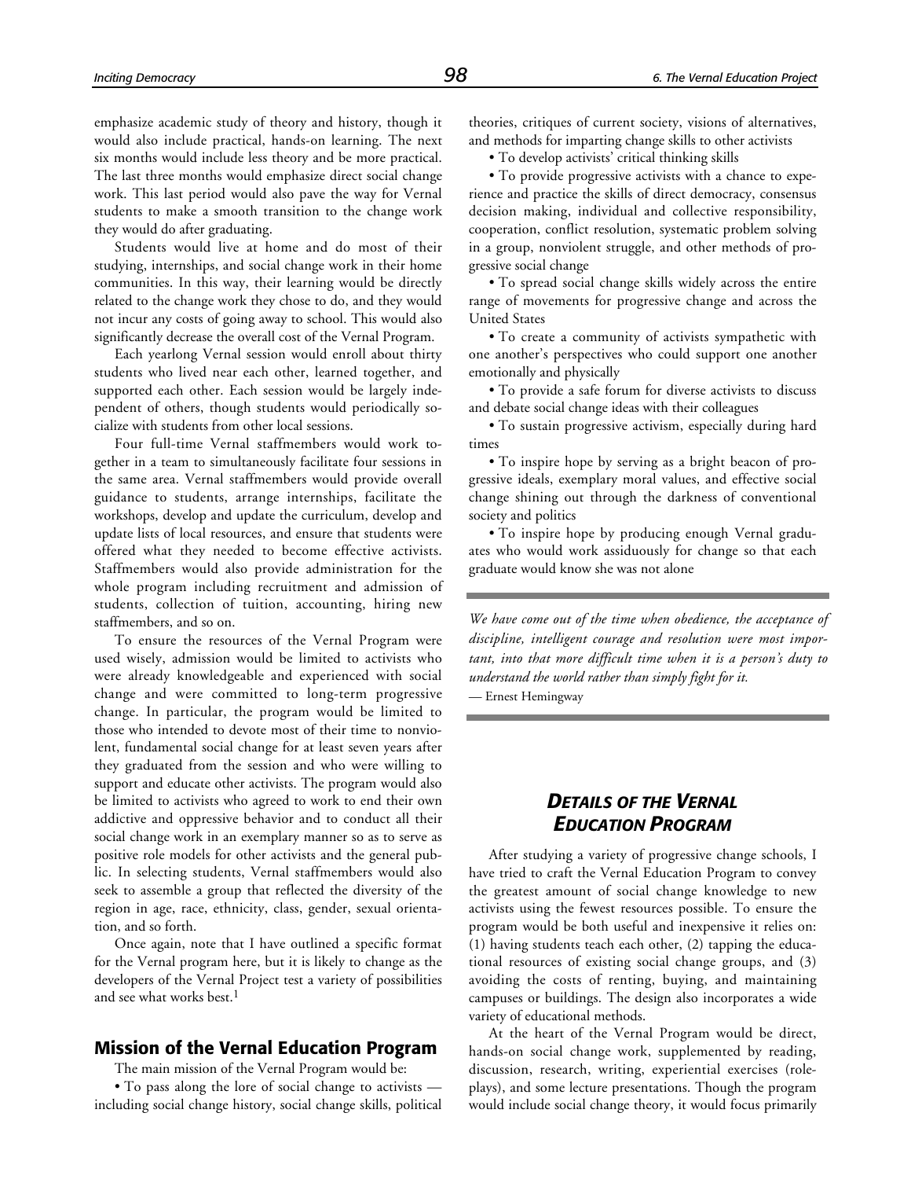emphasize academic study of theory and history, though it would also include practical, hands-on learning. The next six months would include less theory and be more practical. The last three months would emphasize direct social change work. This last period would also pave the way for Vernal students to make a smooth transition to the change work they would do after graduating.

Students would live at home and do most of their studying, internships, and social change work in their home communities. In this way, their learning would be directly related to the change work they chose to do, and they would not incur any costs of going away to school. This would also significantly decrease the overall cost of the Vernal Program.

Each yearlong Vernal session would enroll about thirty students who lived near each other, learned together, and supported each other. Each session would be largely independent of others, though students would periodically socialize with students from other local sessions.

Four full-time Vernal staffmembers would work together in a team to simultaneously facilitate four sessions in the same area. Vernal staffmembers would provide overall guidance to students, arrange internships, facilitate the workshops, develop and update the curriculum, develop and update lists of local resources, and ensure that students were offered what they needed to become effective activists. Staffmembers would also provide administration for the whole program including recruitment and admission of students, collection of tuition, accounting, hiring new staffmembers, and so on.

To ensure the resources of the Vernal Program were used wisely, admission would be limited to activists who were already knowledgeable and experienced with social change and were committed to long-term progressive change. In particular, the program would be limited to those who intended to devote most of their time to nonviolent, fundamental social change for at least seven years after they graduated from the session and who were willing to support and educate other activists. The program would also be limited to activists who agreed to work to end their own addictive and oppressive behavior and to conduct all their social change work in an exemplary manner so as to serve as positive role models for other activists and the general public. In selecting students, Vernal staffmembers would also seek to assemble a group that reflected the diversity of the region in age, race, ethnicity, class, gender, sexual orientation, and so forth.

Once again, note that I have outlined a specific format for the Vernal program here, but it is likely to change as the developers of the Vernal Project test a variety of possibilities and see what works best.[1]

## Mission of the Vernal Education Program

The main mission of the Vernal Program would be:

- To pass along the lore of social change to activists — including social change history, social change skills, political theories, critiques of current society, visions of alternatives, and methods for imparting change skills to other activists
- To develop activists' critical thinking skills
- To provide progressive activists with a chance to experience and practice the skills of direct democracy, consensus decision making, individual and collective responsibility, cooperation, conflict resolution, systematic problem solving in a group, nonviolent struggle, and other methods of progressive social change
- To spread social change skills widely across the entire range of movements for progressive change and across the United States
- To create a community of activists sympathetic with one another's perspectives who could support one another emotionally and physically
- To provide a safe forum for diverse activists to discuss and debate social change ideas with their colleagues
- To sustain progressive activism, especially during hard times
- To inspire hope by serving as a bright beacon of progressive ideals, exemplary moral values, and effective social change shining out through the darkness of conventional society and politics
- To inspire hope by producing enough Vernal graduates who would work assiduously for change so that each graduate would know she was not alone

*We have come out of the time when obedience, the acceptance of discipline, intelligent courage and resolution were most important, into that more difficult time when it is a person's duty to understand the world rather than simply fight for it.*
— Ernest Hemingway

## DETAILS OF THE VERNAL EDUCATION PROGRAM

After studying a variety of progressive change schools, I have tried to craft the Vernal Education Program to convey the greatest amount of social change knowledge to new activists using the fewest resources possible. To ensure the program would be both useful and inexpensive it relies on: (1) having students teach each other, (2) tapping the educational resources of existing social change groups, and (3) avoiding the costs of renting, buying, and maintaining campuses or buildings. The design also incorporates a wide variety of educational methods.

At the heart of the Vernal Program would be direct, hands-on social change work, supplemented by reading, discussion, research, writing, experiential exercises (role-plays), and some lecture presentations. Though the program would include social change theory, it would focus primarily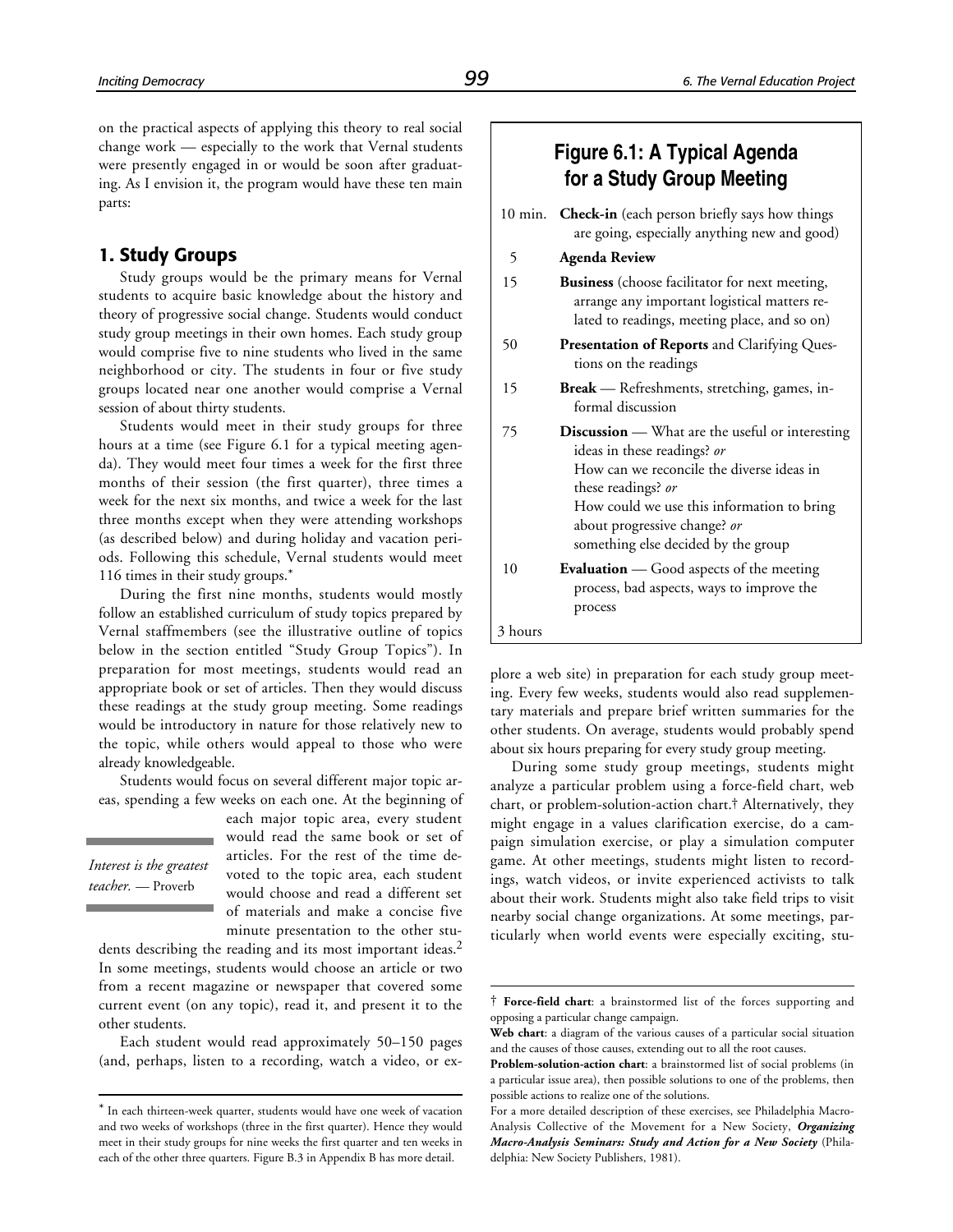on the practical aspects of applying this theory to real social change work — especially to the work that Vernal students were presently engaged in or would be soon after graduating. As I envision it, the program would have these ten main parts:

## 1. Study Groups

Study groups would be the primary means for Vernal students to acquire basic knowledge about the history and theory of progressive social change. Students would conduct study group meetings in their own homes. Each study group would comprise five to nine students who lived in the same neighborhood or city. The students in four or five study groups located near one another would comprise a Vernal session of about thirty students.

Students would meet in their study groups for three hours at a time (see Figure 6.1 for a typical meeting agenda). They would meet four times a week for the first three months of their session (the first quarter), three times a week for the next six months, and twice a week for the last three months except when they were attending workshops (as described below) and during holiday and vacation periods. Following this schedule, Vernal students would meet 116 times in their study groups.*

During the first nine months, students would mostly follow an established curriculum of study topics prepared by Vernal staffmembers (see the illustrative outline of topics below in the section entitled "Study Group Topics"). In preparation for most meetings, students would read an appropriate book or set of articles. Then they would discuss these readings at the study group meeting. Some readings would be introductory in nature for those relatively new to the topic, while others would appeal to those who were already knowledgeable.

Students would focus on several different major topic areas, spending a few weeks on each one. At the beginning of each major topic area, every student would read the same book or set of articles. For the rest of the time devoted to the topic area, each student would choose and read a different set of materials and make a concise five minute presentation to the other students describing the reading and its most important ideas.[2] In some meetings, students would choose an article or two from a recent magazine or newspaper that covered some current event (on any topic), read it, and present it to the other students.

> *Interest is the greatest teacher.* — Proverb

Each student would read approximately 50–150 pages (and, perhaps, listen to a recording, watch a video, or explore a web site) in preparation for each study group meeting. Every few weeks, students would also read supplementary materials and prepare brief written summaries for the other students. On average, students would probably spend about six hours preparing for every study group meeting.

During some study group meetings, students might analyze a particular problem using a force-field chart, web chart, or problem-solution-action chart.† Alternatively, they might engage in a values clarification exercise, do a campaign simulation exercise, or play a simulation computer game. At other meetings, students might listen to recordings, watch videos, or invite experienced activists to talk about their work. Students might also take field trips to visit nearby social change organizations. At some meetings, particularly when world events were especially exciting, stu-

### Figure 6.1: A Typical Agenda for a Study Group Meeting

| | |
|---|---|
| 10 min. | **Check-in** (each person briefly says how things are going, especially anything new and good) |
| 5 | **Agenda Review** |
| 15 | **Business** (choose facilitator for next meeting, arrange any important logistical matters related to readings, meeting place, and so on) |
| 50 | **Presentation of Reports** and Clarifying Questions on the readings |
| 15 | **Break** — Refreshments, stretching, games, informal discussion |
| 75 | **Discussion** — What are the useful or interesting ideas in these readings? *or* How can we reconcile the diverse ideas in these readings? *or* How could we use this information to bring about progressive change? *or* something else decided by the group |
| 10 | **Evaluation** — Good aspects of the meeting process, bad aspects, ways to improve the process |
| 3 hours | |

---

* In each thirteen-week quarter, students would have one week of vacation and two weeks of workshops (three in the first quarter). Hence they would meet in their study groups for nine weeks the first quarter and ten weeks in each of the other three quarters. Figure B.3 in Appendix B has more detail.

† **Force-field chart**: a brainstormed list of the forces supporting and opposing a particular change campaign.

**Web chart**: a diagram of the various causes of a particular social situation and the causes of those causes, extending out to all the root causes.

**Problem-solution-action chart**: a brainstormed list of social problems (in a particular issue area), then possible solutions to one of the problems, then possible actions to realize one of the solutions.

For a more detailed description of these exercises, see Philadelphia Macro-Analysis Collective of the Movement for a New Society, ***Organizing Macro-Analysis Seminars: Study and Action for a New Society*** (Philadelphia: New Society Publishers, 1981).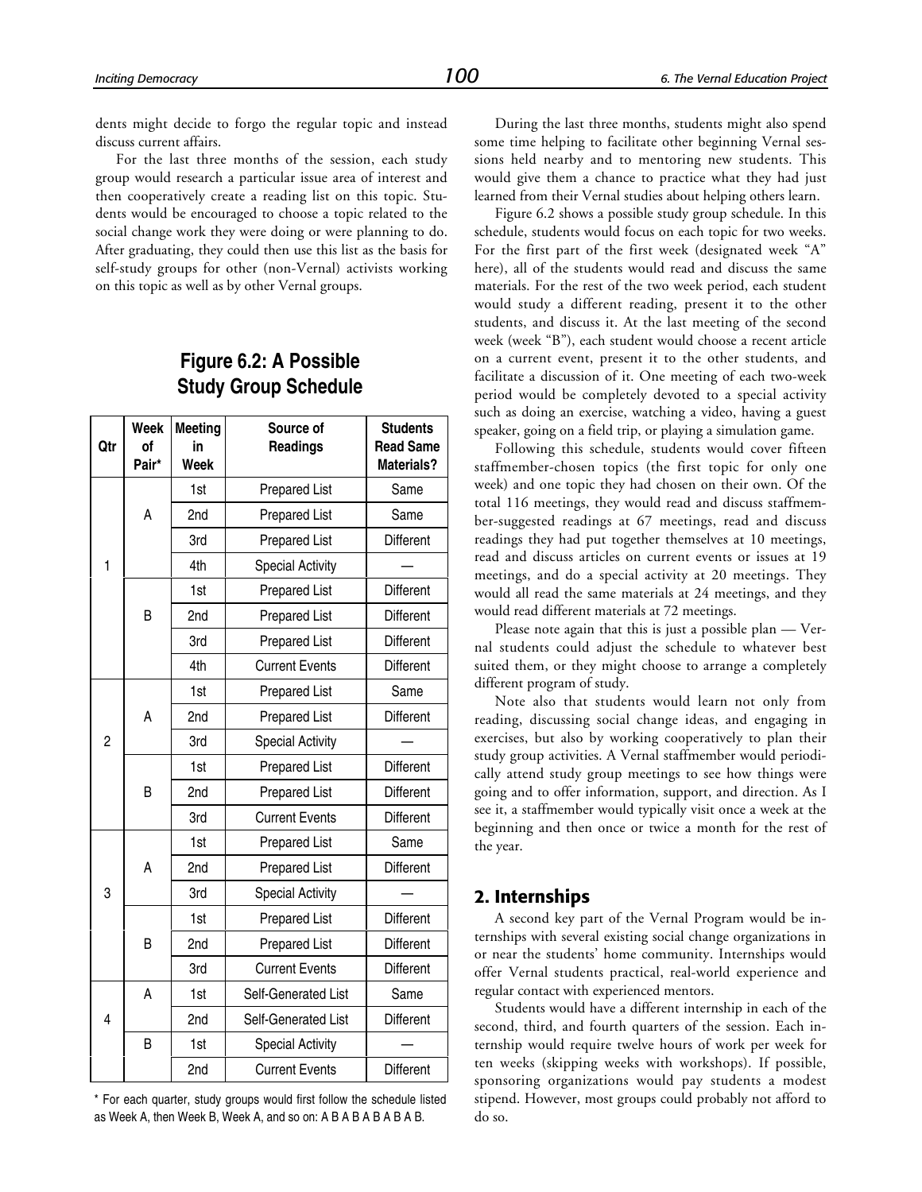dents might decide to forgo the regular topic and instead discuss current affairs.

For the last three months of the session, each study group would research a particular issue area of interest and then cooperatively create a reading list on this topic. Students would be encouraged to choose a topic related to the social change work they were doing or were planning to do. After graduating, they could then use this list as the basis for self-study groups for other (non-Vernal) activists working on this topic as well as by other Vernal groups.

## Figure 6.2: A Possible Study Group Schedule

| Qtr | Week of Pair* | Meeting in Week | Source of Readings | Students Read Same Materials? |
|---|---|---|---|---|
| 1 | A | 1st | Prepared List | Same |
| | | 2nd | Prepared List | Same |
| | | 3rd | Prepared List | Different |
| | | 4th | Special Activity | — |
| | B | 1st | Prepared List | Different |
| | | 2nd | Prepared List | Different |
| | | 3rd | Prepared List | Different |
| | | 4th | Current Events | Different |
| 2 | A | 1st | Prepared List | Same |
| | | 2nd | Prepared List | Different |
| | | 3rd | Special Activity | — |
| | B | 1st | Prepared List | Different |
| | | 2nd | Prepared List | Different |
| | | 3rd | Current Events | Different |
| 3 | A | 1st | Prepared List | Same |
| | | 2nd | Prepared List | Different |
| | | 3rd | Special Activity | — |
| | B | 1st | Prepared List | Different |
| | | 2nd | Prepared List | Different |
| | | 3rd | Current Events | Different |
| 4 | A | 1st | Self-Generated List | Same |
| | | 2nd | Self-Generated List | Different |
| | B | 1st | Special Activity | — |
| | | 2nd | Current Events | Different |

* For each quarter, study groups would first follow the schedule listed as Week A, then Week B, Week A, and so on: A B A B A B A B A B.

During the last three months, students might also spend some time helping to facilitate other beginning Vernal sessions held nearby and to mentoring new students. This would give them a chance to practice what they had just learned from their Vernal studies about helping others learn.

Figure 6.2 shows a possible study group schedule. In this schedule, students would focus on each topic for two weeks. For the first part of the first week (designated week "A" here), all of the students would read and discuss the same materials. For the rest of the two week period, each student would study a different reading, present it to the other students, and discuss it. At the last meeting of the second week (week "B"), each student would choose a recent article on a current event, present it to the other students, and facilitate a discussion of it. One meeting of each two-week period would be completely devoted to a special activity such as doing an exercise, watching a video, having a guest speaker, going on a field trip, or playing a simulation game.

Following this schedule, students would cover fifteen staffmember-chosen topics (the first topic for only one week) and one topic they had chosen on their own. Of the total 116 meetings, they would read and discuss staffmember-suggested readings at 67 meetings, read and discuss readings they had put together themselves at 10 meetings, read and discuss articles on current events or issues at 19 meetings, and do a special activity at 20 meetings. They would all read the same materials at 24 meetings, and they would read different materials at 72 meetings.

Please note again that this is just a possible plan — Vernal students could adjust the schedule to whatever best suited them, or they might choose to arrange a completely different program of study.

Note also that students would learn not only from reading, discussing social change ideas, and engaging in exercises, but also by working cooperatively to plan their study group activities. A Vernal staffmember would periodically attend study group meetings to see how things were going and to offer information, support, and direction. As I see it, a staffmember would typically visit once a week at the beginning and then once or twice a month for the rest of the year.

## 2. Internships

A second key part of the Vernal Program would be internships with several existing social change organizations in or near the students' home community. Internships would offer Vernal students practical, real-world experience and regular contact with experienced mentors.

Students would have a different internship in each of the second, third, and fourth quarters of the session. Each internship would require twelve hours of work per week for ten weeks (skipping weeks with workshops). If possible, sponsoring organizations would pay students a modest stipend. However, most groups could probably not afford to do so.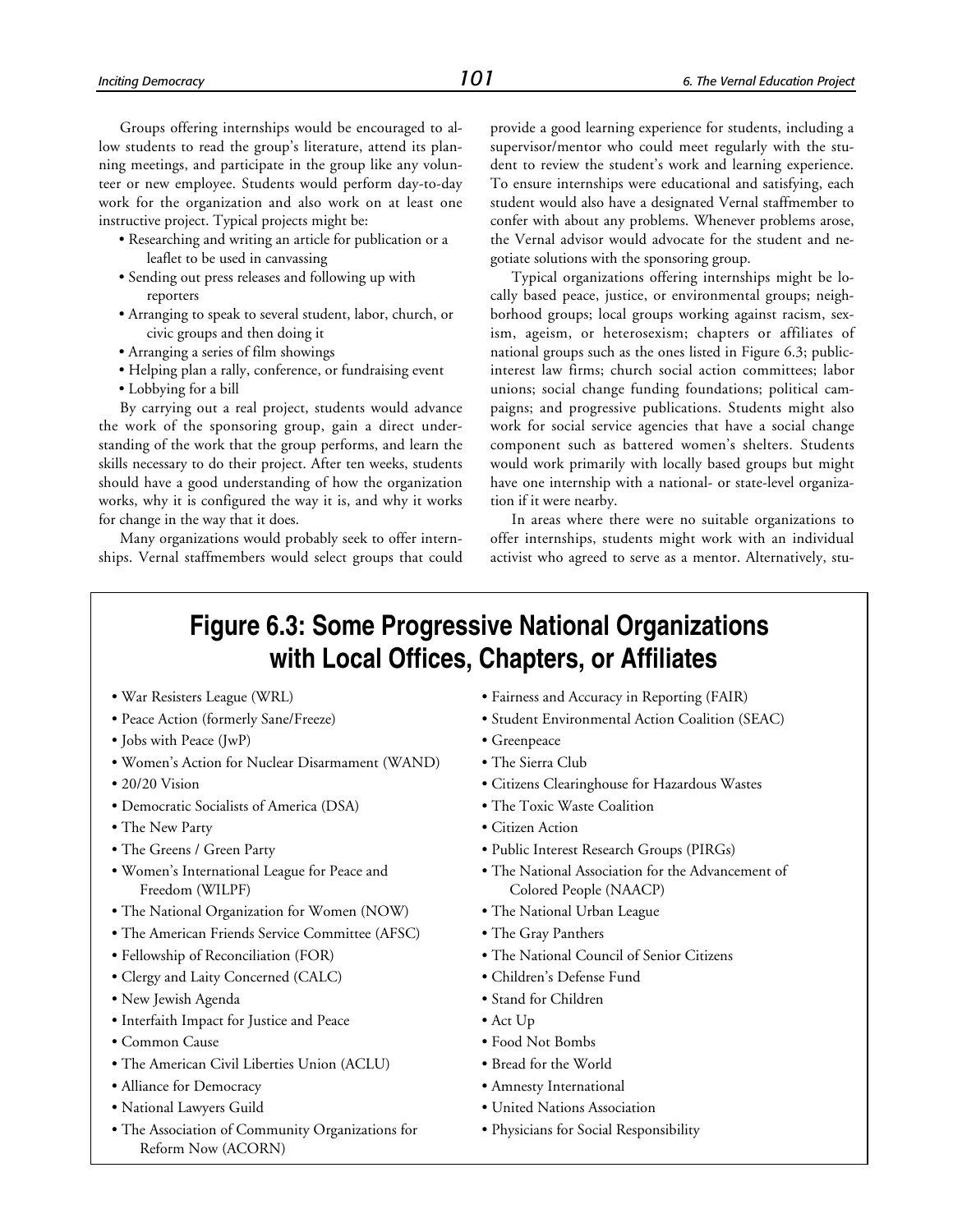Groups offering internships would be encouraged to allow students to read the group's literature, attend its planning meetings, and participate in the group like any volunteer or new employee. Students would perform day-to-day work for the organization and also work on at least one instructive project. Typical projects might be:

- Researching and writing an article for publication or a leaflet to be used in canvassing
- Sending out press releases and following up with reporters
- Arranging to speak to several student, labor, church, or civic groups and then doing it
- Arranging a series of film showings
- Helping plan a rally, conference, or fundraising event
- Lobbying for a bill

By carrying out a real project, students would advance the work of the sponsoring group, gain a direct understanding of the work that the group performs, and learn the skills necessary to do their project. After ten weeks, students should have a good understanding of how the organization works, why it is configured the way it is, and why it works for change in the way that it does.

Many organizations would probably seek to offer internships. Vernal staffmembers would select groups that could provide a good learning experience for students, including a supervisor/mentor who could meet regularly with the student to review the student's work and learning experience. To ensure internships were educational and satisfying, each student would also have a designated Vernal staffmember to confer with about any problems. Whenever problems arose, the Vernal advisor would advocate for the student and negotiate solutions with the sponsoring group.

Typical organizations offering internships might be locally based peace, justice, or environmental groups; neighborhood groups; local groups working against racism, sexism, ageism, or heterosexism; chapters or affiliates of national groups such as the ones listed in Figure 6.3; public-interest law firms; church social action committees; labor unions; social change funding foundations; political campaigns; and progressive publications. Students might also work for social service agencies that have a social change component such as battered women's shelters. Students would work primarily with locally based groups but might have one internship with a national- or state-level organization if it were nearby.

In areas where there were no suitable organizations to offer internships, students might work with an individual activist who agreed to serve as a mentor. Alternatively, stu-

## Figure 6.3: Some Progressive National Organizations with Local Offices, Chapters, or Affiliates

- War Resisters League (WRL)
- Peace Action (formerly Sane/Freeze)
- Jobs with Peace (JwP)
- Women's Action for Nuclear Disarmament (WAND)
- 20/20 Vision
- Democratic Socialists of America (DSA)
- The New Party
- The Greens / Green Party
- Women's International League for Peace and Freedom (WILPF)
- The National Organization for Women (NOW)
- The American Friends Service Committee (AFSC)
- Fellowship of Reconciliation (FOR)
- Clergy and Laity Concerned (CALC)
- New Jewish Agenda
- Interfaith Impact for Justice and Peace
- Common Cause
- The American Civil Liberties Union (ACLU)
- Alliance for Democracy
- National Lawyers Guild
- The Association of Community Organizations for Reform Now (ACORN)
- Fairness and Accuracy in Reporting (FAIR)
- Student Environmental Action Coalition (SEAC)
- Greenpeace
- The Sierra Club
- Citizens Clearinghouse for Hazardous Wastes
- The Toxic Waste Coalition
- Citizen Action
- Public Interest Research Groups (PIRGs)
- The National Association for the Advancement of Colored People (NAACP)
- The National Urban League
- The Gray Panthers
- The National Council of Senior Citizens
- Children's Defense Fund
- Stand for Children
- Act Up
- Food Not Bombs
- Bread for the World
- Amnesty International
- United Nations Association
- Physicians for Social Responsibility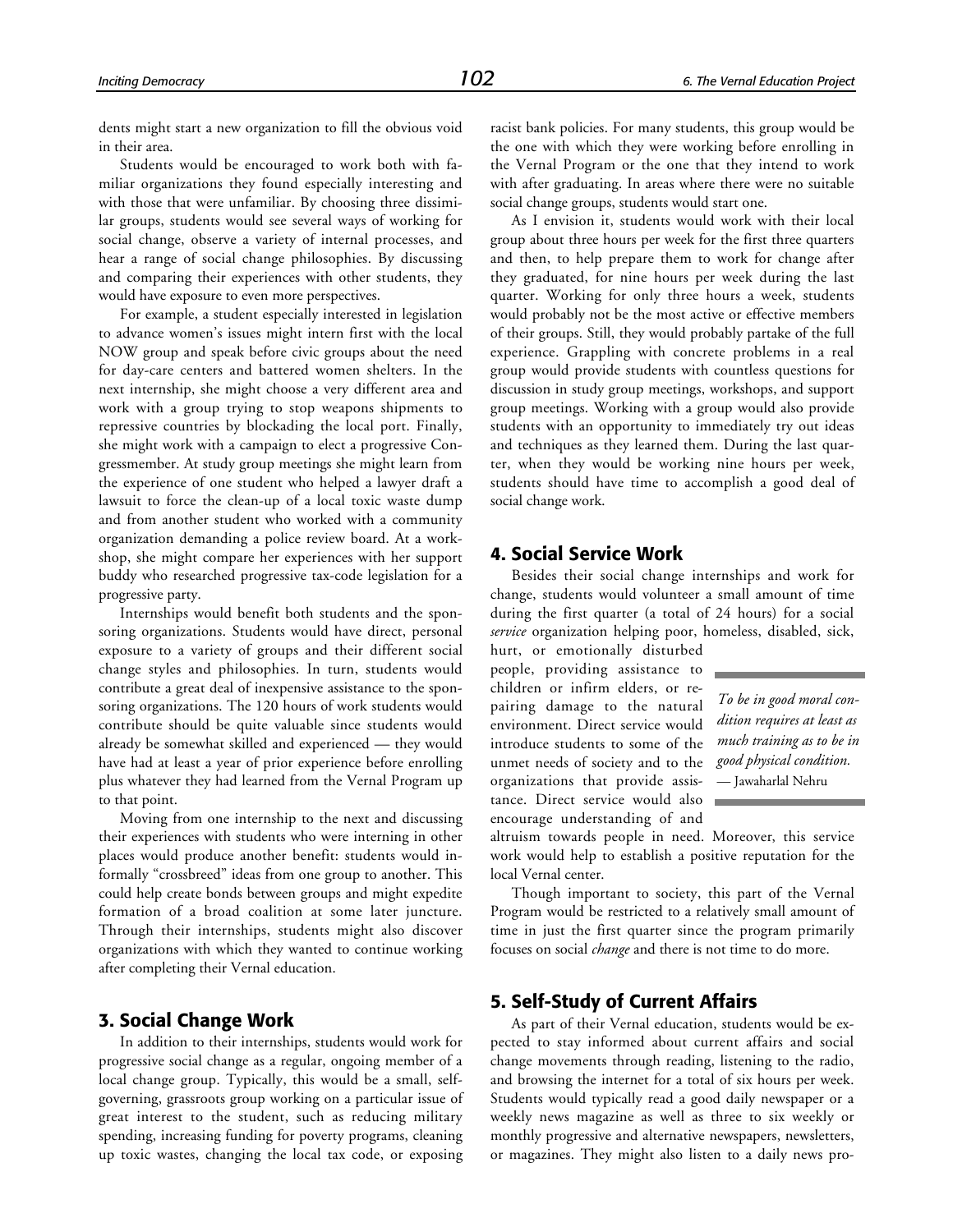dents might start a new organization to fill the obvious void in their area.

Students would be encouraged to work both with familiar organizations they found especially interesting and with those that were unfamiliar. By choosing three dissimilar groups, students would see several ways of working for social change, observe a variety of internal processes, and hear a range of social change philosophies. By discussing and comparing their experiences with other students, they would have exposure to even more perspectives.

For example, a student especially interested in legislation to advance women's issues might intern first with the local NOW group and speak before civic groups about the need for day-care centers and battered women shelters. In the next internship, she might choose a very different area and work with a group trying to stop weapons shipments to repressive countries by blockading the local port. Finally, she might work with a campaign to elect a progressive Congressmember. At study group meetings she might learn from the experience of one student who helped a lawyer draft a lawsuit to force the clean-up of a local toxic waste dump and from another student who worked with a community organization demanding a police review board. At a workshop, she might compare her experiences with her support buddy who researched progressive tax-code legislation for a progressive party.

Internships would benefit both students and the sponsoring organizations. Students would have direct, personal exposure to a variety of groups and their different social change styles and philosophies. In turn, students would contribute a great deal of inexpensive assistance to the sponsoring organizations. The 120 hours of work students would contribute should be quite valuable since students would already be somewhat skilled and experienced — they would have had at least a year of prior experience before enrolling plus whatever they had learned from the Vernal Program up to that point.

Moving from one internship to the next and discussing their experiences with students who were interning in other places would produce another benefit: students would informally "crossbreed" ideas from one group to another. This could help create bonds between groups and might expedite formation of a broad coalition at some later juncture. Through their internships, students might also discover organizations with which they wanted to continue working after completing their Vernal education.

## 3. Social Change Work

In addition to their internships, students would work for progressive social change as a regular, ongoing member of a local change group. Typically, this would be a small, self-governing, grassroots group working on a particular issue of great interest to the student, such as reducing military spending, increasing funding for poverty programs, cleaning up toxic wastes, changing the local tax code, or exposing racist bank policies. For many students, this group would be the one with which they were working before enrolling in the Vernal Program or the one that they intend to work with after graduating. In areas where there were no suitable social change groups, students would start one.

As I envision it, students would work with their local group about three hours per week for the first three quarters and then, to help prepare them to work for change after they graduated, for nine hours per week during the last quarter. Working for only three hours a week, students would probably not be the most active or effective members of their groups. Still, they would probably partake of the full experience. Grappling with concrete problems in a real group would provide students with countless questions for discussion in study group meetings, workshops, and support group meetings. Working with a group would also provide students with an opportunity to immediately try out ideas and techniques as they learned them. During the last quarter, when they would be working nine hours per week, students should have time to accomplish a good deal of social change work.

## 4. Social Service Work

Besides their social change internships and work for change, students would volunteer a small amount of time during the first quarter (a total of 24 hours) for a social *service* organization helping poor, homeless, disabled, sick, hurt, or emotionally disturbed people, providing assistance to children or infirm elders, or repairing damage to the natural environment. Direct service would introduce students to some of the unmet needs of society and to the organizations that provide assistance. Direct service would also encourage understanding of and altruism towards people in need. Moreover, this service work would help to establish a positive reputation for the local Vernal center.

> *To be in good moral condition requires at least as much training as to be in good physical condition.*
> — Jawaharlal Nehru

Though important to society, this part of the Vernal Program would be restricted to a relatively small amount of time in just the first quarter since the program primarily focuses on social *change* and there is not time to do more.

## 5. Self-Study of Current Affairs

As part of their Vernal education, students would be expected to stay informed about current affairs and social change movements through reading, listening to the radio, and browsing the internet for a total of six hours per week. Students would typically read a good daily newspaper or a weekly news magazine as well as three to six weekly or monthly progressive and alternative newspapers, newsletters, or magazines. They might also listen to a daily news pro-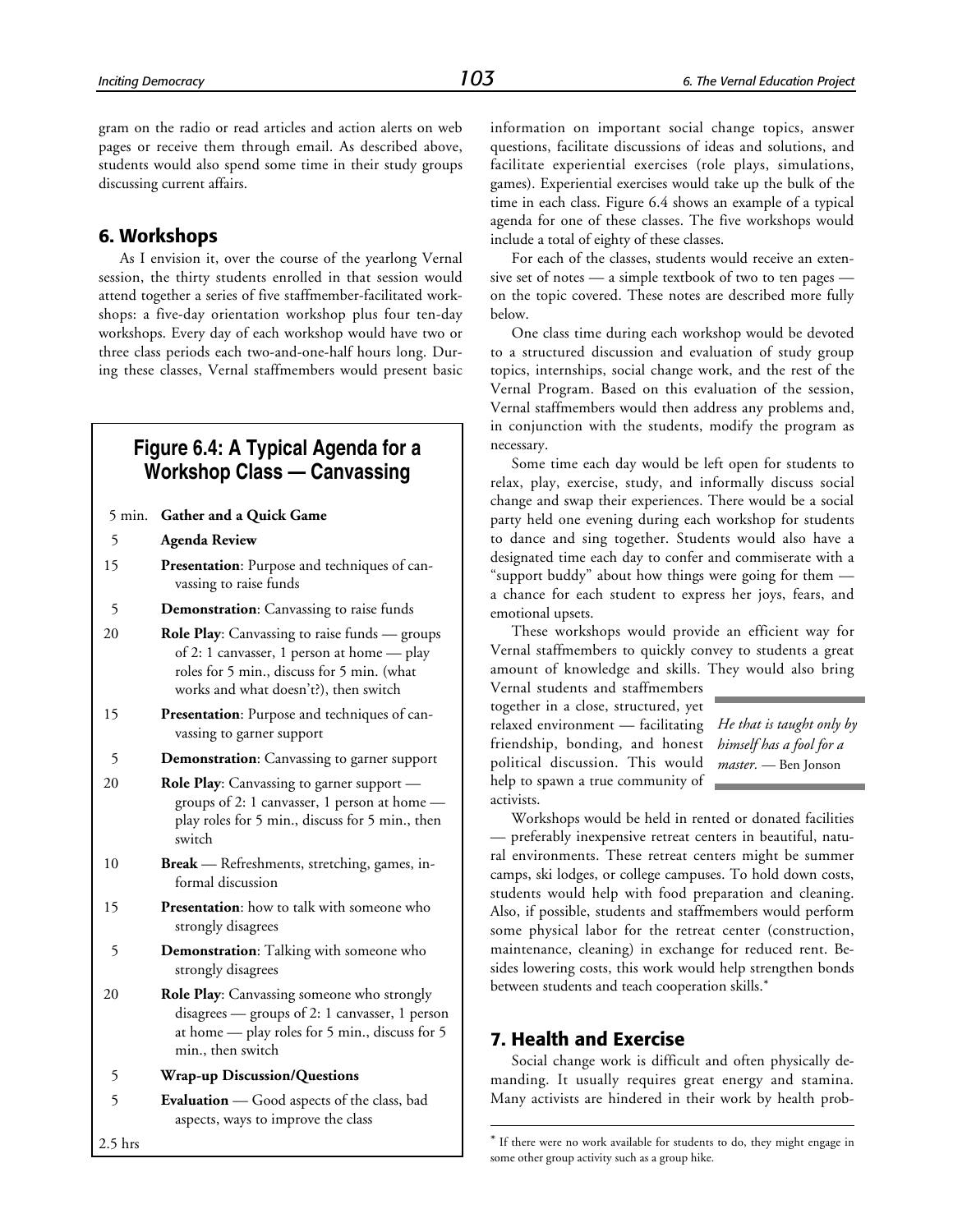gram on the radio or read articles and action alerts on web pages or receive them through email. As described above, students would also spend some time in their study groups discussing current affairs.

## 6. Workshops

As I envision it, over the course of the yearlong Vernal session, the thirty students enrolled in that session would attend together a series of five staffmember-facilitated workshops: a five-day orientation workshop plus four ten-day workshops. Every day of each workshop would have two or three class periods each two-and-one-half hours long. During these classes, Vernal staffmembers would present basic information on important social change topics, answer questions, facilitate discussions of ideas and solutions, and facilitate experiential exercises (role plays, simulations, games). Experiential exercises would take up the bulk of the time in each class. Figure 6.4 shows an example of a typical agenda for one of these classes. The five workshops would include a total of eighty of these classes.

### Figure 6.4: A Typical Agenda for a Workshop Class — Canvassing

| | |
|---|---|
| 5 min. | **Gather and a Quick Game** |
| 5 | **Agenda Review** |
| 15 | **Presentation**: Purpose and techniques of canvassing to raise funds |
| 5 | **Demonstration**: Canvassing to raise funds |
| 20 | **Role Play**: Canvassing to raise funds — groups of 2: 1 canvasser, 1 person at home — play roles for 5 min., discuss for 5 min. (what works and what doesn't?), then switch |
| 15 | **Presentation**: Purpose and techniques of canvassing to garner support |
| 5 | **Demonstration**: Canvassing to garner support |
| 20 | **Role Play**: Canvassing to garner support — groups of 2: 1 canvasser, 1 person at home — play roles for 5 min., discuss for 5 min., then switch |
| 10 | **Break** — Refreshments, stretching, games, informal discussion |
| 15 | **Presentation**: how to talk with someone who strongly disagrees |
| 5 | **Demonstration**: Talking with someone who strongly disagrees |
| 20 | **Role Play**: Canvassing someone who strongly disagrees — groups of 2: 1 canvasser, 1 person at home — play roles for 5 min., discuss for 5 min., then switch |
| 5 | **Wrap-up Discussion/Questions** |
| 5 | **Evaluation** — Good aspects of the class, bad aspects, ways to improve the class |
| 2.5 hrs | |

For each of the classes, students would receive an extensive set of notes — a simple textbook of two to ten pages — on the topic covered. These notes are described more fully below.

One class time during each workshop would be devoted to a structured discussion and evaluation of study group topics, internships, social change work, and the rest of the Vernal Program. Based on this evaluation of the session, Vernal staffmembers would then address any problems and, in conjunction with the students, modify the program as necessary.

Some time each day would be left open for students to relax, play, exercise, study, and informally discuss social change and swap their experiences. There would be a social party held one evening during each workshop for students to dance and sing together. Students would also have a designated time each day to confer and commiserate with a "support buddy" about how things were going for them — a chance for each student to express her joys, fears, and emotional upsets.

These workshops would provide an efficient way for Vernal staffmembers to quickly convey to students a great amount of knowledge and skills. They would also bring Vernal students and staffmembers together in a close, structured, yet relaxed environment — facilitating friendship, bonding, and honest political discussion. This would help to spawn a true community of activists.

> *He that is taught only by himself has a fool for a master.* — Ben Jonson

Workshops would be held in rented or donated facilities — preferably inexpensive retreat centers in beautiful, natural environments. These retreat centers might be summer camps, ski lodges, or college campuses. To hold down costs, students would help with food preparation and cleaning. Also, if possible, students and staffmembers would perform some physical labor for the retreat center (construction, maintenance, cleaning) in exchange for reduced rent. Besides lowering costs, this work would help strengthen bonds between students and teach cooperation skills.*

## 7. Health and Exercise

Social change work is difficult and often physically demanding. It usually requires great energy and stamina. Many activists are hindered in their work by health prob-

---

* If there were no work available for students to do, they might engage in some other group activity such as a group hike.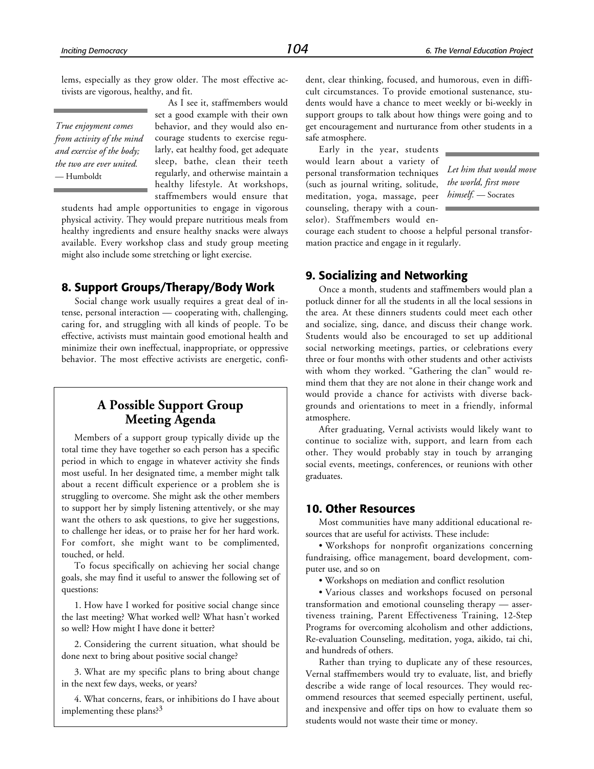lems, especially as they grow older. The most effective activists are vigorous, healthy, and fit.

> *True enjoyment comes from activity of the mind and exercise of the body; the two are ever united.* — Humboldt

As I see it, staffmembers would set a good example with their own behavior, and they would also encourage students to exercise regularly, eat healthy food, get adequate sleep, bathe, clean their teeth regularly, and otherwise maintain a healthy lifestyle. At workshops, staffmembers would ensure that students had ample opportunities to engage in vigorous physical activity. They would prepare nutritious meals from healthy ingredients and ensure healthy snacks were always available. Every workshop class and study group meeting might also include some stretching or light exercise.

## 8. Support Groups/Therapy/Body Work

Social change work usually requires a great deal of intense, personal interaction — cooperating with, challenging, caring for, and struggling with all kinds of people. To be effective, activists must maintain good emotional health and minimize their own ineffectual, inappropriate, or oppressive behavior. The most effective activists are energetic, confident, clear thinking, focused, and humorous, even in difficult circumstances. To provide emotional sustenance, students would have a chance to meet weekly or bi-weekly in support groups to talk about how things were going and to get encouragement and nurturance from other students in a safe atmosphere.

> *Let him that would move the world, first move himself.* — Socrates

Early in the year, students would learn about a variety of personal transformation techniques (such as journal writing, solitude, meditation, yoga, massage, peer counseling, therapy with a counselor). Staffmembers would encourage each student to choose a helpful personal transformation practice and engage in it regularly.

### A Possible Support Group Meeting Agenda

Members of a support group typically divide up the total time they have together so each person has a specific period in which to engage in whatever activity she finds most useful. In her designated time, a member might talk about a recent difficult experience or a problem she is struggling to overcome. She might ask the other members to support her by simply listening attentively, or she may want the others to ask questions, to give her suggestions, to challenge her ideas, or to praise her for her hard work. For comfort, she might want to be complimented, touched, or held.

To focus specifically on achieving her social change goals, she may find it useful to answer the following set of questions:

1. How have I worked for positive social change since the last meeting? What worked well? What hasn't worked so well? How might I have done it better?

2. Considering the current situation, what should be done next to bring about positive social change?

3. What are my specific plans to bring about change in the next few days, weeks, or years?

4. What concerns, fears, or inhibitions do I have about implementing these plans?[3]

## 9. Socializing and Networking

Once a month, students and staffmembers would plan a potluck dinner for all the students in all the local sessions in the area. At these dinners students could meet each other and socialize, sing, dance, and discuss their change work. Students would also be encouraged to set up additional social networking meetings, parties, or celebrations every three or four months with other students and other activists with whom they worked. "Gathering the clan" would remind them that they are not alone in their change work and would provide a chance for activists with diverse backgrounds and orientations to meet in a friendly, informal atmosphere.

After graduating, Vernal activists would likely want to continue to socialize with, support, and learn from each other. They would probably stay in touch by arranging social events, meetings, conferences, or reunions with other graduates.

## 10. Other Resources

Most communities have many additional educational resources that are useful for activists. These include:

- Workshops for nonprofit organizations concerning fundraising, office management, board development, computer use, and so on
- Workshops on mediation and conflict resolution
- Various classes and workshops focused on personal transformation and emotional counseling therapy — assertiveness training, Parent Effectiveness Training, 12-Step Programs for overcoming alcoholism and other addictions, Re-evaluation Counseling, meditation, yoga, aikido, tai chi, and hundreds of others.

Rather than trying to duplicate any of these resources, Vernal staffmembers would try to evaluate, list, and briefly describe a wide range of local resources. They would recommend resources that seemed especially pertinent, useful, and inexpensive and offer tips on how to evaluate them so students would not waste their time or money.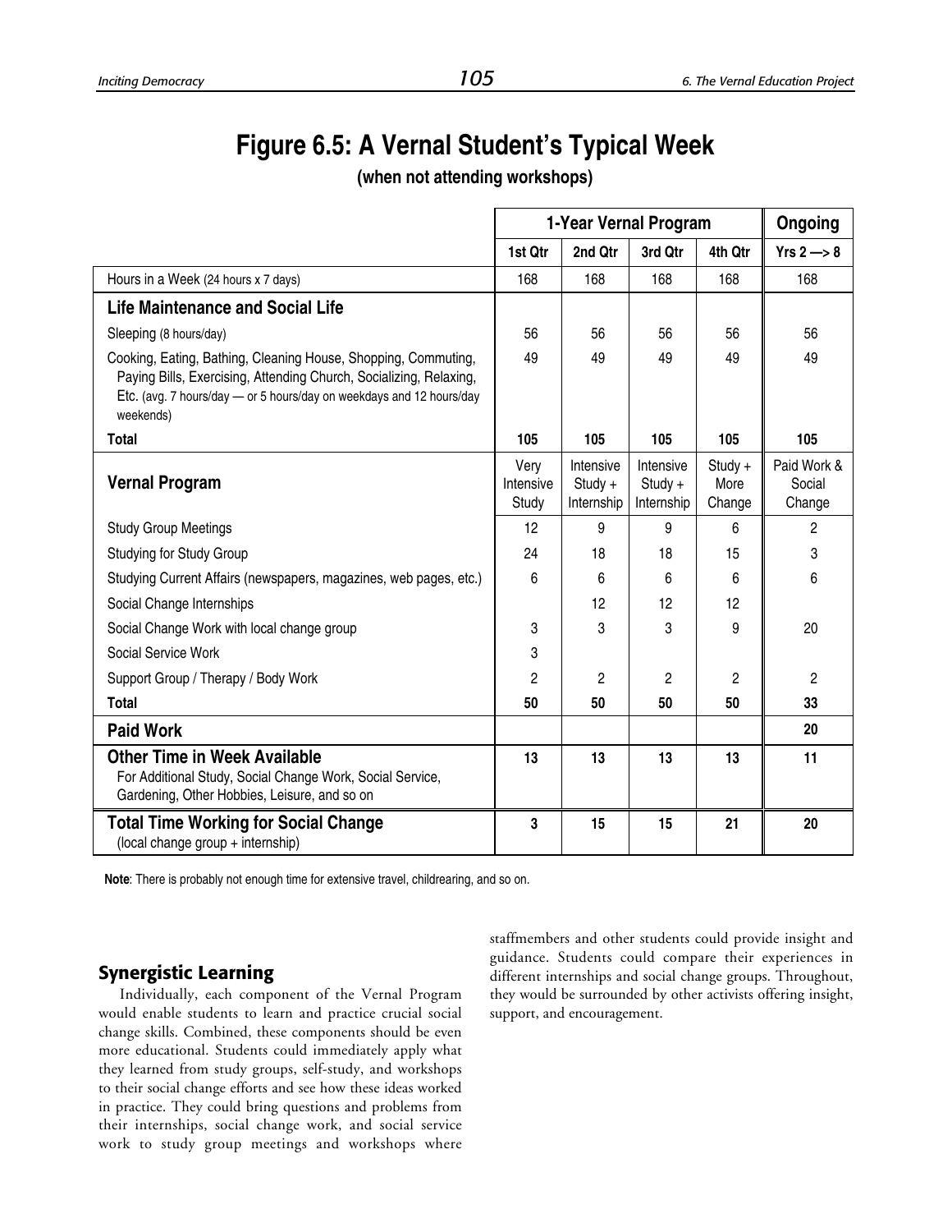# Figure 6.5: A Vernal Student's Typical Week

**(when not attending workshops)**

| | 1-Year Vernal Program | | | | Ongoing |
|---|---|---|---|---|---|
| | 1st Qtr | 2nd Qtr | 3rd Qtr | 4th Qtr | Yrs 2 —> 8 |
| Hours in a Week (24 hours x 7 days) | 168 | 168 | 168 | 168 | 168 |
| **Life Maintenance and Social Life** | | | | | |
| Sleeping (8 hours/day) | 56 | 56 | 56 | 56 | 56 |
| Cooking, Eating, Bathing, Cleaning House, Shopping, Commuting, Paying Bills, Exercising, Attending Church, Socializing, Relaxing, Etc. (avg. 7 hours/day — or 5 hours/day on weekdays and 12 hours/day weekends) | 49 | 49 | 49 | 49 | 49 |
| **Total** | **105** | **105** | **105** | **105** | **105** |
| **Vernal Program** | Very Intensive Study | Intensive Study + Internship | Intensive Study + Internship | Study + More Change | Paid Work & Social Change |
| Study Group Meetings | 12 | 9 | 9 | 6 | 2 |
| Studying for Study Group | 24 | 18 | 18 | 15 | 3 |
| Studying Current Affairs (newspapers, magazines, web pages, etc.) | 6 | 6 | 6 | 6 | 6 |
| Social Change Internships | | 12 | 12 | 12 | |
| Social Change Work with local change group | 3 | 3 | 3 | 9 | 20 |
| Social Service Work | 3 | | | | |
| Support Group / Therapy / Body Work | 2 | 2 | 2 | 2 | 2 |
| **Total** | **50** | **50** | **50** | **50** | **33** |
| **Paid Work** | | | | | **20** |
| **Other Time in Week Available** For Additional Study, Social Change Work, Social Service, Gardening, Other Hobbies, Leisure, and so on | **13** | **13** | **13** | **13** | **11** |
| **Total Time Working for Social Change** (local change group + internship) | **3** | **15** | **15** | **21** | **20** |

**Note**: There is probably not enough time for extensive travel, childrearing, and so on.

## Synergistic Learning

Individually, each component of the Vernal Program would enable students to learn and practice crucial social change skills. Combined, these components should be even more educational. Students could immediately apply what they learned from study groups, self-study, and workshops to their social change efforts and see how these ideas worked in practice. They could bring questions and problems from their internships, social change work, and social service work to study group meetings and workshops where staffmembers and other students could provide insight and guidance. Students could compare their experiences in different internships and social change groups. Throughout, they would be surrounded by other activists offering insight, support, and encouragement.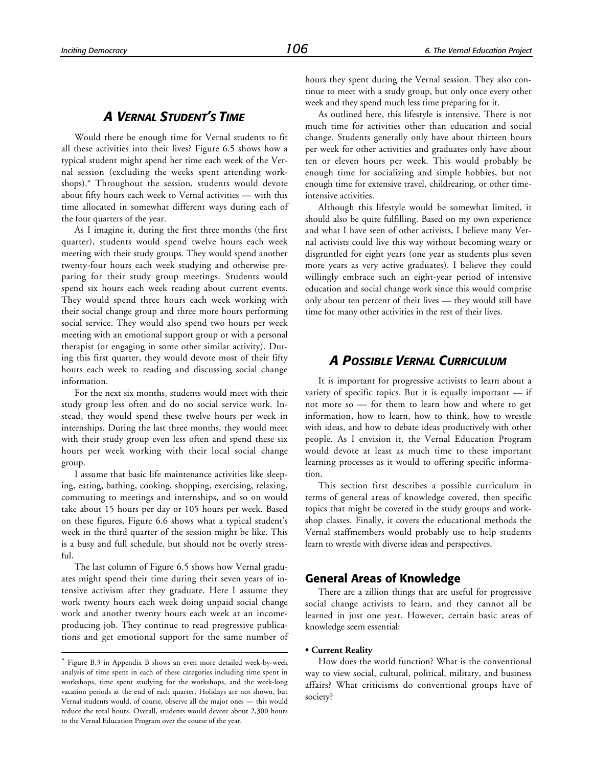## *A Vernal Student's Time*

Would there be enough time for Vernal students to fit all these activities into their lives? Figure 6.5 shows how a typical student might spend her time each week of the Vernal session (excluding the weeks spent attending workshops).* Throughout the session, students would devote about fifty hours each week to Vernal activities — with this time allocated in somewhat different ways during each of the four quarters of the year.

As I imagine it, during the first three months (the first quarter), students would spend twelve hours each week meeting with their study groups. They would spend another twenty-four hours each week studying and otherwise preparing for their study group meetings. Students would spend six hours each week reading about current events. They would spend three hours each week working with their social change group and three more hours performing social service. They would also spend two hours per week meeting with an emotional support group or with a personal therapist (or engaging in some other similar activity). During this first quarter, they would devote most of their fifty hours each week to reading and discussing social change information.

For the next six months, students would meet with their study group less often and do no social service work. Instead, they would spend these twelve hours per week in internships. During the last three months, they would meet with their study group even less often and spend these six hours per week working with their local social change group.

I assume that basic life maintenance activities like sleeping, eating, bathing, cooking, shopping, exercising, relaxing, commuting to meetings and internships, and so on would take about 15 hours per day or 105 hours per week. Based on these figures, Figure 6.6 shows what a typical student's week in the third quarter of the session might be like. This is a busy and full schedule, but should not be overly stressful.

The last column of Figure 6.5 shows how Vernal graduates might spend their time during their seven years of intensive activism after they graduate. Here I assume they work twenty hours each week doing unpaid social change work and another twenty hours each week at an income-producing job. They continue to read progressive publications and get emotional support for the same number of hours they spent during the Vernal session. They also continue to meet with a study group, but only once every other week and they spend much less time preparing for it.

As outlined here, this lifestyle is intensive. There is not much time for activities other than education and social change. Students generally only have about thirteen hours per week for other activities and graduates only have about ten or eleven hours per week. This would probably be enough time for socializing and simple hobbies, but not enough time for extensive travel, childrearing, or other time-intensive activities.

Although this lifestyle would be somewhat limited, it should also be quite fulfilling. Based on my own experience and what I have seen of other activists, I believe many Vernal activists could live this way without becoming weary or disgruntled for eight years (one year as students plus seven more years as very active graduates). I believe they could willingly embrace such an eight-year period of intensive education and social change work since this would comprise only about ten percent of their lives — they would still have time for many other activities in the rest of their lives.

---

* Figure B.3 in Appendix B shows an even more detailed week-by-week analysis of time spent in each of these categories including time spent in workshops, time spent studying for the workshops, and the week-long vacation periods at the end of each quarter. Holidays are not shown, but Vernal students would, of course, observe all the major ones — this would reduce the total hours. Overall, students would devote about 2,300 hours to the Vernal Education Program over the course of the year.

## *A Possible Vernal Curriculum*

It is important for progressive activists to learn about a variety of specific topics. But it is equally important — if not more so — for them to learn how and where to get information, how to learn, how to think, how to wrestle with ideas, and how to debate ideas productively with other people. As I envision it, the Vernal Education Program would devote at least as much time to these important learning processes as it would to offering specific information.

This section first describes a possible curriculum in terms of general areas of knowledge covered, then specific topics that might be covered in the study groups and workshop classes. Finally, it covers the educational methods the Vernal staffmembers would probably use to help students learn to wrestle with diverse ideas and perspectives.

### General Areas of Knowledge

There are a zillion things that are useful for progressive social change activists to learn, and they cannot all be learned in just one year. However, certain basic areas of knowledge seem essential:

**• Current Reality**

How does the world function? What is the conventional way to view social, cultural, political, military, and business affairs? What criticisms do conventional groups have of society?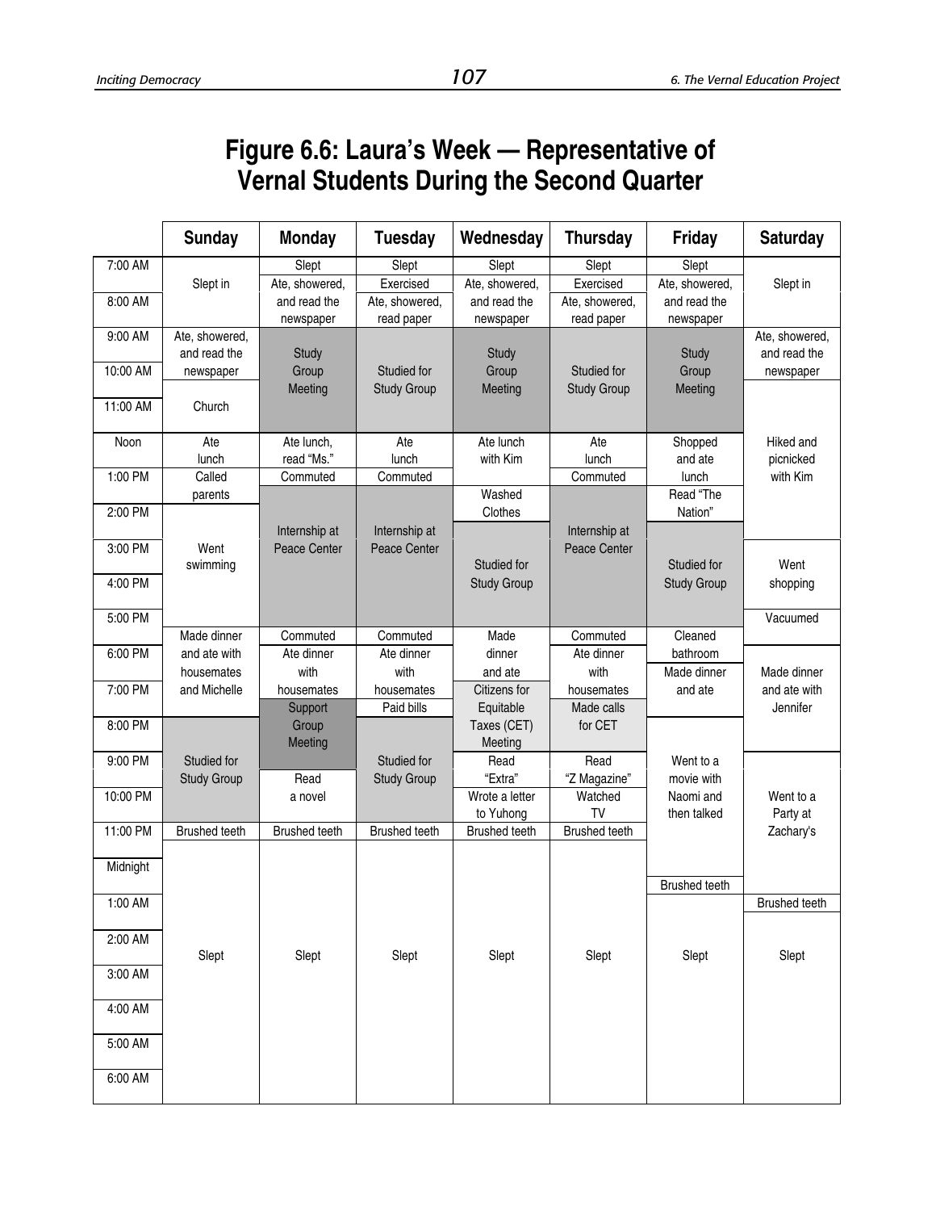# Figure 6.6: Laura's Week — Representative of Vernal Students During the Second Quarter

| | Sunday | Monday | Tuesday | Wednesday | Thursday | Friday | Saturday |
|---|---|---|---|---|---|---|---|
| 7:00 AM | Slept in | Slept | Slept | Slept | Slept | Slept | Slept in |
| | | Ate, showered, and read the newspaper | Exercised | Ate, showered, and read the newspaper | Exercised | Ate, showered, and read the newspaper | |
| 8:00 AM | | | Ate, showered, read paper | | Ate, showered, read paper | | |
| 9:00 AM | Ate, showered, and read the newspaper | Study Group Meeting | Studied for Study Group | Study Group Meeting | Studied for Study Group | Study Group Meeting | Ate, showered, and read the newspaper |
| 10:00 AM | | | | | | | |
| 11:00 AM | Church | | | | | | Hiked and picnicked with Kim |
| Noon | Ate lunch | Ate lunch, read "Ms." | Ate lunch | Ate lunch with Kim | Ate lunch | Shopped and ate lunch | |
| 1:00 PM | Called parents | Commuted | Commuted | | Commuted | | |
| | | Internship at Peace Center | Internship at Peace Center | Washed Clothes | Internship at Peace Center | Read "The Nation" | |
| 2:00 PM | Went swimming | | | | | | |
| 3:00 PM | | | | Studied for Study Group | | Studied for Study Group | Went shopping |
| 4:00 PM | | | | | | | |
| 5:00 PM | | | | | | | Vacuumed |
| | Made dinner and ate with housemates and Michelle | Commuted | Commuted | Made dinner and ate | Commuted | Cleaned bathroom | |
| 6:00 PM | | Ate dinner with housemates | Ate dinner with housemates | | Ate dinner with housemates | Made dinner and ate | Made dinner and ate with Jennifer |
| 7:00 PM | | | | Citizens for Equitable Taxes (CET) Meeting | | | |
| | | Support Group Meeting | Paid bills | | Made calls for CET | | |
| 8:00 PM | Studied for Study Group | | Studied for Study Group | | | Went to a movie with Naomi and then talked | |
| 9:00 PM | | Read a novel | | Read "Extra" | Read "Z Magazine" | | Went to a Party at Zachary's |
| 10:00 PM | | | | Wrote a letter to Yuhong | Watched TV | | |
| 11:00 PM | Brushed teeth | Brushed teeth | Brushed teeth | Brushed teeth | Brushed teeth | | |
| Midnight | Slept | Slept | Slept | Slept | Slept | Brushed teeth | |
| 1:00 AM | | | | | | Slept | Brushed teeth |
| 2:00 AM | | | | | | | Slept |
| 3:00 AM | | | | | | | |
| 4:00 AM | | | | | | | |
| 5:00 AM | | | | | | | |
| 6:00 AM | | | | | | | |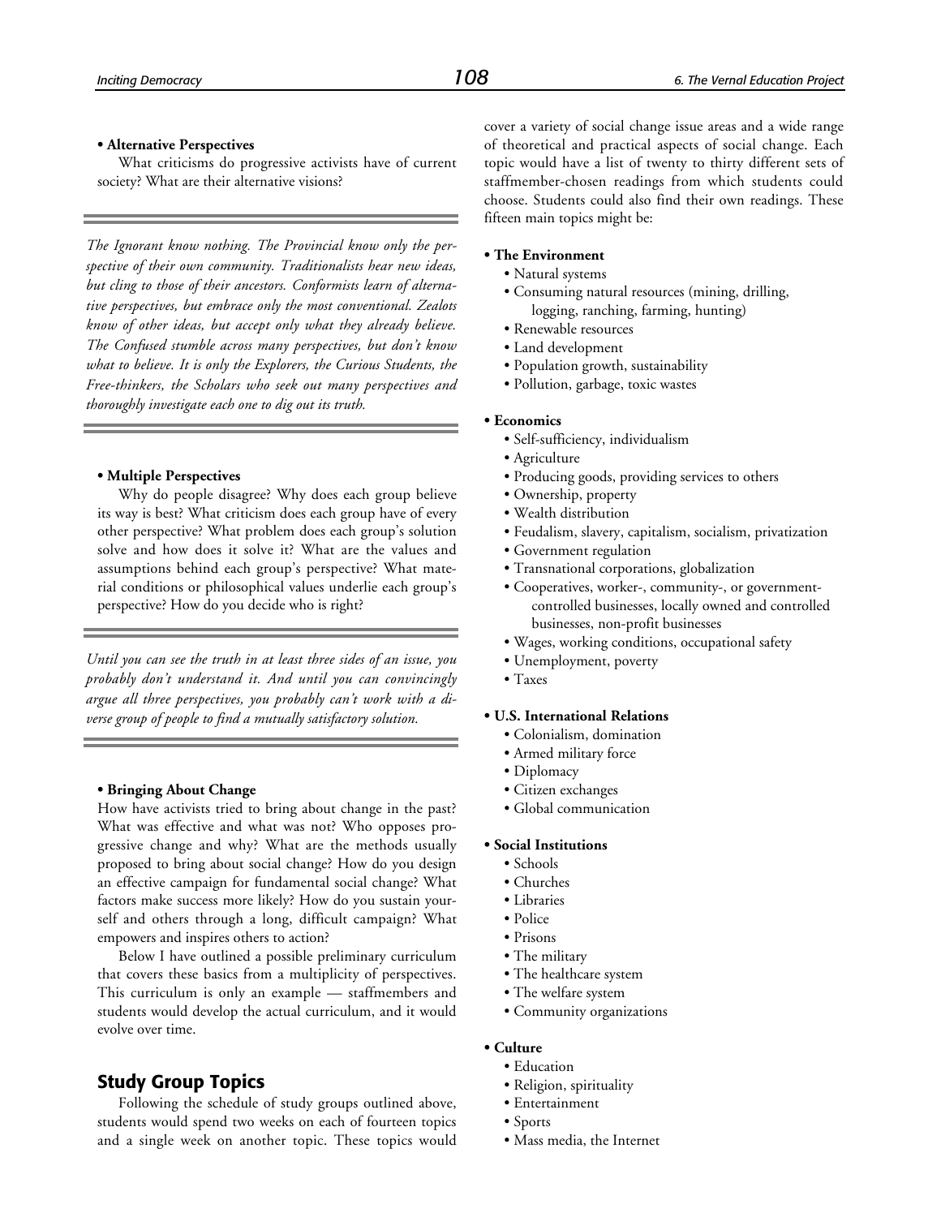**• Alternative Perspectives**

What criticisms do progressive activists have of current society? What are their alternative visions?

---

*The Ignorant know nothing. The Provincial know only the perspective of their own community. Traditionalists hear new ideas, but cling to those of their ancestors. Conformists learn of alternative perspectives, but embrace only the most conventional. Zealots know of other ideas, but accept only what they already believe. The Confused stumble across many perspectives, but don't know what to believe. It is only the Explorers, the Curious Students, the Free-thinkers, the Scholars who seek out many perspectives and thoroughly investigate each one to dig out its truth.*

---

**• Multiple Perspectives**

Why do people disagree? Why does each group believe its way is best? What criticism does each group have of every other perspective? What problem does each group's solution solve and how does it solve it? What are the values and assumptions behind each group's perspective? What material conditions or philosophical values underlie each group's perspective? How do you decide who is right?

---

*Until you can see the truth in at least three sides of an issue, you probably don't understand it. And until you can convincingly argue all three perspectives, you probably can't work with a diverse group of people to find a mutually satisfactory solution.*

---

**• Bringing About Change**

How have activists tried to bring about change in the past? What was effective and what was not? Who opposes progressive change and why? What are the methods usually proposed to bring about social change? How do you design an effective campaign for fundamental social change? What factors make success more likely? How do you sustain yourself and others through a long, difficult campaign? What empowers and inspires others to action?

Below I have outlined a possible preliminary curriculum that covers these basics from a multiplicity of perspectives. This curriculum is only an example — staffmembers and students would develop the actual curriculum, and it would evolve over time.

## Study Group Topics

Following the schedule of study groups outlined above, students would spend two weeks on each of fourteen topics and a single week on another topic. These topics would cover a variety of social change issue areas and a wide range of theoretical and practical aspects of social change. Each topic would have a list of twenty to thirty different sets of staffmember-chosen readings from which students could choose. Students could also find their own readings. These fifteen main topics might be:

**• The Environment**
- Natural systems
- Consuming natural resources (mining, drilling, logging, ranching, farming, hunting)
- Renewable resources
- Land development
- Population growth, sustainability
- Pollution, garbage, toxic wastes

**• Economics**
- Self-sufficiency, individualism
- Agriculture
- Producing goods, providing services to others
- Ownership, property
- Wealth distribution
- Feudalism, slavery, capitalism, socialism, privatization
- Government regulation
- Transnational corporations, globalization
- Cooperatives, worker-, community-, or government-controlled businesses, locally owned and controlled businesses, non-profit businesses
- Wages, working conditions, occupational safety
- Unemployment, poverty
- Taxes

**• U.S. International Relations**
- Colonialism, domination
- Armed military force
- Diplomacy
- Citizen exchanges
- Global communication

**• Social Institutions**
- Schools
- Churches
- Libraries
- Police
- Prisons
- The military
- The healthcare system
- The welfare system
- Community organizations

**• Culture**
- Education
- Religion, spirituality
- Entertainment
- Sports
- Mass media, the Internet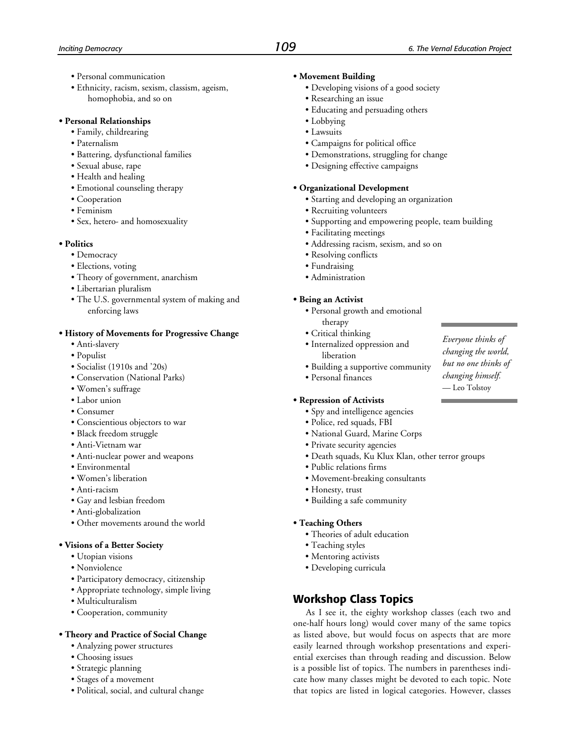- Personal communication
- Ethnicity, racism, sexism, classism, ageism, homophobia, and so on

- **Personal Relationships**
  - Family, childrearing
  - Paternalism
  - Battering, dysfunctional families
  - Sexual abuse, rape
  - Health and healing
  - Emotional counseling therapy
  - Cooperation
  - Feminism
  - Sex, hetero- and homosexuality

- **Politics**
  - Democracy
  - Elections, voting
  - Theory of government, anarchism
  - Libertarian pluralism
  - The U.S. governmental system of making and enforcing laws

- **History of Movements for Progressive Change**
  - Anti-slavery
  - Populist
  - Socialist (1910s and '20s)
  - Conservation (National Parks)
  - Women's suffrage
  - Labor union
  - Consumer
  - Conscientious objectors to war
  - Black freedom struggle
  - Anti-Vietnam war
  - Anti-nuclear power and weapons
  - Environmental
  - Women's liberation
  - Anti-racism
  - Gay and lesbian freedom
  - Anti-globalization
  - Other movements around the world

- **Visions of a Better Society**
  - Utopian visions
  - Nonviolence
  - Participatory democracy, citizenship
  - Appropriate technology, simple living
  - Multiculturalism
  - Cooperation, community

- **Theory and Practice of Social Change**
  - Analyzing power structures
  - Choosing issues
  - Strategic planning
  - Stages of a movement
  - Political, social, and cultural change

- **Movement Building**
  - Developing visions of a good society
  - Researching an issue
  - Educating and persuading others
  - Lobbying
  - Lawsuits
  - Campaigns for political office
  - Demonstrations, struggling for change
  - Designing effective campaigns

- **Organizational Development**
  - Starting and developing an organization
  - Recruiting volunteers
  - Supporting and empowering people, team building
  - Facilitating meetings
  - Addressing racism, sexism, and so on
  - Resolving conflicts
  - Fundraising
  - Administration

- **Being an Activist**
  - Personal growth and emotional therapy
  - Critical thinking
  - Internalized oppression and liberation
  - Building a supportive community
  - Personal finances

*Everyone thinks of changing the world, but no one thinks of changing himself.*
— Leo Tolstoy

- **Repression of Activists**
  - Spy and intelligence agencies
  - Police, red squads, FBI
  - National Guard, Marine Corps
  - Private security agencies
  - Death squads, Ku Klux Klan, other terror groups
  - Public relations firms
  - Movement-breaking consultants
  - Honesty, trust
  - Building a safe community

- **Teaching Others**
  - Theories of adult education
  - Teaching styles
  - Mentoring activists
  - Developing curricula

## Workshop Class Topics

As I see it, the eighty workshop classes (each two and one-half hours long) would cover many of the same topics as listed above, but would focus on aspects that are more easily learned through workshop presentations and experiential exercises than through reading and discussion. Below is a possible list of topics. The numbers in parentheses indicate how many classes might be devoted to each topic. Note that topics are listed in logical categories. However, classes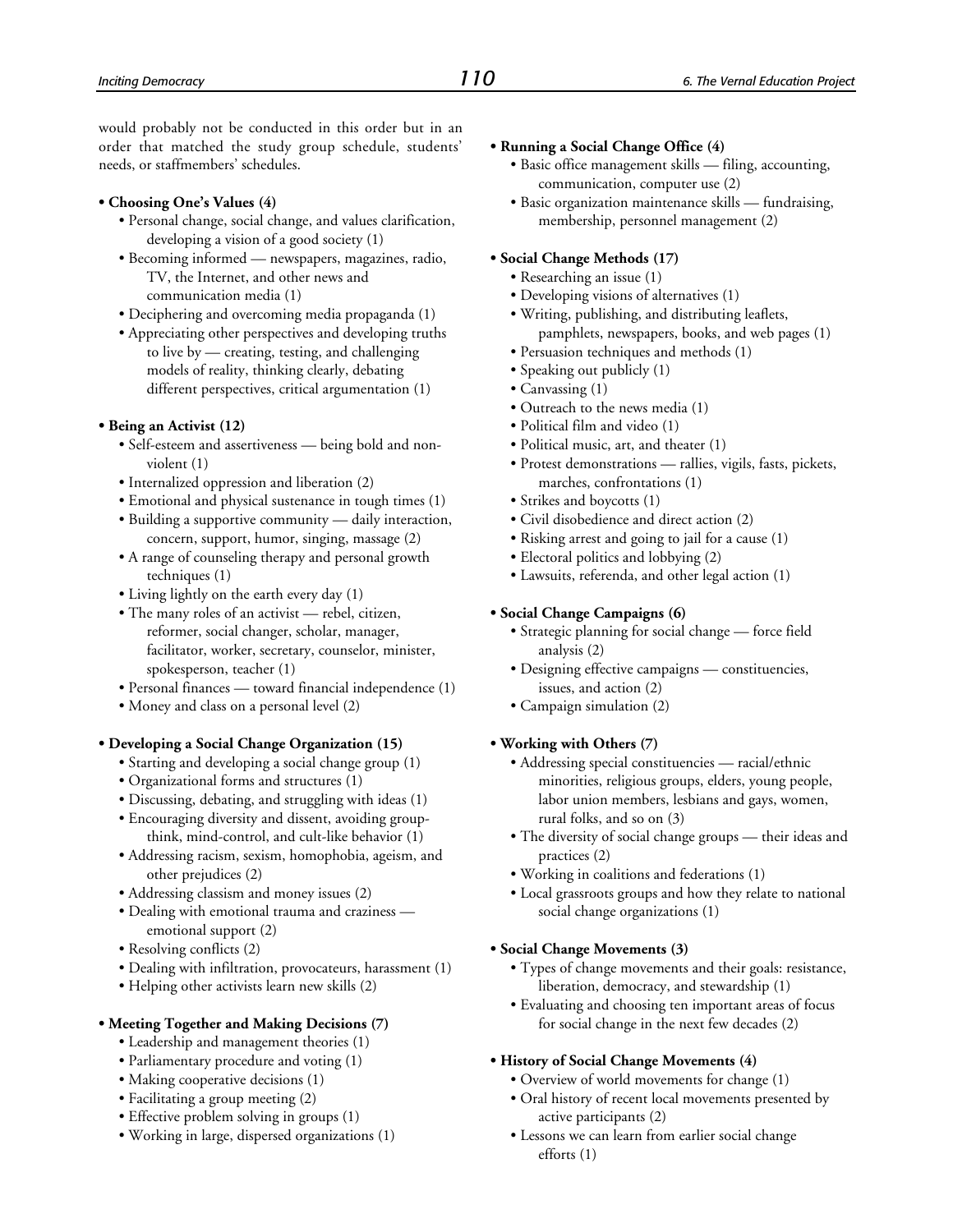would probably not be conducted in this order but in an order that matched the study group schedule, students' needs, or staffmembers' schedules.

- **Choosing One's Values (4)**
  - Personal change, social change, and values clarification, developing a vision of a good society (1)
  - Becoming informed — newspapers, magazines, radio, TV, the Internet, and other news and communication media (1)
  - Deciphering and overcoming media propaganda (1)
  - Appreciating other perspectives and developing truths to live by — creating, testing, and challenging models of reality, thinking clearly, debating different perspectives, critical argumentation (1)

- **Being an Activist (12)**
  - Self-esteem and assertiveness — being bold and non-violent (1)
  - Internalized oppression and liberation (2)
  - Emotional and physical sustenance in tough times (1)
  - Building a supportive community — daily interaction, concern, support, humor, singing, massage (2)
  - A range of counseling therapy and personal growth techniques (1)
  - Living lightly on the earth every day (1)
  - The many roles of an activist — rebel, citizen, reformer, social changer, scholar, manager, facilitator, worker, secretary, counselor, minister, spokesperson, teacher (1)
  - Personal finances — toward financial independence (1)
  - Money and class on a personal level (2)

- **Developing a Social Change Organization (15)**
  - Starting and developing a social change group (1)
  - Organizational forms and structures (1)
  - Discussing, debating, and struggling with ideas (1)
  - Encouraging diversity and dissent, avoiding group-think, mind-control, and cult-like behavior (1)
  - Addressing racism, sexism, homophobia, ageism, and other prejudices (2)
  - Addressing classism and money issues (2)
  - Dealing with emotional trauma and craziness — emotional support (2)
  - Resolving conflicts (2)
  - Dealing with infiltration, provocateurs, harassment (1)
  - Helping other activists learn new skills (2)

- **Meeting Together and Making Decisions (7)**
  - Leadership and management theories (1)
  - Parliamentary procedure and voting (1)
  - Making cooperative decisions (1)
  - Facilitating a group meeting (2)
  - Effective problem solving in groups (1)
  - Working in large, dispersed organizations (1)

- **Running a Social Change Office (4)**
  - Basic office management skills — filing, accounting, communication, computer use (2)
  - Basic organization maintenance skills — fundraising, membership, personnel management (2)

- **Social Change Methods (17)**
  - Researching an issue (1)
  - Developing visions of alternatives (1)
  - Writing, publishing, and distributing leaflets, pamphlets, newspapers, books, and web pages (1)
  - Persuasion techniques and methods (1)
  - Speaking out publicly (1)
  - Canvassing (1)
  - Outreach to the news media (1)
  - Political film and video (1)
  - Political music, art, and theater (1)
  - Protest demonstrations — rallies, vigils, fasts, pickets, marches, confrontations (1)
  - Strikes and boycotts (1)
  - Civil disobedience and direct action (2)
  - Risking arrest and going to jail for a cause (1)
  - Electoral politics and lobbying (2)
  - Lawsuits, referenda, and other legal action (1)

- **Social Change Campaigns (6)**
  - Strategic planning for social change — force field analysis (2)
  - Designing effective campaigns — constituencies, issues, and action (2)
  - Campaign simulation (2)

- **Working with Others (7)**
  - Addressing special constituencies — racial/ethnic minorities, religious groups, elders, young people, labor union members, lesbians and gays, women, rural folks, and so on (3)
  - The diversity of social change groups — their ideas and practices (2)
  - Working in coalitions and federations (1)
  - Local grassroots groups and how they relate to national social change organizations (1)

- **Social Change Movements (3)**
  - Types of change movements and their goals: resistance, liberation, democracy, and stewardship (1)
  - Evaluating and choosing ten important areas of focus for social change in the next few decades (2)

- **History of Social Change Movements (4)**
  - Overview of world movements for change (1)
  - Oral history of recent local movements presented by active participants (2)
  - Lessons we can learn from earlier social change efforts (1)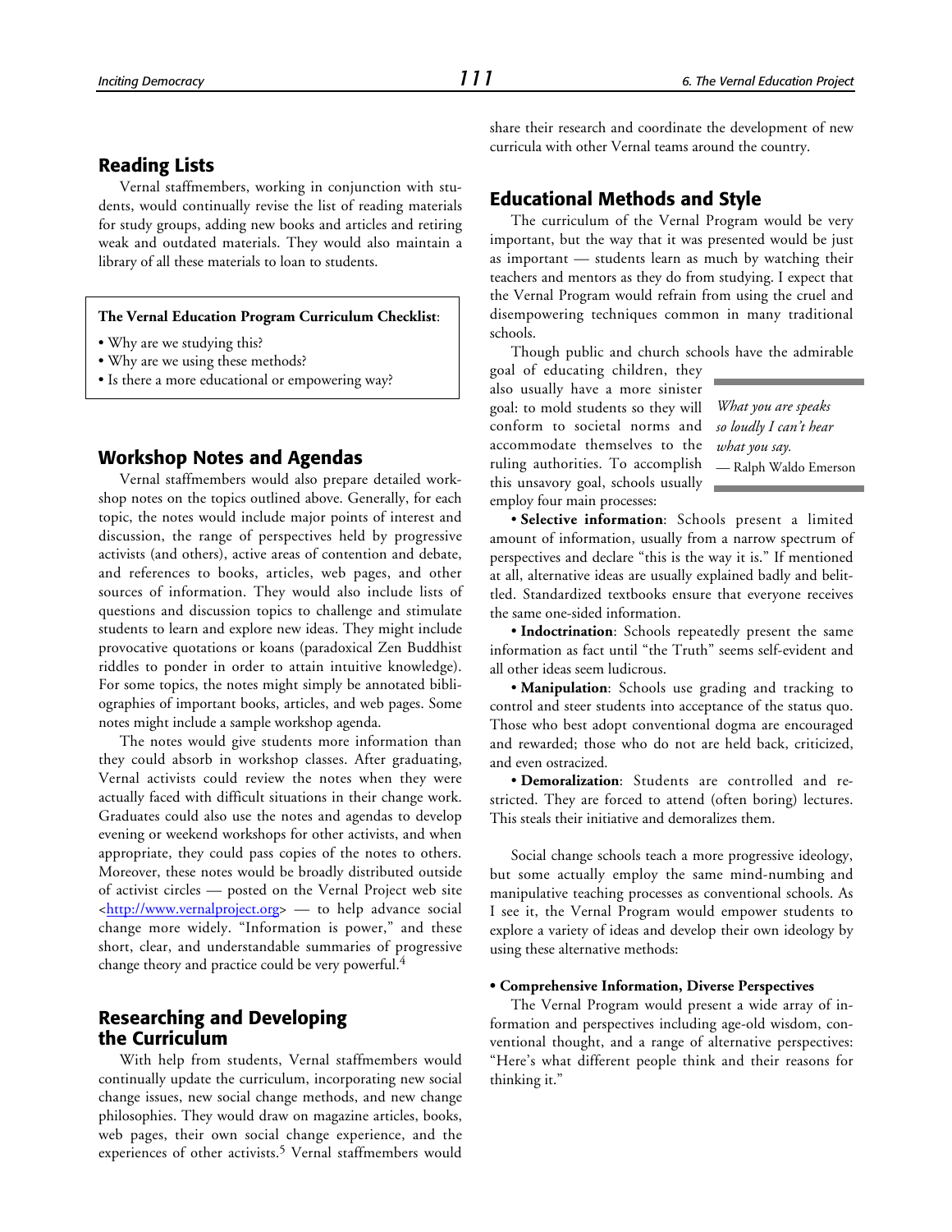## Reading Lists

Vernal staffmembers, working in conjunction with students, would continually revise the list of reading materials for study groups, adding new books and articles and retiring weak and outdated materials. They would also maintain a library of all these materials to loan to students.

**The Vernal Education Program Curriculum Checklist**:

- Why are we studying this?
- Why are we using these methods?
- Is there a more educational or empowering way?

## Workshop Notes and Agendas

Vernal staffmembers would also prepare detailed workshop notes on the topics outlined above. Generally, for each topic, the notes would include major points of interest and discussion, the range of perspectives held by progressive activists (and others), active areas of contention and debate, and references to books, articles, web pages, and other sources of information. They would also include lists of questions and discussion topics to challenge and stimulate students to learn and explore new ideas. They might include provocative quotations or koans (paradoxical Zen Buddhist riddles to ponder in order to attain intuitive knowledge). For some topics, the notes might simply be annotated bibliographies of important books, articles, and web pages. Some notes might include a sample workshop agenda.

The notes would give students more information than they could absorb in workshop classes. After graduating, Vernal activists could review the notes when they were actually faced with difficult situations in their change work. Graduates could also use the notes and agendas to develop evening or weekend workshops for other activists, and when appropriate, they could pass copies of the notes to others. Moreover, these notes would be broadly distributed outside of activist circles — posted on the Vernal Project web site <http://www.vernalproject.org> — to help advance social change more widely. "Information is power," and these short, clear, and understandable summaries of progressive change theory and practice could be very powerful.[4]

## Researching and Developing the Curriculum

With help from students, Vernal staffmembers would continually update the curriculum, incorporating new social change issues, new social change methods, and new change philosophies. They would draw on magazine articles, books, web pages, their own social change experience, and the experiences of other activists.[5] Vernal staffmembers would share their research and coordinate the development of new curricula with other Vernal teams around the country.

## Educational Methods and Style

The curriculum of the Vernal Program would be very important, but the way that it was presented would be just as important — students learn as much by watching their teachers and mentors as they do from studying. I expect that the Vernal Program would refrain from using the cruel and disempowering techniques common in many traditional schools.

Though public and church schools have the admirable goal of educating children, they also usually have a more sinister goal: to mold students so they will conform to societal norms and accommodate themselves to the ruling authorities. To accomplish this unsavory goal, schools usually employ four main processes:

> *What you are speaks so loudly I can't hear what you say.*
> — Ralph Waldo Emerson

- **Selective information**: Schools present a limited amount of information, usually from a narrow spectrum of perspectives and declare "this is the way it is." If mentioned at all, alternative ideas are usually explained badly and belittled. Standardized textbooks ensure that everyone receives the same one-sided information.
- **Indoctrination**: Schools repeatedly present the same information as fact until "the Truth" seems self-evident and all other ideas seem ludicrous.
- **Manipulation**: Schools use grading and tracking to control and steer students into acceptance of the status quo. Those who best adopt conventional dogma are encouraged and rewarded; those who do not are held back, criticized, and even ostracized.
- **Demoralization**: Students are controlled and restricted. They are forced to attend (often boring) lectures. This steals their initiative and demoralizes them.

Social change schools teach a more progressive ideology, but some actually employ the same mind-numbing and manipulative teaching processes as conventional schools. As I see it, the Vernal Program would empower students to explore a variety of ideas and develop their own ideology by using these alternative methods:

**• Comprehensive Information, Diverse Perspectives**

The Vernal Program would present a wide array of information and perspectives including age-old wisdom, conventional thought, and a range of alternative perspectives: "Here's what different people think and their reasons for thinking it."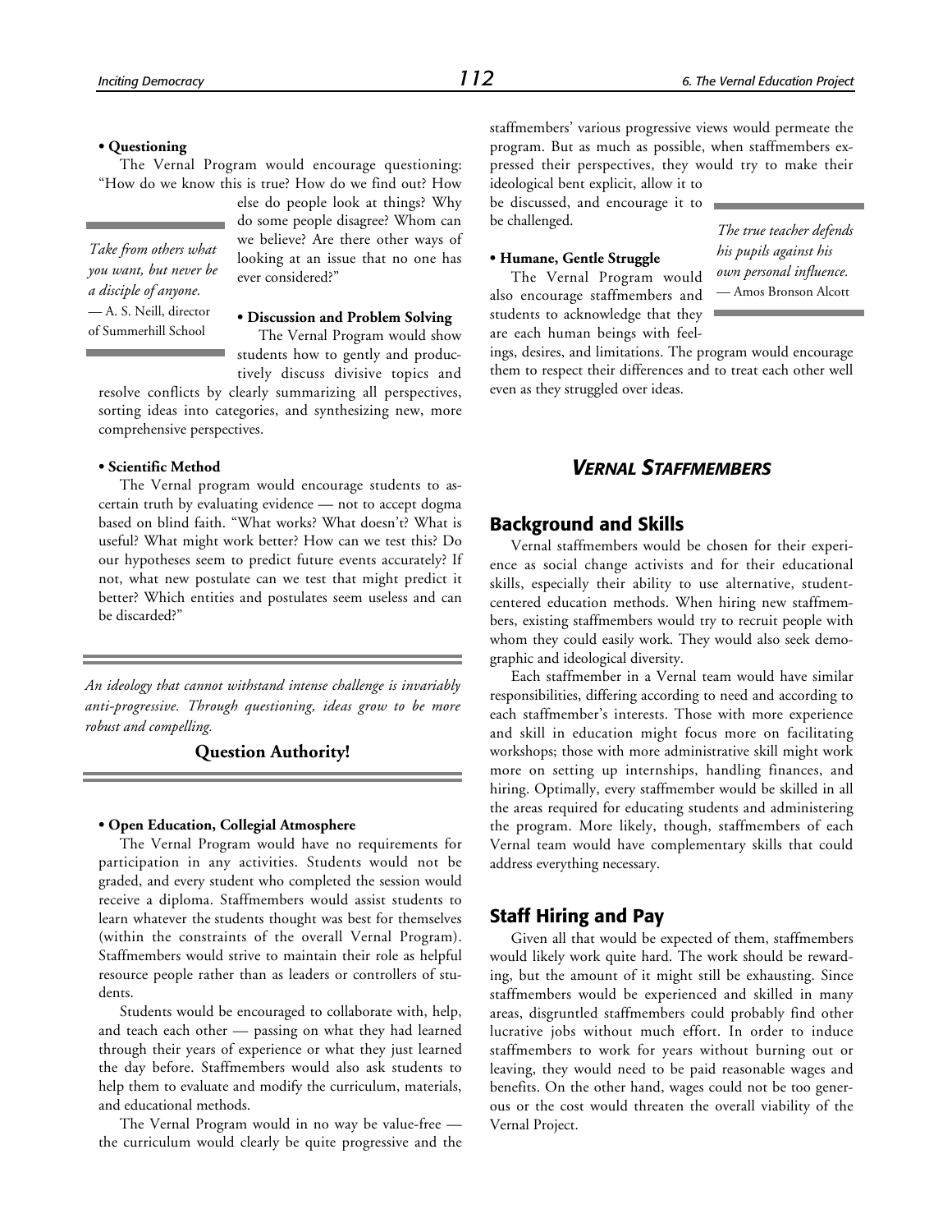**• Questioning**

The Vernal Program would encourage questioning: "How do we know this is true? How do we find out? How else do people look at things? Why do some people disagree? Whom can we believe? Are there other ways of looking at an issue that no one has ever considered?"

*Take from others what you want, but never be a disciple of anyone.*
— A. S. Neill, director of Summerhill School

**• Discussion and Problem Solving**

The Vernal Program would show students how to gently and productively discuss divisive topics and resolve conflicts by clearly summarizing all perspectives, sorting ideas into categories, and synthesizing new, more comprehensive perspectives.

**• Scientific Method**

The Vernal program would encourage students to ascertain truth by evaluating evidence — not to accept dogma based on blind faith. "What works? What doesn't? What is useful? What might work better? How can we test this? Do our hypotheses seem to predict future events accurately? If not, what new postulate can we test that might predict it better? Which entities and postulates seem useless and can be discarded?"

*An ideology that cannot withstand intense challenge is invariably anti-progressive. Through questioning, ideas grow to be more robust and compelling.*

**Question Authority!**

**• Open Education, Collegial Atmosphere**

The Vernal Program would have no requirements for participation in any activities. Students would not be graded, and every student who completed the session would receive a diploma. Staffmembers would assist students to learn whatever the students thought was best for themselves (within the constraints of the overall Vernal Program). Staffmembers would strive to maintain their role as helpful resource people rather than as leaders or controllers of students.

Students would be encouraged to collaborate with, help, and teach each other — passing on what they had learned through their years of experience or what they just learned the day before. Staffmembers would also ask students to help them to evaluate and modify the curriculum, materials, and educational methods.

The Vernal Program would in no way be value-free — the curriculum would clearly be quite progressive and the staffmembers' various progressive views would permeate the program. But as much as possible, when staffmembers expressed their perspectives, they would try to make their ideological bent explicit, allow it to be discussed, and encourage it to be challenged.

*The true teacher defends his pupils against his own personal influence.*
— Amos Bronson Alcott

**• Humane, Gentle Struggle**

The Vernal Program would also encourage staffmembers and students to acknowledge that they are each human beings with feelings, desires, and limitations. The program would encourage them to respect their differences and to treat each other well even as they struggled over ideas.

## *VERNAL STAFFMEMBERS*

### Background and Skills

Vernal staffmembers would be chosen for their experience as social change activists and for their educational skills, especially their ability to use alternative, student-centered education methods. When hiring new staffmembers, existing staffmembers would try to recruit people with whom they could easily work. They would also seek demographic and ideological diversity.

Each staffmember in a Vernal team would have similar responsibilities, differing according to need and according to each staffmember's interests. Those with more experience and skill in education might focus more on facilitating workshops; those with more administrative skill might work more on setting up internships, handling finances, and hiring. Optimally, every staffmember would be skilled in all the areas required for educating students and administering the program. More likely, though, staffmembers of each Vernal team would have complementary skills that could address everything necessary.

### Staff Hiring and Pay

Given all that would be expected of them, staffmembers would likely work quite hard. The work should be rewarding, but the amount of it might still be exhausting. Since staffmembers would be experienced and skilled in many areas, disgruntled staffmembers could probably find other lucrative jobs without much effort. In order to induce staffmembers to work for years without burning out or leaving, they would need to be paid reasonable wages and benefits. On the other hand, wages could not be too generous or the cost would threaten the overall viability of the Vernal Project.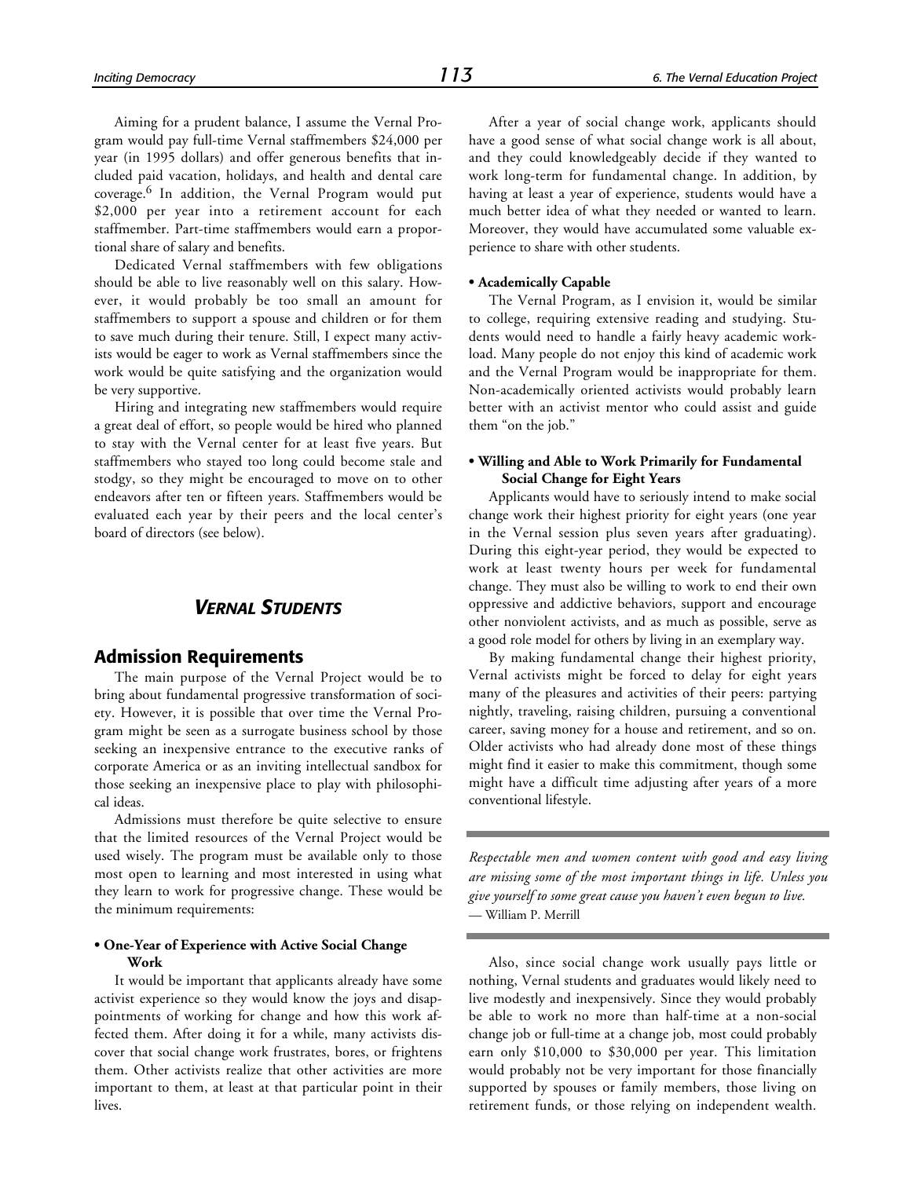Aiming for a prudent balance, I assume the Vernal Program would pay full-time Vernal staffmembers $24,000 per year (in 1995 dollars) and offer generous benefits that included paid vacation, holidays, and health and dental care coverage.[6] In addition, the Vernal Program would put $2,000 per year into a retirement account for each staffmember. Part-time staffmembers would earn a proportional share of salary and benefits.

Dedicated Vernal staffmembers with few obligations should be able to live reasonably well on this salary. However, it would probably be too small an amount for staffmembers to support a spouse and children or for them to save much during their tenure. Still, I expect many activists would be eager to work as Vernal staffmembers since the work would be quite satisfying and the organization would be very supportive.

Hiring and integrating new staffmembers would require a great deal of effort, so people would be hired who planned to stay with the Vernal center for at least five years. But staffmembers who stayed too long could become stale and stodgy, so they might be encouraged to move on to other endeavors after ten or fifteen years. Staffmembers would be evaluated each year by their peers and the local center's board of directors (see below).

## *VERNAL STUDENTS*

### Admission Requirements

The main purpose of the Vernal Project would be to bring about fundamental progressive transformation of society. However, it is possible that over time the Vernal Program might be seen as a surrogate business school by those seeking an inexpensive entrance to the executive ranks of corporate America or as an inviting intellectual sandbox for those seeking an inexpensive place to play with philosophical ideas.

Admissions must therefore be quite selective to ensure that the limited resources of the Vernal Project would be used wisely. The program must be available only to those most open to learning and most interested in using what they learn to work for progressive change. These would be the minimum requirements:

**• One-Year of Experience with Active Social Change Work**

It would be important that applicants already have some activist experience so they would know the joys and disappointments of working for change and how this work affected them. After doing it for a while, many activists discover that social change work frustrates, bores, or frightens them. Other activists realize that other activities are more important to them, at least at that particular point in their lives.

After a year of social change work, applicants should have a good sense of what social change work is all about, and they could knowledgeably decide if they wanted to work long-term for fundamental change. In addition, by having at least a year of experience, students would have a much better idea of what they needed or wanted to learn. Moreover, they would have accumulated some valuable experience to share with other students.

**• Academically Capable**

The Vernal Program, as I envision it, would be similar to college, requiring extensive reading and studying. Students would need to handle a fairly heavy academic workload. Many people do not enjoy this kind of academic work and the Vernal Program would be inappropriate for them. Non-academically oriented activists would probably learn better with an activist mentor who could assist and guide them "on the job."

**• Willing and Able to Work Primarily for Fundamental Social Change for Eight Years**

Applicants would have to seriously intend to make social change work their highest priority for eight years (one year in the Vernal session plus seven years after graduating). During this eight-year period, they would be expected to work at least twenty hours per week for fundamental change. They must also be willing to work to end their own oppressive and addictive behaviors, support and encourage other nonviolent activists, and as much as possible, serve as a good role model for others by living in an exemplary way.

By making fundamental change their highest priority, Vernal activists might be forced to delay for eight years many of the pleasures and activities of their peers: partying nightly, traveling, raising children, pursuing a conventional career, saving money for a house and retirement, and so on. Older activists who had already done most of these things might find it easier to make this commitment, though some might have a difficult time adjusting after years of a more conventional lifestyle.

*Respectable men and women content with good and easy living are missing some of the most important things in life. Unless you give yourself to some great cause you haven't even begun to live.*
— William P. Merrill

Also, since social change work usually pays little or nothing, Vernal students and graduates would likely need to live modestly and inexpensively. Since they would probably be able to work no more than half-time at a non-social change job or full-time at a change job, most could probably earn only $10,000 to $30,000 per year. This limitation would probably not be very important for those financially supported by spouses or family members, those living on retirement funds, or those relying on independent wealth.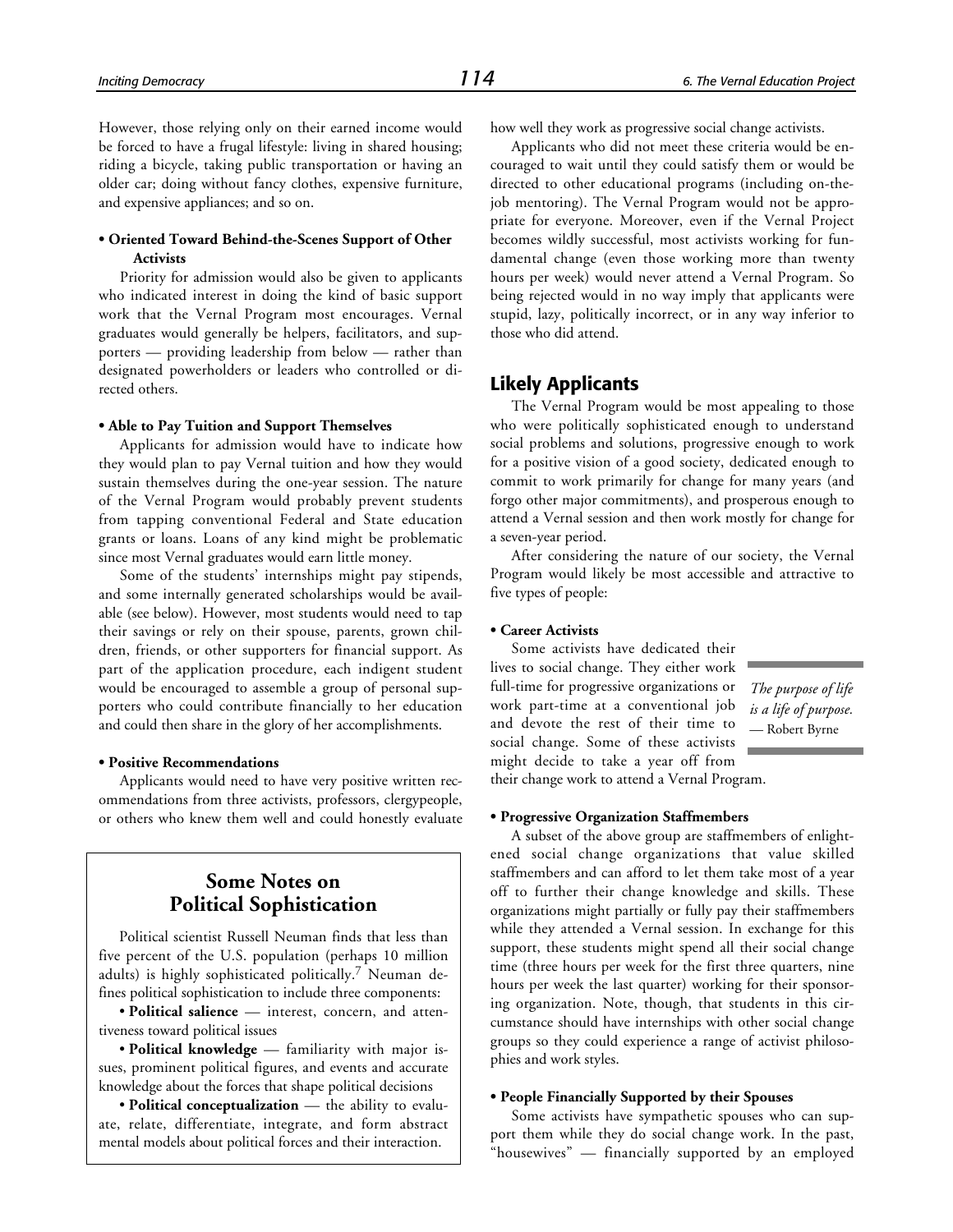However, those relying only on their earned income would be forced to have a frugal lifestyle: living in shared housing; riding a bicycle, taking public transportation or having an older car; doing without fancy clothes, expensive furniture, and expensive appliances; and so on.

**• Oriented Toward Behind-the-Scenes Support of Other Activists**

Priority for admission would also be given to applicants who indicated interest in doing the kind of basic support work that the Vernal Program most encourages. Vernal graduates would generally be helpers, facilitators, and supporters — providing leadership from below — rather than designated powerholders or leaders who controlled or directed others.

**• Able to Pay Tuition and Support Themselves**

Applicants for admission would have to indicate how they would plan to pay Vernal tuition and how they would sustain themselves during the one-year session. The nature of the Vernal Program would probably prevent students from tapping conventional Federal and State education grants or loans. Loans of any kind might be problematic since most Vernal graduates would earn little money.

Some of the students' internships might pay stipends, and some internally generated scholarships would be available (see below). However, most students would need to tap their savings or rely on their spouse, parents, grown children, friends, or other supporters for financial support. As part of the application procedure, each indigent student would be encouraged to assemble a group of personal supporters who could contribute financially to her education and could then share in the glory of her accomplishments.

**• Positive Recommendations**

Applicants would need to have very positive written recommendations from three activists, professors, clergypeople, or others who knew them well and could honestly evaluate how well they work as progressive social change activists.

Applicants who did not meet these criteria would be encouraged to wait until they could satisfy them or would be directed to other educational programs (including on-the-job mentoring). The Vernal Program would not be appropriate for everyone. Moreover, even if the Vernal Project becomes wildly successful, most activists working for fundamental change (even those working more than twenty hours per week) would never attend a Vernal Program. So being rejected would in no way imply that applicants were stupid, lazy, politically incorrect, or in any way inferior to those who did attend.

## Some Notes on Political Sophistication

Political scientist Russell Neuman finds that less than five percent of the U.S. population (perhaps 10 million adults) is highly sophisticated politically.[7] Neuman defines political sophistication to include three components:

- **Political salience** — interest, concern, and attentiveness toward political issues
- **Political knowledge** — familiarity with major issues, prominent political figures, and events and accurate knowledge about the forces that shape political decisions
- **Political conceptualization** — the ability to evaluate, relate, differentiate, integrate, and form abstract mental models about political forces and their interaction.

## Likely Applicants

The Vernal Program would be most appealing to those who were politically sophisticated enough to understand social problems and solutions, progressive enough to work for a positive vision of a good society, dedicated enough to commit to work primarily for change for many years (and forgo other major commitments), and prosperous enough to attend a Vernal session and then work mostly for change for a seven-year period.

After considering the nature of our society, the Vernal Program would likely be most accessible and attractive to five types of people:

**• Career Activists**

Some activists have dedicated their lives to social change. They either work full-time for progressive organizations or work part-time at a conventional job and devote the rest of their time to social change. Some of these activists might decide to take a year off from their change work to attend a Vernal Program.

> *The purpose of life is a life of purpose.*
> — Robert Byrne

**• Progressive Organization Staffmembers**

A subset of the above group are staffmembers of enlightened social change organizations that value skilled staffmembers and can afford to let them take most of a year off to further their change knowledge and skills. These organizations might partially or fully pay their staffmembers while they attended a Vernal session. In exchange for this support, these students might spend all their social change time (three hours per week for the first three quarters, nine hours per week the last quarter) working for their sponsoring organization. Note, though, that students in this circumstance should have internships with other social change groups so they could experience a range of activist philosophies and work styles.

**• People Financially Supported by their Spouses**

Some activists have sympathetic spouses who can support them while they do social change work. In the past, "housewives" — financially supported by an employed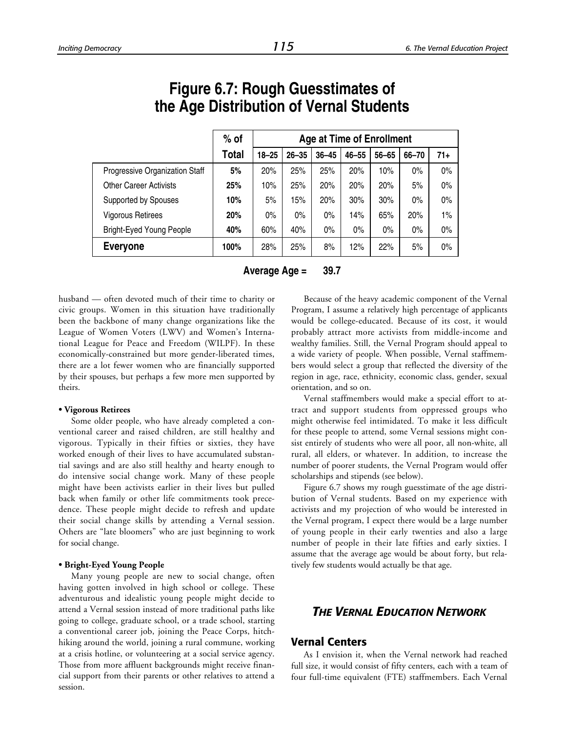# Figure 6.7: Rough Guesstimates of the Age Distribution of Vernal Students

| | % of Total | Age at Time of Enrollment | | | | | | |
|---|---|---|---|---|---|---|---|---|
| | | 18–25 | 26–35 | 36–45 | 46–55 | 56–65 | 66–70 | 71+ |
| Progressive Organization Staff | **5%** | 20% | 25% | 25% | 20% | 10% | 0% | 0% |
| Other Career Activists | **25%** | 10% | 25% | 20% | 20% | 20% | 5% | 0% |
| Supported by Spouses | **10%** | 5% | 15% | 20% | 30% | 30% | 0% | 0% |
| Vigorous Retirees | **20%** | 0% | 0% | 0% | 14% | 65% | 20% | 1% |
| Bright-Eyed Young People | **40%** | 60% | 40% | 0% | 0% | 0% | 0% | 0% |
| **Everyone** | **100%** | 28% | 25% | 8% | 12% | 22% | 5% | 0% |

**Average Age = 39.7**

husband — often devoted much of their time to charity or civic groups. Women in this situation have traditionally been the backbone of many change organizations like the League of Women Voters (LWV) and Women's International League for Peace and Freedom (WILPF). In these economically-constrained but more gender-liberated times, there are a lot fewer women who are financially supported by their spouses, but perhaps a few more men supported by theirs.

**• Vigorous Retirees**

Some older people, who have already completed a conventional career and raised children, are still healthy and vigorous. Typically in their fifties or sixties, they have worked enough of their lives to have accumulated substantial savings and are also still healthy and hearty enough to do intensive social change work. Many of these people might have been activists earlier in their lives but pulled back when family or other life commitments took precedence. These people might decide to refresh and update their social change skills by attending a Vernal session. Others are "late bloomers" who are just beginning to work for social change.

**• Bright-Eyed Young People**

Many young people are new to social change, often having gotten involved in high school or college. These adventurous and idealistic young people might decide to attend a Vernal session instead of more traditional paths like going to college, graduate school, or a trade school, starting a conventional career job, joining the Peace Corps, hitchhiking around the world, joining a rural commune, working at a crisis hotline, or volunteering at a social service agency. Those from more affluent backgrounds might receive financial support from their parents or other relatives to attend a session.

Because of the heavy academic component of the Vernal Program, I assume a relatively high percentage of applicants would be college-educated. Because of its cost, it would probably attract more activists from middle-income and wealthy families. Still, the Vernal Program should appeal to a wide variety of people. When possible, Vernal staffmembers would select a group that reflected the diversity of the region in age, race, ethnicity, economic class, gender, sexual orientation, and so on.

Vernal staffmembers would make a special effort to attract and support students from oppressed groups who might otherwise feel intimidated. To make it less difficult for these people to attend, some Vernal sessions might consist entirely of students who were all poor, all non-white, all rural, all elders, or whatever. In addition, to increase the number of poorer students, the Vernal Program would offer scholarships and stipends (see below).

Figure 6.7 shows my rough guesstimate of the age distribution of Vernal students. Based on my experience with activists and my projection of who would be interested in the Vernal program, I expect there would be a large number of young people in their early twenties and also a large number of people in their late fifties and early sixties. I assume that the average age would be about forty, but relatively few students would actually be that age.

## *The Vernal Education Network*

### Vernal Centers

As I envision it, when the Vernal network had reached full size, it would consist of fifty centers, each with a team of four full-time equivalent (FTE) staffmembers. Each Vernal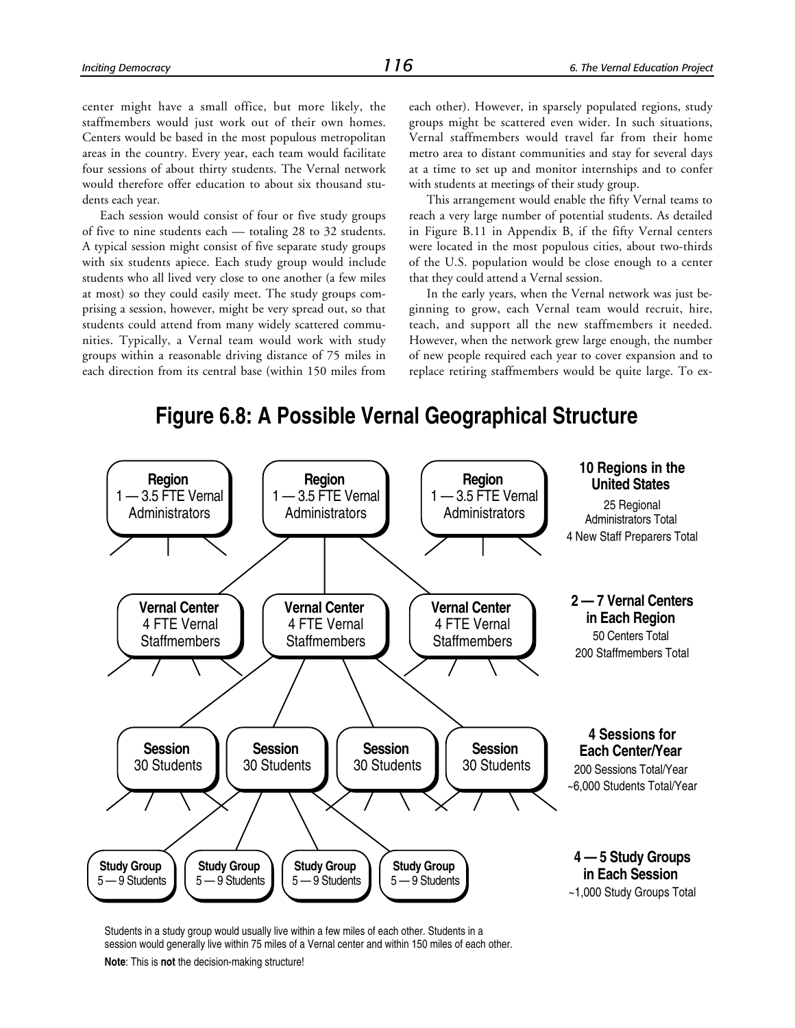center might have a small office, but more likely, the staffmembers would just work out of their own homes. Centers would be based in the most populous metropolitan areas in the country. Every year, each team would facilitate four sessions of about thirty students. The Vernal network would therefore offer education to about six thousand students each year.

Each session would consist of four or five study groups of five to nine students each — totaling 28 to 32 students. A typical session might consist of five separate study groups with six students apiece. Each study group would include students who all lived very close to one another (a few miles at most) so they could easily meet. The study groups comprising a session, however, might be very spread out, so that students could attend from many widely scattered communities. Typically, a Vernal team would work with study groups within a reasonable driving distance of 75 miles in each direction from its central base (within 150 miles from each other). However, in sparsely populated regions, study groups might be scattered even wider. In such situations, Vernal staffmembers would travel far from their home metro area to distant communities and stay for several days at a time to set up and monitor internships and to confer with students at meetings of their study group.

This arrangement would enable the fifty Vernal teams to reach a very large number of potential students. As detailed in Figure B.11 in Appendix B, if the fifty Vernal centers were located in the most populous cities, about two-thirds of the U.S. population would be close enough to a center that they could attend a Vernal session.

In the early years, when the Vernal network was just beginning to grow, each Vernal team would recruit, hire, teach, and support all the new staffmembers it needed. However, when the network grew large enough, the number of new people required each year to cover expansion and to replace retiring staffmembers would be quite large. To ex-

## Figure 6.8: A Possible Vernal Geographical Structure

**Region** 1 — 3.5 FTE Vernal Administrators | **Region** 1 — 3.5 FTE Vernal Administrators | **Region** 1 — 3.5 FTE Vernal Administrators

**10 Regions in the United States**
25 Regional Administrators Total
4 New Staff Preparers Total

**Vernal Center** 4 FTE Vernal Staffmembers | **Vernal Center** 4 FTE Vernal Staffmembers | **Vernal Center** 4 FTE Vernal Staffmembers

**2 — 7 Vernal Centers in Each Region**
50 Centers Total
200 Staffmembers Total

**Session** 30 Students | **Session** 30 Students | **Session** 30 Students | **Session** 30 Students

**4 Sessions for Each Center/Year**
200 Sessions Total/Year
~6,000 Students Total/Year

**Study Group** 5 — 9 Students | **Study Group** 5 — 9 Students | **Study Group** 5 — 9 Students | **Study Group** 5 — 9 Students

**4 — 5 Study Groups in Each Session**
~1,000 Study Groups Total

Students in a study group would usually live within a few miles of each other. Students in a session would generally live within 75 miles of a Vernal center and within 150 miles of each other.

**Note**: This is **not** the decision-making structure!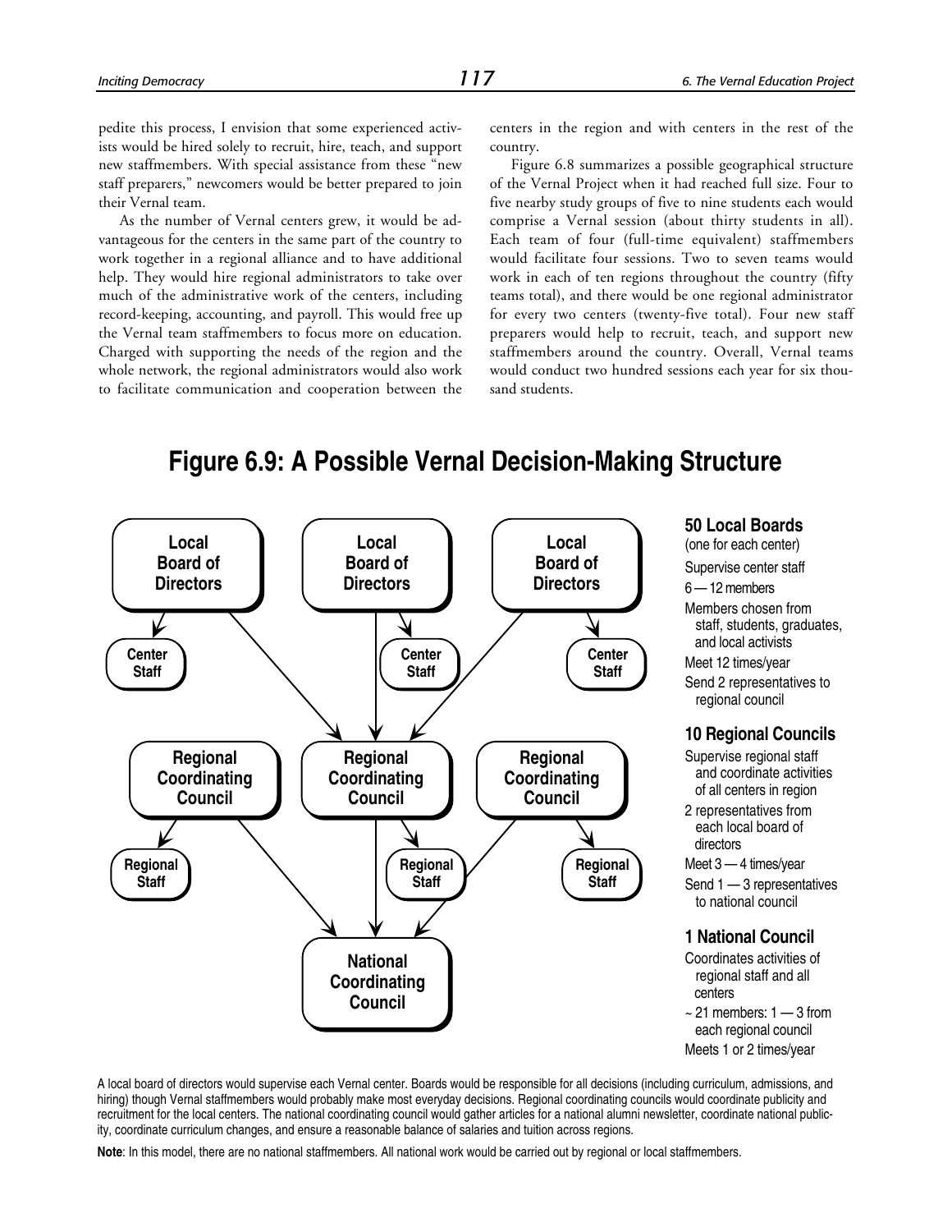pedite this process, I envision that some experienced activists would be hired solely to recruit, hire, teach, and support new staffmembers. With special assistance from these "new staff preparers," newcomers would be better prepared to join their Vernal team.

As the number of Vernal centers grew, it would be advantageous for the centers in the same part of the country to work together in a regional alliance and to have additional help. They would hire regional administrators to take over much of the administrative work of the centers, including record-keeping, accounting, and payroll. This would free up the Vernal team staffmembers to focus more on education. Charged with supporting the needs of the region and the whole network, the regional administrators would also work to facilitate communication and cooperation between the centers in the region and with centers in the rest of the country.

Figure 6.8 summarizes a possible geographical structure of the Vernal Project when it had reached full size. Four to five nearby study groups of five to nine students each would comprise a Vernal session (about thirty students in all). Each team of four (full-time equivalent) staffmembers would facilitate four sessions. Two to seven teams would work in each of ten regions throughout the country (fifty teams total), and there would be one regional administrator for every two centers (twenty-five total). Four new staff preparers would help to recruit, teach, and support new staffmembers around the country. Overall, Vernal teams would conduct two hundred sessions each year for six thousand students.

## Figure 6.9: A Possible Vernal Decision-Making Structure

Local Board of Directors → Center Staff (×3); Local Boards of Directors → Regional Coordinating Council
Regional Coordinating Council → Regional Staff (×3); Regional Coordinating Councils → National Coordinating Council

**50 Local Boards**
(one for each center)
Supervise center staff
6 — 12 members
Members chosen from staff, students, graduates, and local activists
Meet 12 times/year
Send 2 representatives to regional council

**10 Regional Councils**
Supervise regional staff and coordinate activities of all centers in region
2 representatives from each local board of directors
Meet 3 — 4 times/year
Send 1 — 3 representatives to national council

**1 National Council**
Coordinates activities of regional staff and all centers
~ 21 members: 1 — 3 from each regional council
Meets 1 or 2 times/year

A local board of directors would supervise each Vernal center. Boards would be responsible for all decisions (including curriculum, admissions, and hiring) though Vernal staffmembers would probably make most everyday decisions. Regional coordinating councils would coordinate publicity and recruitment for the local centers. The national coordinating council would gather articles for a national alumni newsletter, coordinate national publicity, coordinate curriculum changes, and ensure a reasonable balance of salaries and tuition across regions.

**Note**: In this model, there are no national staffmembers. All national work would be carried out by regional or local staffmembers.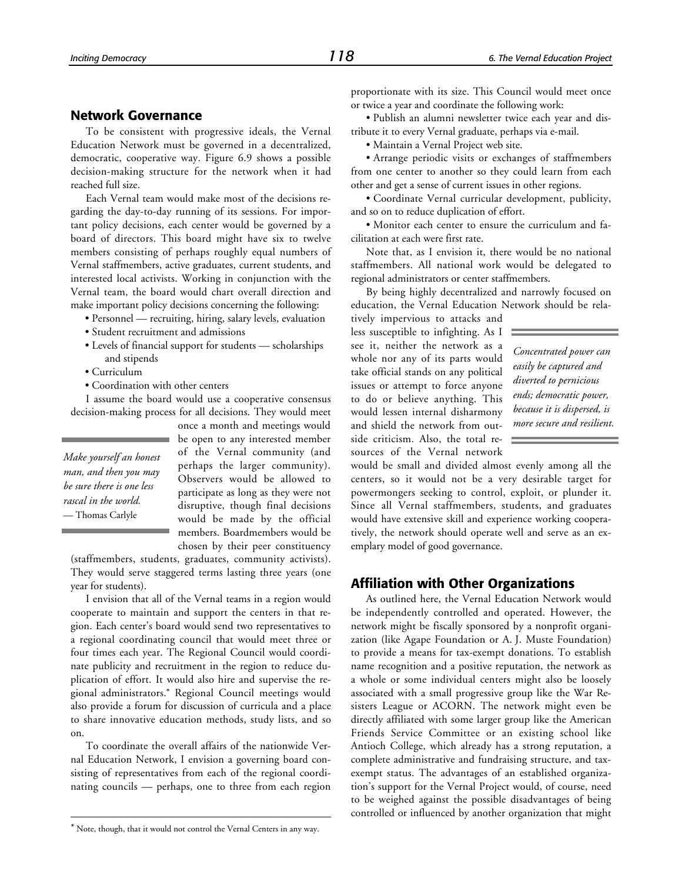## Network Governance

To be consistent with progressive ideals, the Vernal Education Network must be governed in a decentralized, democratic, cooperative way. Figure 6.9 shows a possible decision-making structure for the network when it had reached full size.

Each Vernal team would make most of the decisions regarding the day-to-day running of its sessions. For important policy decisions, each center would be governed by a board of directors. This board might have six to twelve members consisting of perhaps roughly equal numbers of Vernal staffmembers, active graduates, current students, and interested local activists. Working in conjunction with the Vernal team, the board would chart overall direction and make important policy decisions concerning the following:

- Personnel — recruiting, hiring, salary levels, evaluation
- Student recruitment and admissions
- Levels of financial support for students — scholarships and stipends
- Curriculum
- Coordination with other centers

I assume the board would use a cooperative consensus decision-making process for all decisions. They would meet once a month and meetings would be open to any interested member of the Vernal community (and perhaps the larger community). Observers would be allowed to participate as long as they were not disruptive, though final decisions would be made by the official members. Boardmembers would be chosen by their peer constituency (staffmembers, students, graduates, community activists). They would serve staggered terms lasting three years (one year for students).

> *Make yourself an honest man, and then you may be sure there is one less rascal in the world.*
> — Thomas Carlyle

I envision that all of the Vernal teams in a region would cooperate to maintain and support the centers in that region. Each center's board would send two representatives to a regional coordinating council that would meet three or four times each year. The Regional Council would coordinate publicity and recruitment in the region to reduce duplication of effort. It would also hire and supervise the regional administrators.* Regional Council meetings would also provide a forum for discussion of curricula and a place to share innovative education methods, study lists, and so on.

To coordinate the overall affairs of the nationwide Vernal Education Network, I envision a governing board consisting of representatives from each of the regional coordinating councils — perhaps, one to three from each region proportionate with its size. This Council would meet once or twice a year and coordinate the following work:

- Publish an alumni newsletter twice each year and distribute it to every Vernal graduate, perhaps via e-mail.
- Maintain a Vernal Project web site.
- Arrange periodic visits or exchanges of staffmembers from one center to another so they could learn from each other and get a sense of current issues in other regions.
- Coordinate Vernal curricular development, publicity, and so on to reduce duplication of effort.
- Monitor each center to ensure the curriculum and facilitation at each were first rate.

Note that, as I envision it, there would be no national staffmembers. All national work would be delegated to regional administrators or center staffmembers.

By being highly decentralized and narrowly focused on education, the Vernal Education Network should be relatively impervious to attacks and less susceptible to infighting. As I see it, neither the network as a whole nor any of its parts would take official stands on any political issues or attempt to force anyone to do or believe anything. This would lessen internal disharmony and shield the network from outside criticism. Also, the total resources of the Vernal network would be small and divided almost evenly among all the centers, so it would not be a very desirable target for powermongers seeking to control, exploit, or plunder it. Since all Vernal staffmembers, students, and graduates would have extensive skill and experience working cooperatively, the network should operate well and serve as an exemplary model of good governance.

> *Concentrated power can easily be captured and diverted to pernicious ends; democratic power, because it is dispersed, is more secure and resilient.*

## Affiliation with Other Organizations

As outlined here, the Vernal Education Network would be independently controlled and operated. However, the network might be fiscally sponsored by a nonprofit organization (like Agape Foundation or A. J. Muste Foundation) to provide a means for tax-exempt donations. To establish name recognition and a positive reputation, the network as a whole or some individual centers might also be loosely associated with a small progressive group like the War Resisters League or ACORN. The network might even be directly affiliated with some larger group like the American Friends Service Committee or an existing school like Antioch College, which already has a strong reputation, a complete administrative and fundraising structure, and tax-exempt status. The advantages of an established organization's support for the Vernal Project would, of course, need to be weighed against the possible disadvantages of being controlled or influenced by another organization that might

* Note, though, that it would not control the Vernal Centers in any way.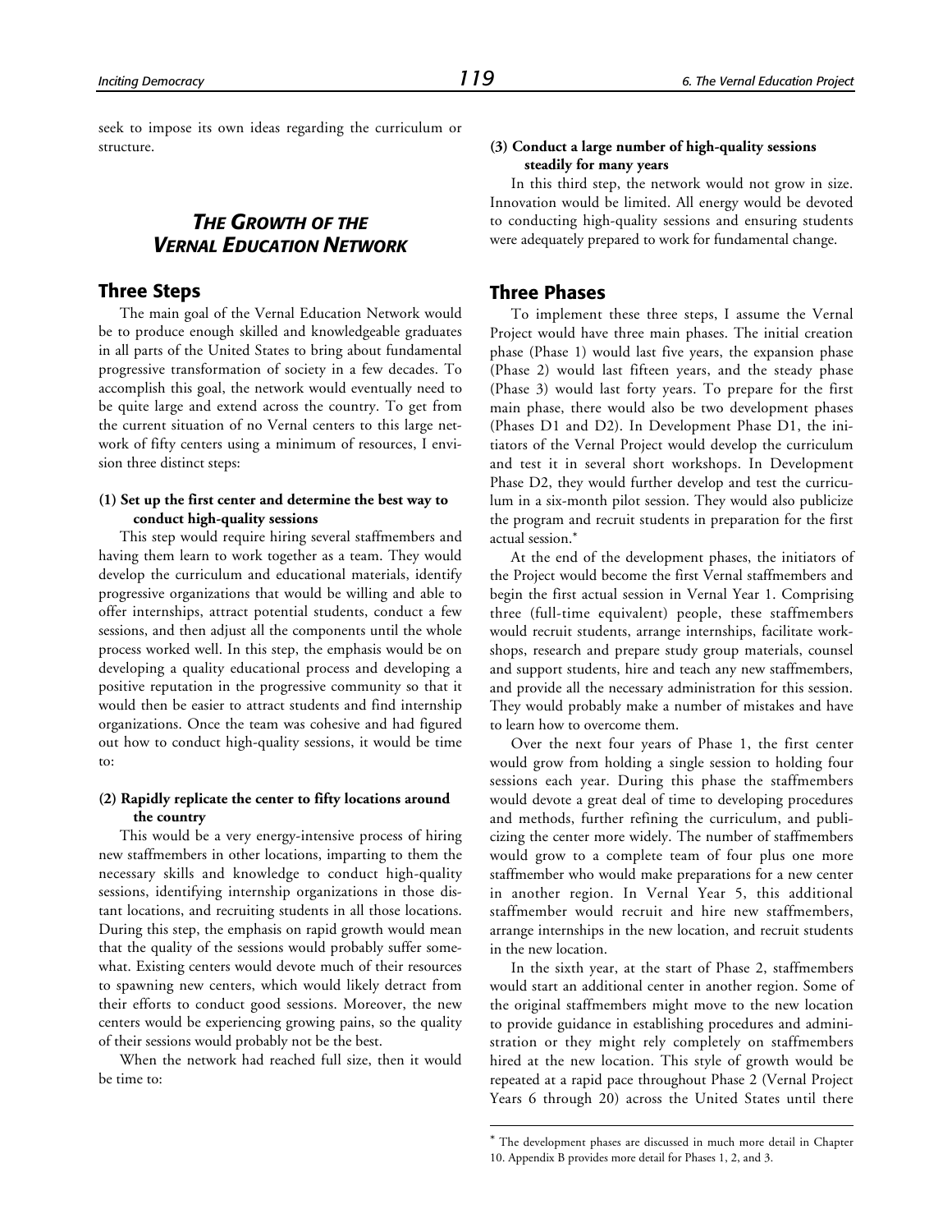seek to impose its own ideas regarding the curriculum or structure.

## *THE GROWTH OF THE VERNAL EDUCATION NETWORK*

### Three Steps

The main goal of the Vernal Education Network would be to produce enough skilled and knowledgeable graduates in all parts of the United States to bring about fundamental progressive transformation of society in a few decades. To accomplish this goal, the network would eventually need to be quite large and extend across the country. To get from the current situation of no Vernal centers to this large network of fifty centers using a minimum of resources, I envision three distinct steps:

**(1) Set up the first center and determine the best way to conduct high-quality sessions**

This step would require hiring several staffmembers and having them learn to work together as a team. They would develop the curriculum and educational materials, identify progressive organizations that would be willing and able to offer internships, attract potential students, conduct a few sessions, and then adjust all the components until the whole process worked well. In this step, the emphasis would be on developing a quality educational process and developing a positive reputation in the progressive community so that it would then be easier to attract students and find internship organizations. Once the team was cohesive and had figured out how to conduct high-quality sessions, it would be time to:

**(2) Rapidly replicate the center to fifty locations around the country**

This would be a very energy-intensive process of hiring new staffmembers in other locations, imparting to them the necessary skills and knowledge to conduct high-quality sessions, identifying internship organizations in those distant locations, and recruiting students in all those locations. During this step, the emphasis on rapid growth would mean that the quality of the sessions would probably suffer somewhat. Existing centers would devote much of their resources to spawning new centers, which would likely detract from their efforts to conduct good sessions. Moreover, the new centers would be experiencing growing pains, so the quality of their sessions would probably not be the best.

When the network had reached full size, then it would be time to:

**(3) Conduct a large number of high-quality sessions steadily for many years**

In this third step, the network would not grow in size. Innovation would be limited. All energy would be devoted to conducting high-quality sessions and ensuring students were adequately prepared to work for fundamental change.

### Three Phases

To implement these three steps, I assume the Vernal Project would have three main phases. The initial creation phase (Phase 1) would last five years, the expansion phase (Phase 2) would last fifteen years, and the steady phase (Phase 3) would last forty years. To prepare for the first main phase, there would also be two development phases (Phases D1 and D2). In Development Phase D1, the initiators of the Vernal Project would develop the curriculum and test it in several short workshops. In Development Phase D2, they would further develop and test the curriculum in a six-month pilot session. They would also publicize the program and recruit students in preparation for the first actual session.*

At the end of the development phases, the initiators of the Project would become the first Vernal staffmembers and begin the first actual session in Vernal Year 1. Comprising three (full-time equivalent) people, these staffmembers would recruit students, arrange internships, facilitate workshops, research and prepare study group materials, counsel and support students, hire and teach any new staffmembers, and provide all the necessary administration for this session. They would probably make a number of mistakes and have to learn how to overcome them.

Over the next four years of Phase 1, the first center would grow from holding a single session to holding four sessions each year. During this phase the staffmembers would devote a great deal of time to developing procedures and methods, further refining the curriculum, and publicizing the center more widely. The number of staffmembers would grow to a complete team of four plus one more staffmember who would make preparations for a new center in another region. In Vernal Year 5, this additional staffmember would recruit and hire new staffmembers, arrange internships in the new location, and recruit students in the new location.

In the sixth year, at the start of Phase 2, staffmembers would start an additional center in another region. Some of the original staffmembers might move to the new location to provide guidance in establishing procedures and administration or they might rely completely on staffmembers hired at the new location. This style of growth would be repeated at a rapid pace throughout Phase 2 (Vernal Project Years 6 through 20) across the United States until there

---

* The development phases are discussed in much more detail in Chapter 10. Appendix B provides more detail for Phases 1, 2, and 3.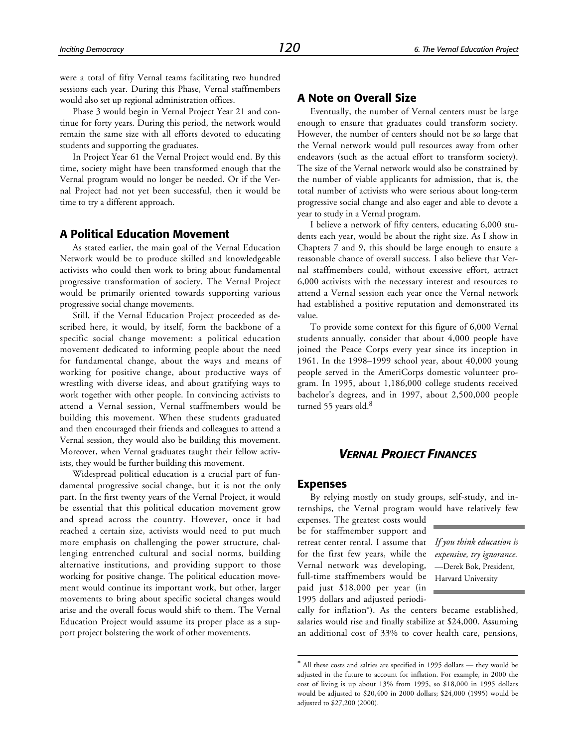were a total of fifty Vernal teams facilitating two hundred sessions each year. During this Phase, Vernal staffmembers would also set up regional administration offices.

Phase 3 would begin in Vernal Project Year 21 and continue for forty years. During this period, the network would remain the same size with all efforts devoted to educating students and supporting the graduates.

In Project Year 61 the Vernal Project would end. By this time, society might have been transformed enough that the Vernal program would no longer be needed. Or if the Vernal Project had not yet been successful, then it would be time to try a different approach.

### A Political Education Movement

As stated earlier, the main goal of the Vernal Education Network would be to produce skilled and knowledgeable activists who could then work to bring about fundamental progressive transformation of society. The Vernal Project would be primarily oriented towards supporting various progressive social change movements.

Still, if the Vernal Education Project proceeded as described here, it would, by itself, form the backbone of a specific social change movement: a political education movement dedicated to informing people about the need for fundamental change, about the ways and means of working for positive change, about productive ways of wrestling with diverse ideas, and about gratifying ways to work together with other people. In convincing activists to attend a Vernal session, Vernal staffmembers would be building this movement. When these students graduated and then encouraged their friends and colleagues to attend a Vernal session, they would also be building this movement. Moreover, when Vernal graduates taught their fellow activists, they would be further building this movement.

Widespread political education is a crucial part of fundamental progressive social change, but it is not the only part. In the first twenty years of the Vernal Project, it would be essential that this political education movement grow and spread across the country. However, once it had reached a certain size, activists would need to put much more emphasis on challenging the power structure, challenging entrenched cultural and social norms, building alternative institutions, and providing support to those working for positive change. The political education movement would continue its important work, but other, larger movements to bring about specific societal changes would arise and the overall focus would shift to them. The Vernal Education Project would assume its proper place as a support project bolstering the work of other movements.

### A Note on Overall Size

Eventually, the number of Vernal centers must be large enough to ensure that graduates could transform society. However, the number of centers should not be so large that the Vernal network would pull resources away from other endeavors (such as the actual effort to transform society). The size of the Vernal network would also be constrained by the number of viable applicants for admission, that is, the total number of activists who were serious about long-term progressive social change and also eager and able to devote a year to study in a Vernal program.

I believe a network of fifty centers, educating 6,000 students each year, would be about the right size. As I show in Chapters 7 and 9, this should be large enough to ensure a reasonable chance of overall success. I also believe that Vernal staffmembers could, without excessive effort, attract 6,000 activists with the necessary interest and resources to attend a Vernal session each year once the Vernal network had established a positive reputation and demonstrated its value.

To provide some context for this figure of 6,000 Vernal students annually, consider that about 4,000 people have joined the Peace Corps every year since its inception in 1961. In the 1998–1999 school year, about 40,000 young people served in the AmeriCorps domestic volunteer program. In 1995, about 1,186,000 college students received bachelor's degrees, and in 1997, about 2,500,000 people turned 55 years old.[8]

## *VERNAL PROJECT FINANCES*

### Expenses

By relying mostly on study groups, self-study, and internships, the Vernal program would have relatively few expenses. The greatest costs would be for staffmember support and retreat center rental. I assume that for the first few years, while the Vernal network was developing, full-time staffmembers would be paid just $18,000 per year (in 1995 dollars and adjusted periodically for inflation*). As the centers became established, salaries would rise and finally stabilize at $24,000. Assuming an additional cost of 33% to cover health care, pensions,

> *If you think education is expensive, try ignorance.*
> —Derek Bok, President, Harvard University

* All these costs and salries are specified in 1995 dollars — they would be adjusted in the future to account for inflation. For example, in 2000 the cost of living is up about 13% from 1995, so $18,000 in 1995 dollars would be adjusted to $20,400 in 2000 dollars; $24,000 (1995) would be adjusted to $27,200 (2000).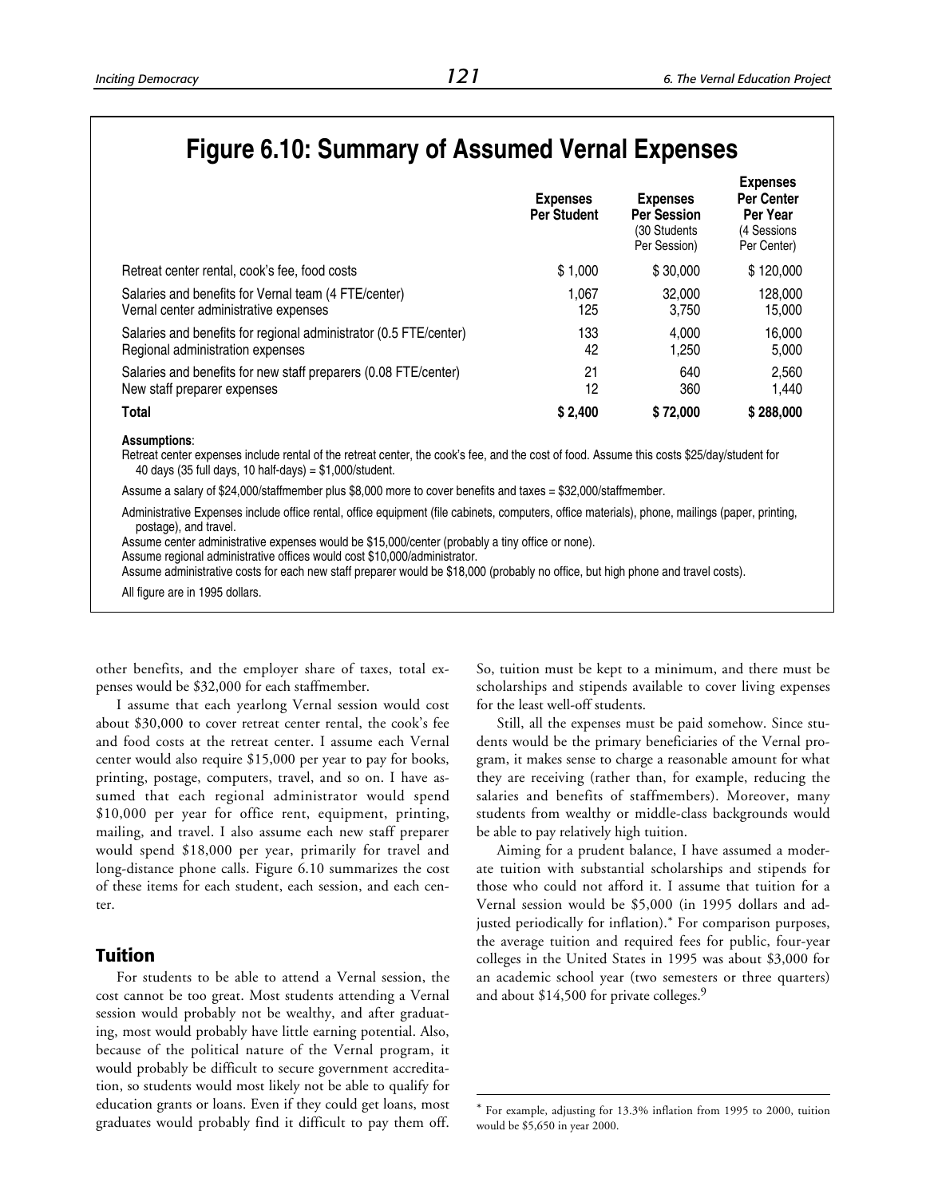## Figure 6.10: Summary of Assumed Vernal Expenses

| | Expenses Per Student | Expenses Per Session (30 Students Per Session) | Expenses Per Center Per Year (4 Sessions Per Center) |
|---|---|---|---|
| Retreat center rental, cook's fee, food costs | $ 1,000 | $ 30,000 | $ 120,000 |
| Salaries and benefits for Vernal team (4 FTE/center) | 1,067 | 32,000 | 128,000 |
| Vernal center administrative expenses | 125 | 3,750 | 15,000 |
| Salaries and benefits for regional administrator (0.5 FTE/center) | 133 | 4,000 | 16,000 |
| Regional administration expenses | 42 | 1,250 | 5,000 |
| Salaries and benefits for new staff preparers (0.08 FTE/center) | 21 | 640 | 2,560 |
| New staff preparer expenses | 12 | 360 | 1,440 |
| **Total** | **$ 2,400** | **$ 72,000** | **$ 288,000** |

**Assumptions**:

Retreat center expenses include rental of the retreat center, the cook's fee, and the cost of food. Assume this costs $25/day/student for 40 days (35 full days, 10 half-days) = $1,000/student.

Assume a salary of $24,000/staffmember plus $8,000 more to cover benefits and taxes = $32,000/staffmember.

Administrative Expenses include office rental, office equipment (file cabinets, computers, office materials), phone, mailings (paper, printing, postage), and travel.

Assume center administrative expenses would be $15,000/center (probably a tiny office or none).

Assume regional administrative offices would cost $10,000/administrator.

Assume administrative costs for each new staff preparer would be $18,000 (probably no office, but high phone and travel costs).

All figure are in 1995 dollars.

other benefits, and the employer share of taxes, total expenses would be $32,000 for each staffmember.

I assume that each yearlong Vernal session would cost about $30,000 to cover retreat center rental, the cook's fee and food costs at the retreat center. I assume each Vernal center would also require $15,000 per year to pay for books, printing, postage, computers, travel, and so on. I have assumed that each regional administrator would spend $10,000 per year for office rent, equipment, printing, mailing, and travel. I also assume each new staff preparer would spend $18,000 per year, primarily for travel and long-distance phone calls. Figure 6.10 summarizes the cost of these items for each student, each session, and each center.

### Tuition

For students to be able to attend a Vernal session, the cost cannot be too great. Most students attending a Vernal session would probably not be wealthy, and after graduating, most would probably have little earning potential. Also, because of the political nature of the Vernal program, it would probably be difficult to secure government accreditation, so students would most likely not be able to qualify for education grants or loans. Even if they could get loans, most graduates would probably find it difficult to pay them off. So, tuition must be kept to a minimum, and there must be scholarships and stipends available to cover living expenses for the least well-off students.

Still, all the expenses must be paid somehow. Since students would be the primary beneficiaries of the Vernal program, it makes sense to charge a reasonable amount for what they are receiving (rather than, for example, reducing the salaries and benefits of staffmembers). Moreover, many students from wealthy or middle-class backgrounds would be able to pay relatively high tuition.

Aiming for a prudent balance, I have assumed a moderate tuition with substantial scholarships and stipends for those who could not afford it. I assume that tuition for a Vernal session would be $5,000 (in 1995 dollars and adjusted periodically for inflation).* For comparison purposes, the average tuition and required fees for public, four-year colleges in the United States in 1995 was about $3,000 for an academic school year (two semesters or three quarters) and about $14,500 for private colleges.[9]

* For example, adjusting for 13.3% inflation from 1995 to 2000, tuition would be $5,650 in year 2000.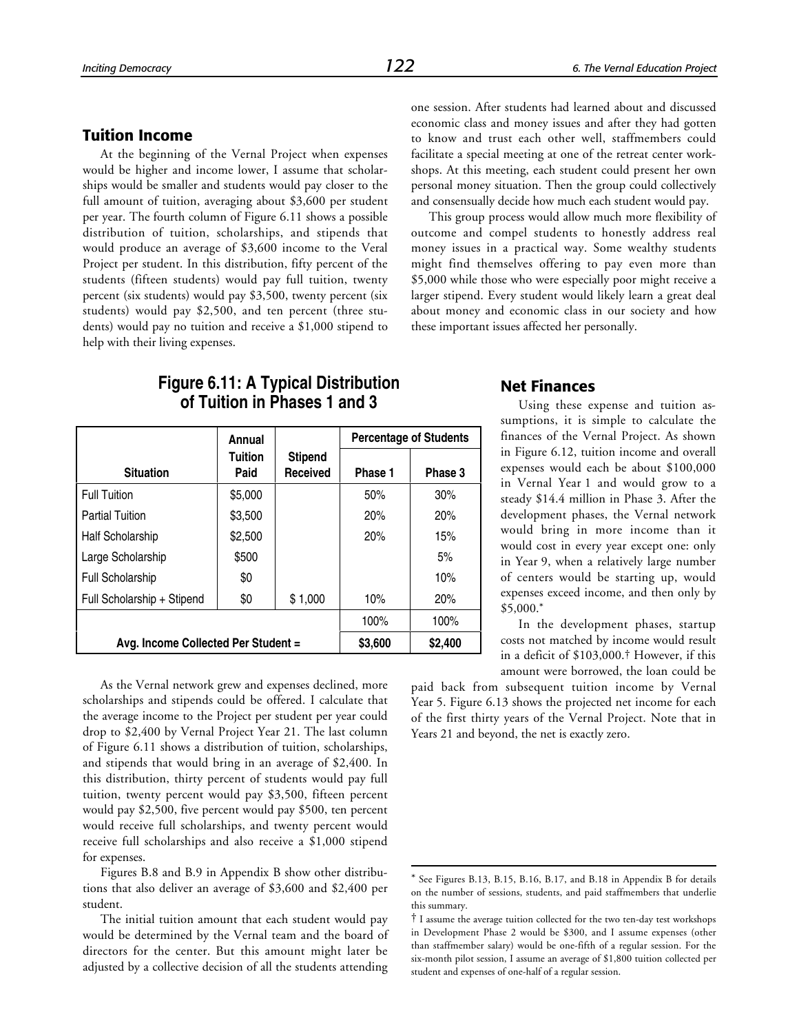## Tuition Income

At the beginning of the Vernal Project when expenses would be higher and income lower, I assume that scholarships would be smaller and students would pay closer to the full amount of tuition, averaging about $3,600 per student per year. The fourth column of Figure 6.11 shows a possible distribution of tuition, scholarships, and stipends that would produce an average of $3,600 income to the Veral Project per student. In this distribution, fifty percent of the students (fifteen students) would pay full tuition, twenty percent (six students) would pay $3,500, twenty percent (six students) would pay $2,500, and ten percent (three students) would pay no tuition and receive a $1,000 stipend to help with their living expenses.

**Figure 6.11: A Typical Distribution of Tuition in Phases 1 and 3**

| Situation | Annual Tuition Paid | Stipend Received | Percentage of Students | |
|---|---|---|---|---|
| | | | Phase 1 | Phase 3 |
| Full Tuition | $5,000 | | 50% | 30% |
| Partial Tuition | $3,500 | | 20% | 20% |
| Half Scholarship | $2,500 | | 20% | 15% |
| Large Scholarship | $500 | | | 5% |
| Full Scholarship | $0 | | | 10% |
| Full Scholarship + Stipend | $0 | $ 1,000 | 10% | 20% |
| | | | 100% | 100% |
| Avg. Income Collected Per Student = | | | $3,600 | $2,400 |

As the Vernal network grew and expenses declined, more scholarships and stipends could be offered. I calculate that the average income to the Project per student per year could drop to $2,400 by Vernal Project Year 21. The last column of Figure 6.11 shows a distribution of tuition, scholarships, and stipends that would bring in an average of $2,400. In this distribution, thirty percent of students would pay full tuition, twenty percent would pay $3,500, fifteen percent would pay $2,500, five percent would pay $500, ten percent would receive full scholarships, and twenty percent would receive full scholarships and also receive a $1,000 stipend for expenses.

Figures B.8 and B.9 in Appendix B show other distributions that also deliver an average of $3,600 and $2,400 per student.

The initial tuition amount that each student would pay would be determined by the Vernal team and the board of directors for the center. But this amount might later be adjusted by a collective decision of all the students attending one session. After students had learned about and discussed economic class and money issues and after they had gotten to know and trust each other well, staffmembers could facilitate a special meeting at one of the retreat center workshops. At this meeting, each student could present her own personal money situation. Then the group could collectively and consensually decide how much each student would pay.

This group process would allow much more flexibility of outcome and compel students to honestly address real money issues in a practical way. Some wealthy students might find themselves offering to pay even more than $5,000 while those who were especially poor might receive a larger stipend. Every student would likely learn a great deal about money and economic class in our society and how these important issues affected her personally.

## Net Finances

Using these expense and tuition assumptions, it is simple to calculate the finances of the Vernal Project. As shown in Figure 6.12, tuition income and overall expenses would each be about $100,000 in Vernal Year 1 and would grow to a steady $14.4 million in Phase 3. After the development phases, the Vernal network would bring in more income than it would cost in every year except one: only in Year 9, when a relatively large number of centers would be starting up, would expenses exceed income, and then only by $5,000.*

In the development phases, startup costs not matched by income would result in a deficit of $103,000.† However, if this amount were borrowed, the loan could be paid back from subsequent tuition income by Vernal Year 5. Figure 6.13 shows the projected net income for each of the first thirty years of the Vernal Project. Note that in Years 21 and beyond, the net is exactly zero.

---

* See Figures B.13, B.15, B.16, B.17, and B.18 in Appendix B for details on the number of sessions, students, and paid staffmembers that underlie this summary.

† I assume the average tuition collected for the two ten-day test workshops in Development Phase 2 would be $300, and I assume expenses (other than staffmember salary) would be one-fifth of a regular session. For the six-month pilot session, I assume an average of $1,800 tuition collected per student and expenses of one-half of a regular session.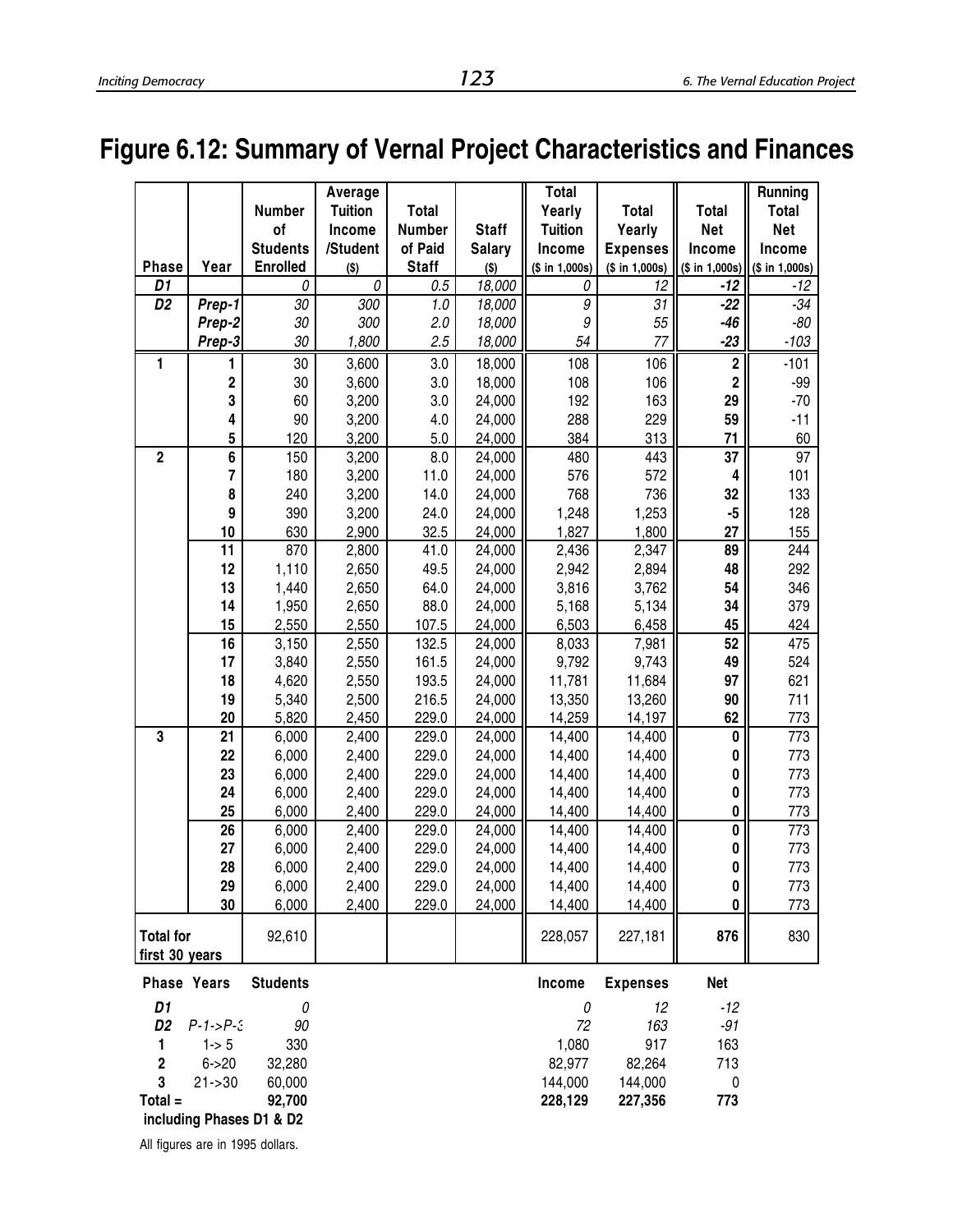# Figure 6.12: Summary of Vernal Project Characteristics and Finances

| Phase | Year | Number of Students Enrolled | Average Tuition Income /Student ($) | Total Number of Paid Staff | Staff Salary ($) | Total Yearly Tuition Income ($ in 1,000s) | Total Yearly Expenses ($ in 1,000s) | Total Net Income ($ in 1,000s) | Running Total Net Income ($ in 1,000s) |
|---|---|---|---|---|---|---|---|---|---|
| *D1* | | *0* | *0* | *0.5* | *18,000* | *0* | *12* | ***-12*** | *-12* |
| *D2* | *Prep-1* | *30* | *300* | *1.0* | *18,000* | *9* | *31* | ***-22*** | *-34* |
| | *Prep-2* | *30* | *300* | *2.0* | *18,000* | *9* | *55* | ***-46*** | *-80* |
| | *Prep-3* | *30* | *1,800* | *2.5* | *18,000* | *54* | *77* | ***-23*** | *-103* |
| **1** | **1** | 30 | 3,600 | 3.0 | 18,000 | 108 | 106 | **2** | -101 |
| | **2** | 30 | 3,600 | 3.0 | 18,000 | 108 | 106 | **2** | -99 |
| | **3** | 60 | 3,200 | 3.0 | 24,000 | 192 | 163 | **29** | -70 |
| | **4** | 90 | 3,200 | 4.0 | 24,000 | 288 | 229 | **59** | -11 |
| | **5** | 120 | 3,200 | 5.0 | 24,000 | 384 | 313 | **71** | 60 |
| **2** | **6** | 150 | 3,200 | 8.0 | 24,000 | 480 | 443 | **37** | 97 |
| | **7** | 180 | 3,200 | 11.0 | 24,000 | 576 | 572 | **4** | 101 |
| | **8** | 240 | 3,200 | 14.0 | 24,000 | 768 | 736 | **32** | 133 |
| | **9** | 390 | 3,200 | 24.0 | 24,000 | 1,248 | 1,253 | **-5** | 128 |
| | **10** | 630 | 2,900 | 32.5 | 24,000 | 1,827 | 1,800 | **27** | 155 |
| | **11** | 870 | 2,800 | 41.0 | 24,000 | 2,436 | 2,347 | **89** | 244 |
| | **12** | 1,110 | 2,650 | 49.5 | 24,000 | 2,942 | 2,894 | **48** | 292 |
| | **13** | 1,440 | 2,650 | 64.0 | 24,000 | 3,816 | 3,762 | **54** | 346 |
| | **14** | 1,950 | 2,650 | 88.0 | 24,000 | 5,168 | 5,134 | **34** | 379 |
| | **15** | 2,550 | 2,550 | 107.5 | 24,000 | 6,503 | 6,458 | **45** | 424 |
| | **16** | 3,150 | 2,550 | 132.5 | 24,000 | 8,033 | 7,981 | **52** | 475 |
| | **17** | 3,840 | 2,550 | 161.5 | 24,000 | 9,792 | 9,743 | **49** | 524 |
| | **18** | 4,620 | 2,550 | 193.5 | 24,000 | 11,781 | 11,684 | **97** | 621 |
| | **19** | 5,340 | 2,500 | 216.5 | 24,000 | 13,350 | 13,260 | **90** | 711 |
| | **20** | 5,820 | 2,450 | 229.0 | 24,000 | 14,259 | 14,197 | **62** | 773 |
| **3** | **21** | 6,000 | 2,400 | 229.0 | 24,000 | 14,400 | 14,400 | **0** | 773 |
| | **22** | 6,000 | 2,400 | 229.0 | 24,000 | 14,400 | 14,400 | **0** | 773 |
| | **23** | 6,000 | 2,400 | 229.0 | 24,000 | 14,400 | 14,400 | **0** | 773 |
| | **24** | 6,000 | 2,400 | 229.0 | 24,000 | 14,400 | 14,400 | **0** | 773 |
| | **25** | 6,000 | 2,400 | 229.0 | 24,000 | 14,400 | 14,400 | **0** | 773 |
| | **26** | 6,000 | 2,400 | 229.0 | 24,000 | 14,400 | 14,400 | **0** | 773 |
| | **27** | 6,000 | 2,400 | 229.0 | 24,000 | 14,400 | 14,400 | **0** | 773 |
| | **28** | 6,000 | 2,400 | 229.0 | 24,000 | 14,400 | 14,400 | **0** | 773 |
| | **29** | 6,000 | 2,400 | 229.0 | 24,000 | 14,400 | 14,400 | **0** | 773 |
| | **30** | 6,000 | 2,400 | 229.0 | 24,000 | 14,400 | 14,400 | **0** | 773 |
| **Total for first 30 years** | | 92,610 | | | | 228,057 | 227,181 | **876** | 830 |

| Phase | Years | Students | Income | Expenses | Net |
|---|---|---|---|---|---|
| *D1* | | *0* | *0* | *12* | *-12* |
| *D2* | *P-1->P-3* | *90* | *72* | *163* | *-91* |
| **1** | 1-> 5 | 330 | 1,080 | 917 | 163 |
| **2** | 6->20 | 32,280 | 82,977 | 82,264 | 713 |
| **3** | 21->30 | 60,000 | 144,000 | 144,000 | 0 |
| **Total =** | | **92,700** | **228,129** | **227,356** | **773** |

**including Phases D1 & D2**

All figures are in 1995 dollars.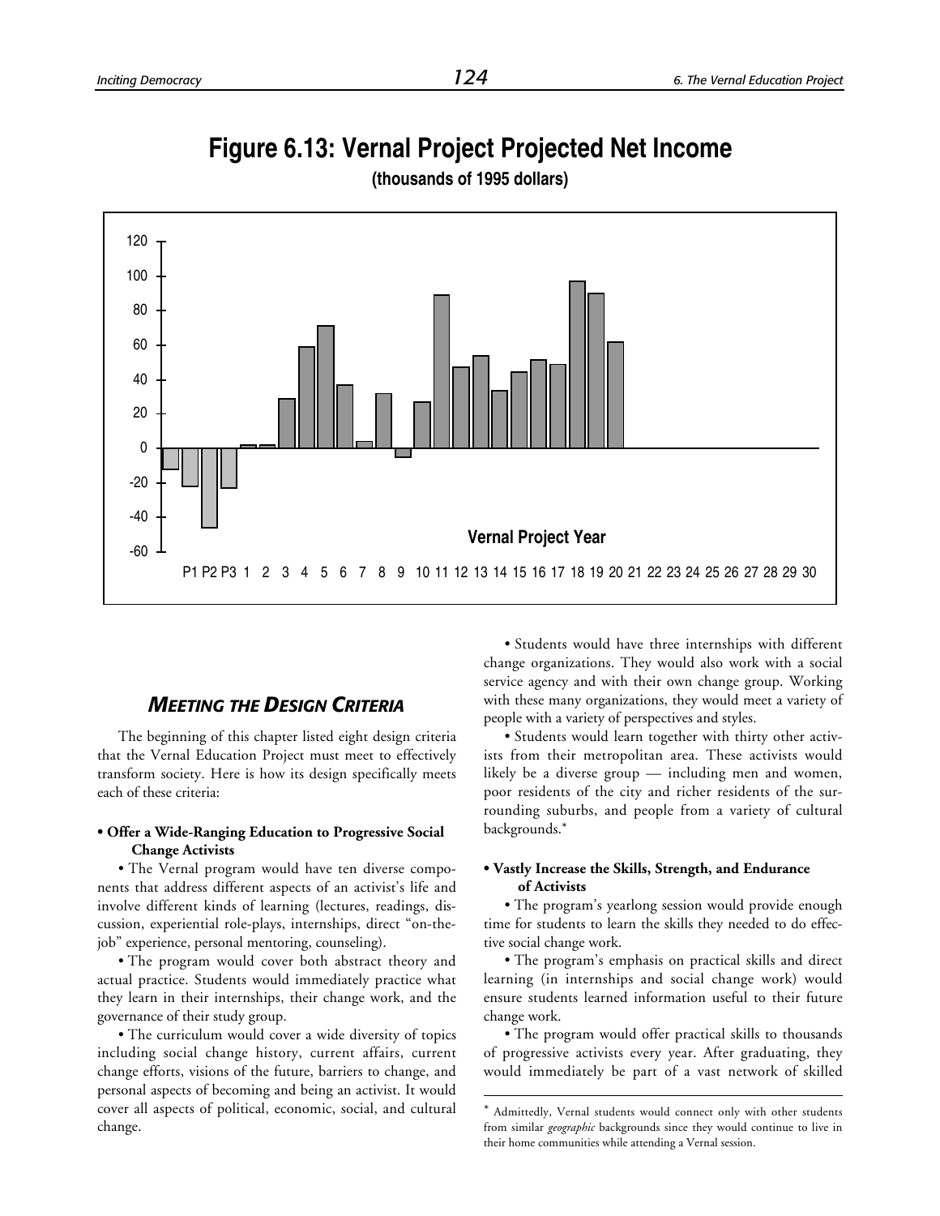# Figure 6.13: Vernal Project Projected Net Income

**(thousands of 1995 dollars)**

## Meeting the Design Criteria

The beginning of this chapter listed eight design criteria that the Vernal Education Project must meet to effectively transform society. Here is how its design specifically meets each of these criteria:

**• Offer a Wide-Ranging Education to Progressive Social Change Activists**

• The Vernal program would have ten diverse components that address different aspects of an activist's life and involve different kinds of learning (lectures, readings, discussion, experiential role-plays, internships, direct "on-the-job" experience, personal mentoring, counseling).

• The program would cover both abstract theory and actual practice. Students would immediately practice what they learn in their internships, their change work, and the governance of their study group.

• The curriculum would cover a wide diversity of topics including social change history, current affairs, current change efforts, visions of the future, barriers to change, and personal aspects of becoming and being an activist. It would cover all aspects of political, economic, social, and cultural change.

• Students would have three internships with different change organizations. They would also work with a social service agency and with their own change group. Working with these many organizations, they would meet a variety of people with a variety of perspectives and styles.

• Students would learn together with thirty other activists from their metropolitan area. These activists would likely be a diverse group — including men and women, poor residents of the city and richer residents of the surrounding suburbs, and people from a variety of cultural backgrounds.*

**• Vastly Increase the Skills, Strength, and Endurance of Activists**

• The program's yearlong session would provide enough time for students to learn the skills they needed to do effective social change work.

• The program's emphasis on practical skills and direct learning (in internships and social change work) would ensure students learned information useful to their future change work.

• The program would offer practical skills to thousands of progressive activists every year. After graduating, they would immediately be part of a vast network of skilled

---

* Admittedly, Vernal students would connect only with other students from similar *geographic* backgrounds since they would continue to live in their home communities while attending a Vernal session.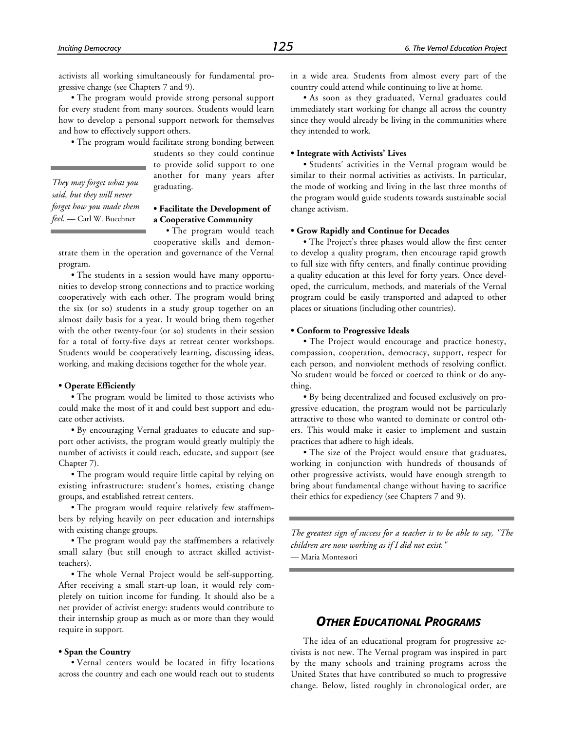activists all working simultaneously for fundamental progressive change (see Chapters 7 and 9).

• The program would provide strong personal support for every student from many sources. Students would learn how to develop a personal support network for themselves and how to effectively support others.

• The program would facilitate strong bonding between students so they could continue to provide solid support to one another for many years after graduating.

*They may forget what you said, but they will never forget how you made them feel.* — Carl W. Buechner

**• Facilitate the Development of a Cooperative Community**

• The program would teach cooperative skills and demonstrate them in the operation and governance of the Vernal program.

• The students in a session would have many opportunities to develop strong connections and to practice working cooperatively with each other. The program would bring the six (or so) students in a study group together on an almost daily basis for a year. It would bring them together with the other twenty-four (or so) students in their session for a total of forty-five days at retreat center workshops. Students would be cooperatively learning, discussing ideas, working, and making decisions together for the whole year.

**• Operate Efficiently**

• The program would be limited to those activists who could make the most of it and could best support and educate other activists.

• By encouraging Vernal graduates to educate and support other activists, the program would greatly multiply the number of activists it could reach, educate, and support (see Chapter 7).

• The program would require little capital by relying on existing infrastructure: student's homes, existing change groups, and established retreat centers.

• The program would require relatively few staffmembers by relying heavily on peer education and internships with existing change groups.

• The program would pay the staffmembers a relatively small salary (but still enough to attract skilled activist-teachers).

• The whole Vernal Project would be self-supporting. After receiving a small start-up loan, it would rely completely on tuition income for funding. It should also be a net provider of activist energy: students would contribute to their internship group as much as or more than they would require in support.

**• Span the Country**

• Vernal centers would be located in fifty locations across the country and each one would reach out to students in a wide area. Students from almost every part of the country could attend while continuing to live at home.

• As soon as they graduated, Vernal graduates could immediately start working for change all across the country since they would already be living in the communities where they intended to work.

**• Integrate with Activists' Lives**

• Students' activities in the Vernal program would be similar to their normal activities as activists. In particular, the mode of working and living in the last three months of the program would guide students towards sustainable social change activism.

**• Grow Rapidly and Continue for Decades**

• The Project's three phases would allow the first center to develop a quality program, then encourage rapid growth to full size with fifty centers, and finally continue providing a quality education at this level for forty years. Once developed, the curriculum, methods, and materials of the Vernal program could be easily transported and adapted to other places or situations (including other countries).

**• Conform to Progressive Ideals**

• The Project would encourage and practice honesty, compassion, cooperation, democracy, support, respect for each person, and nonviolent methods of resolving conflict. No student would be forced or coerced to think or do anything.

• By being decentralized and focused exclusively on progressive education, the program would not be particularly attractive to those who wanted to dominate or control others. This would make it easier to implement and sustain practices that adhere to high ideals.

• The size of the Project would ensure that graduates, working in conjunction with hundreds of thousands of other progressive activists, would have enough strength to bring about fundamental change without having to sacrifice their ethics for expediency (see Chapters 7 and 9).

*The greatest sign of success for a teacher is to be able to say, "The children are now working as if I did not exist."*
— Maria Montessori

## *OTHER EDUCATIONAL PROGRAMS*

The idea of an educational program for progressive activists is not new. The Vernal program was inspired in part by the many schools and training programs across the United States that have contributed so much to progressive change. Below, listed roughly in chronological order, are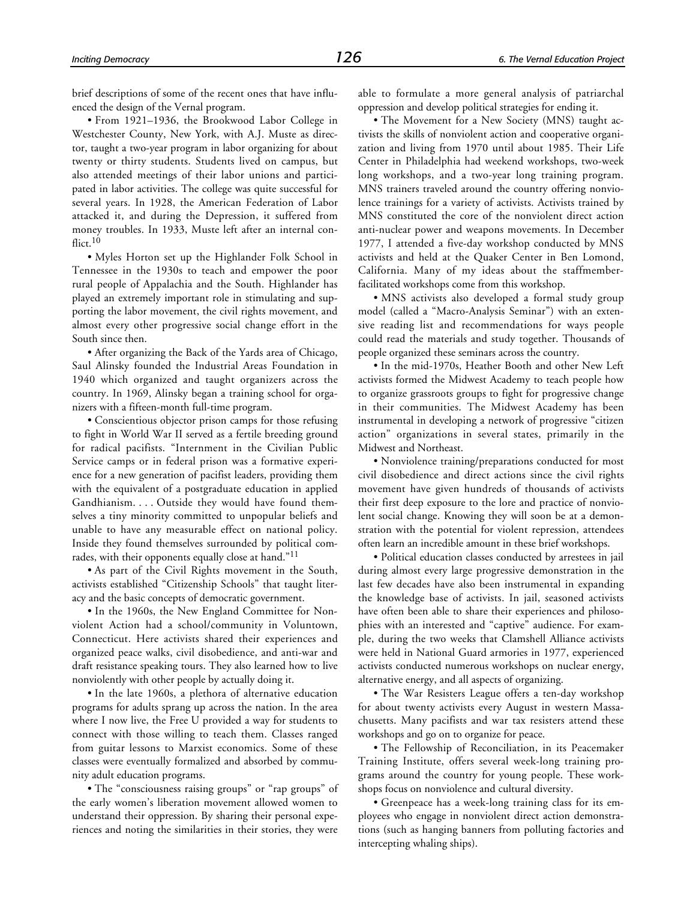brief descriptions of some of the recent ones that have influenced the design of the Vernal program.

• From 1921–1936, the Brookwood Labor College in Westchester County, New York, with A.J. Muste as director, taught a two-year program in labor organizing for about twenty or thirty students. Students lived on campus, but also attended meetings of their labor unions and participated in labor activities. The college was quite successful for several years. In 1928, the American Federation of Labor attacked it, and during the Depression, it suffered from money troubles. In 1933, Muste left after an internal conflict.[10]

• Myles Horton set up the Highlander Folk School in Tennessee in the 1930s to teach and empower the poor rural people of Appalachia and the South. Highlander has played an extremely important role in stimulating and supporting the labor movement, the civil rights movement, and almost every other progressive social change effort in the South since then.

• After organizing the Back of the Yards area of Chicago, Saul Alinsky founded the Industrial Areas Foundation in 1940 which organized and taught organizers across the country. In 1969, Alinsky began a training school for organizers with a fifteen-month full-time program.

• Conscientious objector prison camps for those refusing to fight in World War II served as a fertile breeding ground for radical pacifists. "Internment in the Civilian Public Service camps or in federal prison was a formative experience for a new generation of pacifist leaders, providing them with the equivalent of a postgraduate education in applied Gandhianism. . . . Outside they would have found themselves a tiny minority committed to unpopular beliefs and unable to have any measurable effect on national policy. Inside they found themselves surrounded by political comrades, with their opponents equally close at hand."[11]

• As part of the Civil Rights movement in the South, activists established "Citizenship Schools" that taught literacy and the basic concepts of democratic government.

• In the 1960s, the New England Committee for Nonviolent Action had a school/community in Voluntown, Connecticut. Here activists shared their experiences and organized peace walks, civil disobedience, and anti-war and draft resistance speaking tours. They also learned how to live nonviolently with other people by actually doing it.

• In the late 1960s, a plethora of alternative education programs for adults sprang up across the nation. In the area where I now live, the Free U provided a way for students to connect with those willing to teach them. Classes ranged from guitar lessons to Marxist economics. Some of these classes were eventually formalized and absorbed by community adult education programs.

• The "consciousness raising groups" or "rap groups" of the early women's liberation movement allowed women to understand their oppression. By sharing their personal experiences and noting the similarities in their stories, they were able to formulate a more general analysis of patriarchal oppression and develop political strategies for ending it.

• The Movement for a New Society (MNS) taught activists the skills of nonviolent action and cooperative organization and living from 1970 until about 1985. Their Life Center in Philadelphia had weekend workshops, two-week long workshops, and a two-year long training program. MNS trainers traveled around the country offering nonviolence trainings for a variety of activists. Activists trained by MNS constituted the core of the nonviolent direct action anti-nuclear power and weapons movements. In December 1977, I attended a five-day workshop conducted by MNS activists and held at the Quaker Center in Ben Lomond, California. Many of my ideas about the staffmember-facilitated workshops come from this workshop.

• MNS activists also developed a formal study group model (called a "Macro-Analysis Seminar") with an extensive reading list and recommendations for ways people could read the materials and study together. Thousands of people organized these seminars across the country.

• In the mid-1970s, Heather Booth and other New Left activists formed the Midwest Academy to teach people how to organize grassroots groups to fight for progressive change in their communities. The Midwest Academy has been instrumental in developing a network of progressive "citizen action" organizations in several states, primarily in the Midwest and Northeast.

• Nonviolence training/preparations conducted for most civil disobedience and direct actions since the civil rights movement have given hundreds of thousands of activists their first deep exposure to the lore and practice of nonviolent social change. Knowing they will soon be at a demonstration with the potential for violent repression, attendees often learn an incredible amount in these brief workshops.

• Political education classes conducted by arrestees in jail during almost every large progressive demonstration in the last few decades have also been instrumental in expanding the knowledge base of activists. In jail, seasoned activists have often been able to share their experiences and philosophies with an interested and "captive" audience. For example, during the two weeks that Clamshell Alliance activists were held in National Guard armories in 1977, experienced activists conducted numerous workshops on nuclear energy, alternative energy, and all aspects of organizing.

• The War Resisters League offers a ten-day workshop for about twenty activists every August in western Massachusetts. Many pacifists and war tax resisters attend these workshops and go on to organize for peace.

• The Fellowship of Reconciliation, in its Peacemaker Training Institute, offers several week-long training programs around the country for young people. These workshops focus on nonviolence and cultural diversity.

• Greenpeace has a week-long training class for its employees who engage in nonviolent direct action demonstrations (such as hanging banners from polluting factories and intercepting whaling ships).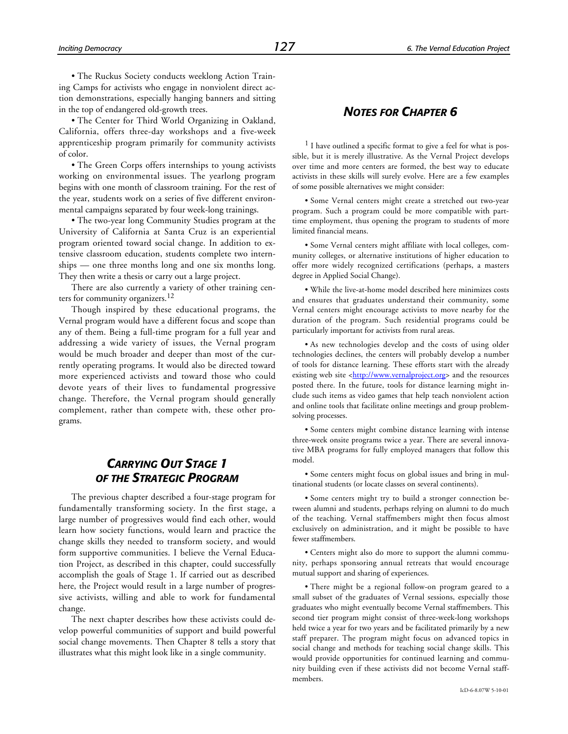• The Ruckus Society conducts weeklong Action Training Camps for activists who engage in nonviolent direct action demonstrations, especially hanging banners and sitting in the top of endangered old-growth trees.

• The Center for Third World Organizing in Oakland, California, offers three-day workshops and a five-week apprenticeship program primarily for community activists of color.

• The Green Corps offers internships to young activists working on environmental issues. The yearlong program begins with one month of classroom training. For the rest of the year, students work on a series of five different environmental campaigns separated by four week-long trainings.

• The two-year long Community Studies program at the University of California at Santa Cruz is an experiential program oriented toward social change. In addition to extensive classroom education, students complete two internships — one three months long and one six months long. They then write a thesis or carry out a large project.

There are also currently a variety of other training centers for community organizers.[12]

Though inspired by these educational programs, the Vernal program would have a different focus and scope than any of them. Being a full-time program for a full year and addressing a wide variety of issues, the Vernal program would be much broader and deeper than most of the currently operating programs. It would also be directed toward more experienced activists and toward those who could devote years of their lives to fundamental progressive change. Therefore, the Vernal program should generally complement, rather than compete with, these other programs.

## *CARRYING OUT STAGE 1 OF THE STRATEGIC PROGRAM*

The previous chapter described a four-stage program for fundamentally transforming society. In the first stage, a large number of progressives would find each other, would learn how society functions, would learn and practice the change skills they needed to transform society, and would form supportive communities. I believe the Vernal Education Project, as described in this chapter, could successfully accomplish the goals of Stage 1. If carried out as described here, the Project would result in a large number of progressive activists, willing and able to work for fundamental change.

The next chapter describes how these activists could develop powerful communities of support and build powerful social change movements. Then Chapter 8 tells a story that illustrates what this might look like in a single community.

## *NOTES FOR CHAPTER 6*

[1] I have outlined a specific format to give a feel for what is possible, but it is merely illustrative. As the Vernal Project develops over time and more centers are formed, the best way to educate activists in these skills will surely evolve. Here are a few examples of some possible alternatives we might consider:

• Some Vernal centers might create a stretched out two-year program. Such a program could be more compatible with part-time employment, thus opening the program to students of more limited financial means.

• Some Vernal centers might affiliate with local colleges, community colleges, or alternative institutions of higher education to offer more widely recognized certifications (perhaps, a masters degree in Applied Social Change).

• While the live-at-home model described here minimizes costs and ensures that graduates understand their community, some Vernal centers might encourage activists to move nearby for the duration of the program. Such residential programs could be particularly important for activists from rural areas.

• As new technologies develop and the costs of using older technologies declines, the centers will probably develop a number of tools for distance learning. These efforts start with the already existing web site <http://www.vernalproject.org> and the resources posted there. In the future, tools for distance learning might include such items as video games that help teach nonviolent action and online tools that facilitate online meetings and group problem-solving processes.

• Some centers might combine distance learning with intense three-week onsite programs twice a year. There are several innovative MBA programs for fully employed managers that follow this model.

• Some centers might focus on global issues and bring in multinational students (or locate classes on several continents).

• Some centers might try to build a stronger connection between alumni and students, perhaps relying on alumni to do much of the teaching. Vernal staffmembers might then focus almost exclusively on administration, and it might be possible to have fewer staffmembers.

• Centers might also do more to support the alumni community, perhaps sponsoring annual retreats that would encourage mutual support and sharing of experiences.

• There might be a regional follow-on program geared to a small subset of the graduates of Vernal sessions, especially those graduates who might eventually become Vernal staffmembers. This second tier program might consist of three-week-long workshops held twice a year for two years and be facilitated primarily by a new staff preparer. The program might focus on advanced topics in social change and methods for teaching social change skills. This would provide opportunities for continued learning and community building even if these activists did not become Vernal staffmembers.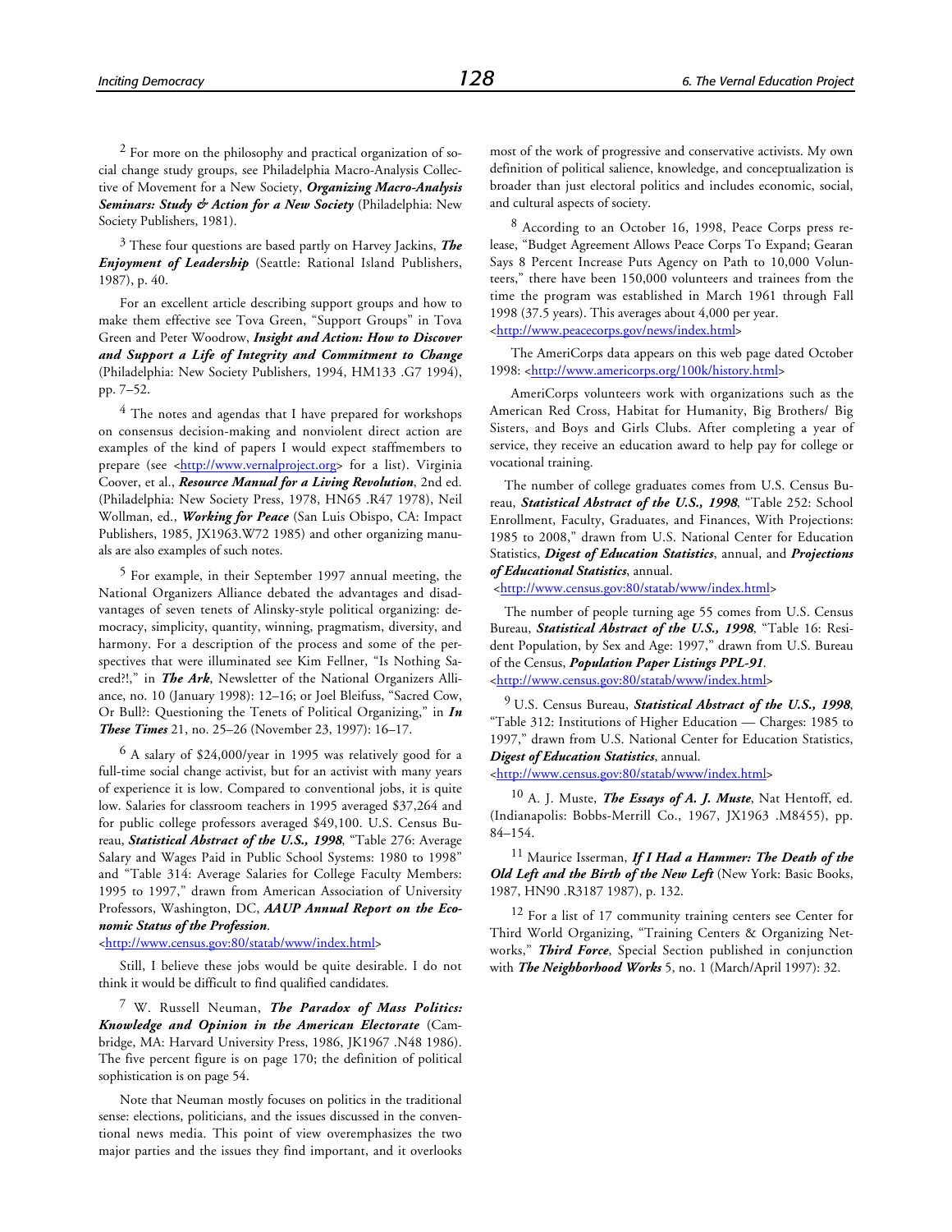[2] For more on the philosophy and practical organization of social change study groups, see Philadelphia Macro-Analysis Collective of Movement for a New Society, ***Organizing Macro-Analysis Seminars: Study & Action for a New Society*** (Philadelphia: New Society Publishers, 1981).

[3] These four questions are based partly on Harvey Jackins, ***The Enjoyment of Leadership*** (Seattle: Rational Island Publishers, 1987), p. 40.

For an excellent article describing support groups and how to make them effective see Tova Green, "Support Groups" in Tova Green and Peter Woodrow, ***Insight and Action: How to Discover and Support a Life of Integrity and Commitment to Change*** (Philadelphia: New Society Publishers, 1994, HM133 .G7 1994), pp. 7–52.

[4] The notes and agendas that I have prepared for workshops on consensus decision-making and nonviolent direct action are examples of the kind of papers I would expect staffmembers to prepare (see <http://www.vernalproject.org> for a list). Virginia Coover, et al., ***Resource Manual for a Living Revolution***, 2nd ed. (Philadelphia: New Society Press, 1978, HN65 .R47 1978), Neil Wollman, ed., ***Working for Peace*** (San Luis Obispo, CA: Impact Publishers, 1985, JX1963.W72 1985) and other organizing manuals are also examples of such notes.

[5] For example, in their September 1997 annual meeting, the National Organizers Alliance debated the advantages and disadvantages of seven tenets of Alinsky-style political organizing: democracy, simplicity, quantity, winning, pragmatism, diversity, and harmony. For a description of the process and some of the perspectives that were illuminated see Kim Fellner, "Is Nothing Sacred?!," in ***The Ark***, Newsletter of the National Organizers Alliance, no. 10 (January 1998): 12–16; or Joel Bleifuss, "Sacred Cow, Or Bull?: Questioning the Tenets of Political Organizing," in ***In These Times*** 21, no. 25–26 (November 23, 1997): 16–17.

[6] A salary of $24,000/year in 1995 was relatively good for a full-time social change activist, but for an activist with many years of experience it is low. Compared to conventional jobs, it is quite low. Salaries for classroom teachers in 1995 averaged $37,264 and for public college professors averaged $49,100. U.S. Census Bureau, ***Statistical Abstract of the U.S., 1998***, "Table 276: Average Salary and Wages Paid in Public School Systems: 1980 to 1998" and "Table 314: Average Salaries for College Faculty Members: 1995 to 1997," drawn from American Association of University Professors, Washington, DC, ***AAUP Annual Report on the Economic Status of the Profession***.
<http://www.census.gov:80/statab/www/index.html>

Still, I believe these jobs would be quite desirable. I do not think it would be difficult to find qualified candidates.

[7] W. Russell Neuman, ***The Paradox of Mass Politics: Knowledge and Opinion in the American Electorate*** (Cambridge, MA: Harvard University Press, 1986, JK1967 .N48 1986). The five percent figure is on page 170; the definition of political sophistication is on page 54.

Note that Neuman mostly focuses on politics in the traditional sense: elections, politicians, and the issues discussed in the conventional news media. This point of view overemphasizes the two major parties and the issues they find important, and it overlooks most of the work of progressive and conservative activists. My own definition of political salience, knowledge, and conceptualization is broader than just electoral politics and includes economic, social, and cultural aspects of society.

[8] According to an October 16, 1998, Peace Corps press release, "Budget Agreement Allows Peace Corps To Expand; Gearan Says 8 Percent Increase Puts Agency on Path to 10,000 Volunteers," there have been 150,000 volunteers and trainees from the time the program was established in March 1961 through Fall 1998 (37.5 years). This averages about 4,000 per year.
<http://www.peacecorps.gov/news/index.html>

The AmeriCorps data appears on this web page dated October 1998: <http://www.americorps.org/100k/history.html>

AmeriCorps volunteers work with organizations such as the American Red Cross, Habitat for Humanity, Big Brothers/ Big Sisters, and Boys and Girls Clubs. After completing a year of service, they receive an education award to help pay for college or vocational training.

The number of college graduates comes from U.S. Census Bureau, ***Statistical Abstract of the U.S., 1998***, "Table 252: School Enrollment, Faculty, Graduates, and Finances, With Projections: 1985 to 2008," drawn from U.S. National Center for Education Statistics, ***Digest of Education Statistics***, annual, and ***Projections of Educational Statistics***, annual.
<http://www.census.gov:80/statab/www/index.html>

The number of people turning age 55 comes from U.S. Census Bureau, ***Statistical Abstract of the U.S., 1998***, "Table 16: Resident Population, by Sex and Age: 1997," drawn from U.S. Bureau of the Census, ***Population Paper Listings PPL-91***.
<http://www.census.gov:80/statab/www/index.html>

[9] U.S. Census Bureau, ***Statistical Abstract of the U.S., 1998***, "Table 312: Institutions of Higher Education — Charges: 1985 to 1997," drawn from U.S. National Center for Education Statistics, ***Digest of Education Statistics***, annual.
<http://www.census.gov:80/statab/www/index.html>

[10] A. J. Muste, ***The Essays of A. J. Muste***, Nat Hentoff, ed. (Indianapolis: Bobbs-Merrill Co., 1967, JX1963 .M8455), pp. 84–154.

[11] Maurice Isserman, ***If I Had a Hammer: The Death of the Old Left and the Birth of the New Left*** (New York: Basic Books, 1987, HN90 .R3187 1987), p. 132.

[12] For a list of 17 community training centers see Center for Third World Organizing, "Training Centers & Organizing Networks," ***Third Force***, Special Section published in conjunction with ***The Neighborhood Works*** 5, no. 1 (March/April 1997): 32.